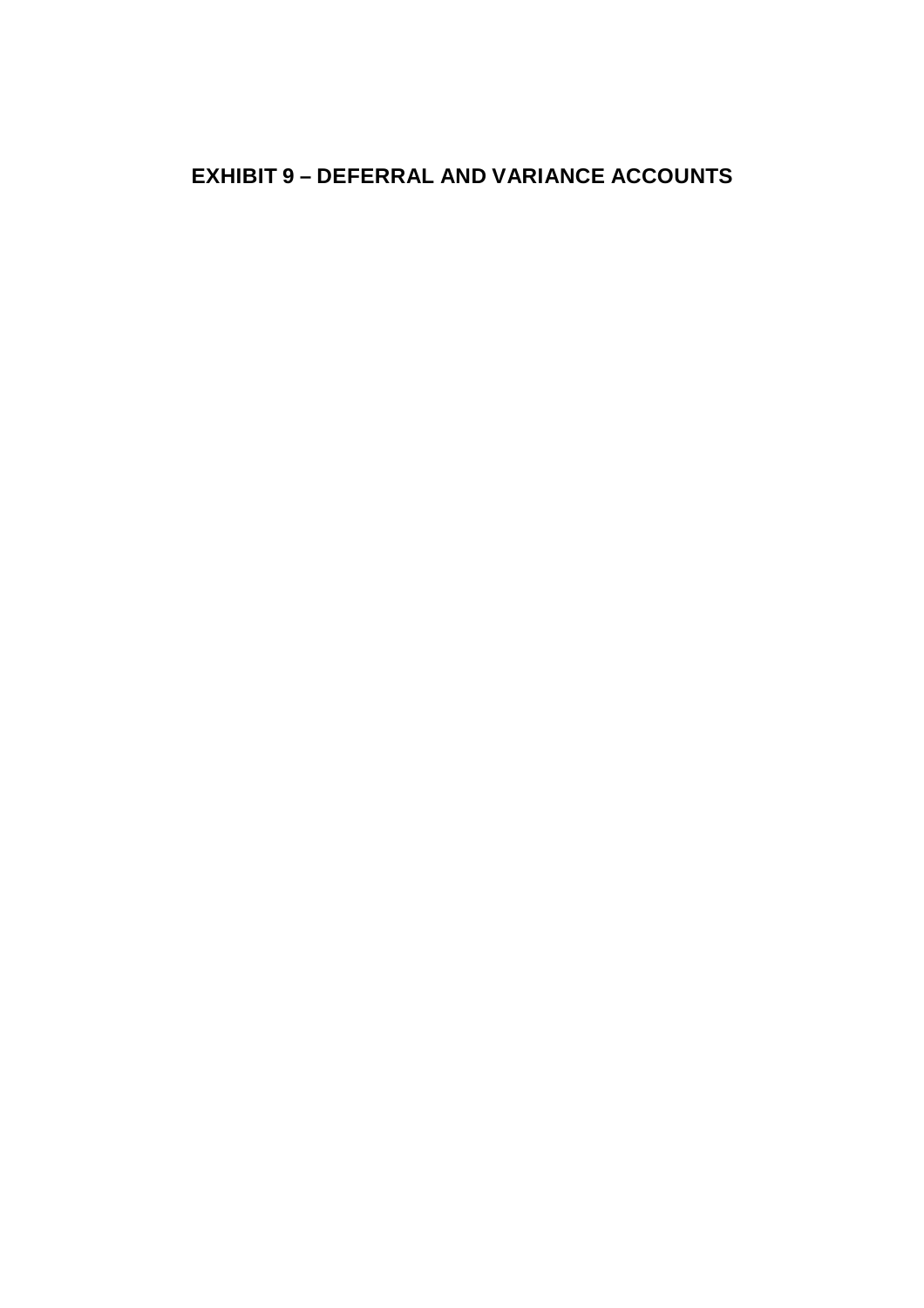# EXHIBIT 9 – DEFERRAL AND VARIANCE ACCOUNTS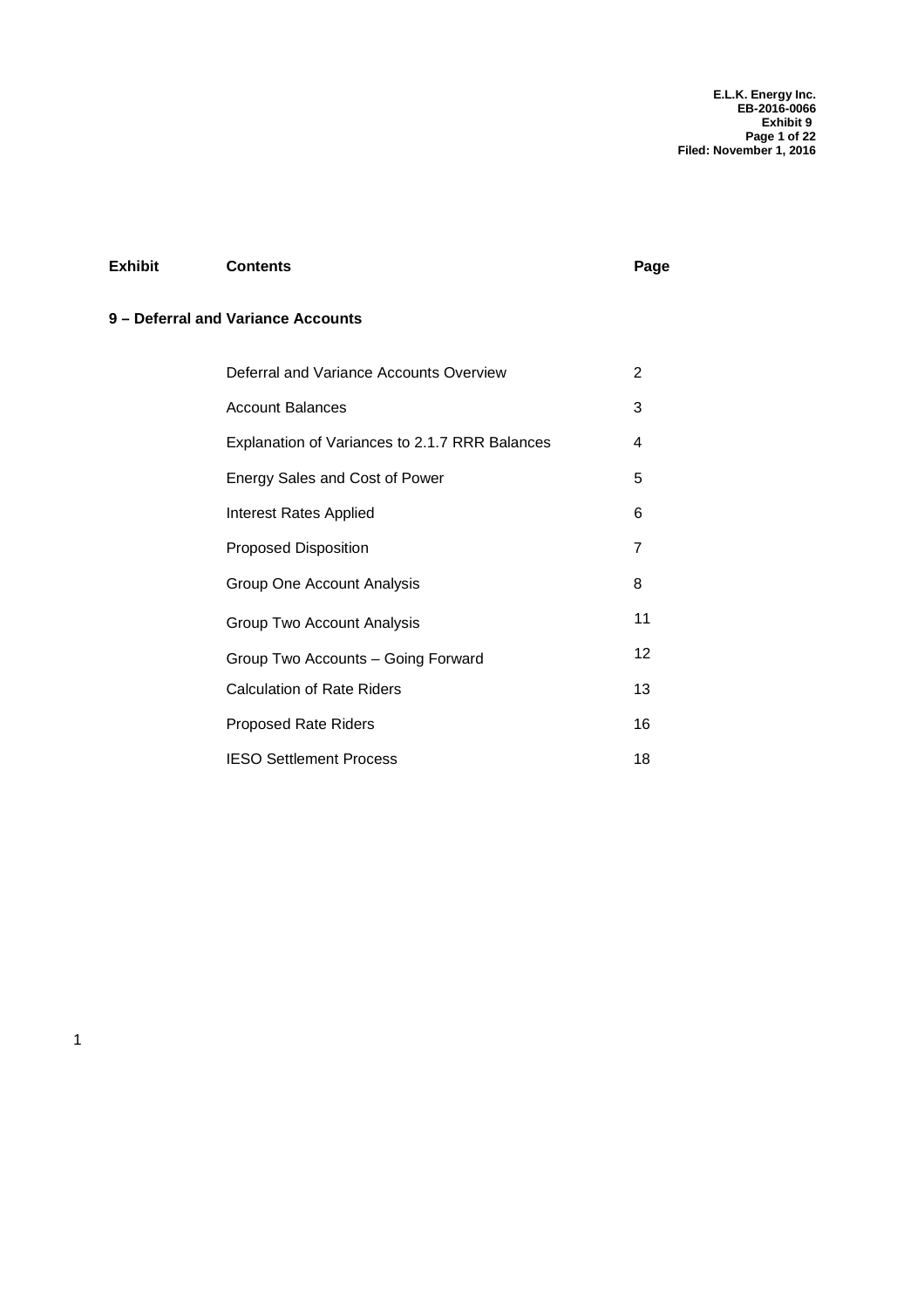| Exhibit | Contents | Page |
|---|---|---|
| **9 – Deferral and Variance Accounts** | | |
| | Deferral and Variance Accounts Overview | 2 |
| | Account Balances | 3 |
| | Explanation of Variances to 2.1.7 RRR Balances | 4 |
| | Energy Sales and Cost of Power | 5 |
| | Interest Rates Applied | 6 |
| | Proposed Disposition | 7 |
| | Group One Account Analysis | 8 |
| | Group Two Account Analysis | 11 |
| | Group Two Accounts – Going Forward | 12 |
| | Calculation of Rate Riders | 13 |
| | Proposed Rate Riders | 16 |
| | IESO Settlement Process | 18 |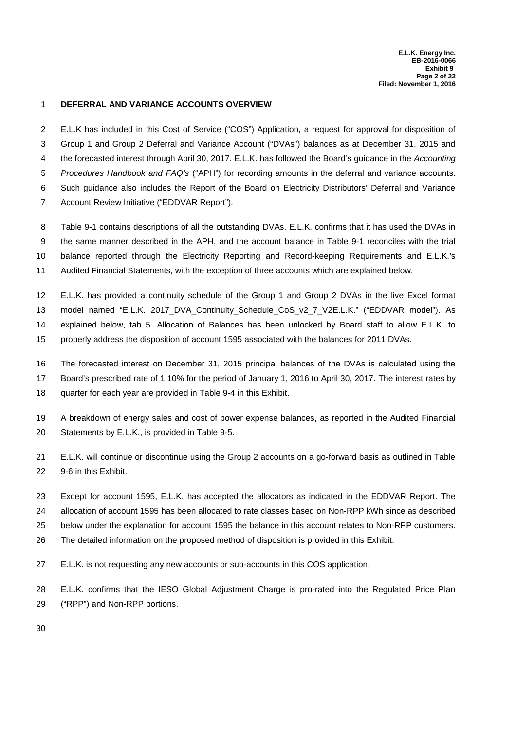## DEFERRAL AND VARIANCE ACCOUNTS OVERVIEW

E.L.K has included in this Cost of Service ("COS") Application, a request for approval for disposition of Group 1 and Group 2 Deferral and Variance Account ("DVAs") balances as at December 31, 2015 and the forecasted interest through April 30, 2017. E.L.K. has followed the Board's guidance in the *Accounting Procedures Handbook and FAQ's* ("APH") for recording amounts in the deferral and variance accounts. Such guidance also includes the Report of the Board on Electricity Distributors' Deferral and Variance Account Review Initiative ("EDDVAR Report").

Table 9-1 contains descriptions of all the outstanding DVAs. E.L.K. confirms that it has used the DVAs in the same manner described in the APH, and the account balance in Table 9-1 reconciles with the trial balance reported through the Electricity Reporting and Record-keeping Requirements and E.L.K.'s Audited Financial Statements, with the exception of three accounts which are explained below.

E.L.K. has provided a continuity schedule of the Group 1 and Group 2 DVAs in the live Excel format model named "E.L.K. 2017_DVA_Continuity_Schedule_CoS_v2_7_V2E.L.K." ("EDDVAR model"). As explained below, tab 5. Allocation of Balances has been unlocked by Board staff to allow E.L.K. to properly address the disposition of account 1595 associated with the balances for 2011 DVAs.

The forecasted interest on December 31, 2015 principal balances of the DVAs is calculated using the Board's prescribed rate of 1.10% for the period of January 1, 2016 to April 30, 2017. The interest rates by quarter for each year are provided in Table 9-4 in this Exhibit.

A breakdown of energy sales and cost of power expense balances, as reported in the Audited Financial Statements by E.L.K., is provided in Table 9-5.

E.L.K. will continue or discontinue using the Group 2 accounts on a go-forward basis as outlined in Table 9-6 in this Exhibit.

Except for account 1595, E.L.K. has accepted the allocators as indicated in the EDDVAR Report. The allocation of account 1595 has been allocated to rate classes based on Non-RPP kWh since as described below under the explanation for account 1595 the balance in this account relates to Non-RPP customers. The detailed information on the proposed method of disposition is provided in this Exhibit.

E.L.K. is not requesting any new accounts or sub-accounts in this COS application.

E.L.K. confirms that the IESO Global Adjustment Charge is pro-rated into the Regulated Price Plan ("RPP") and Non-RPP portions.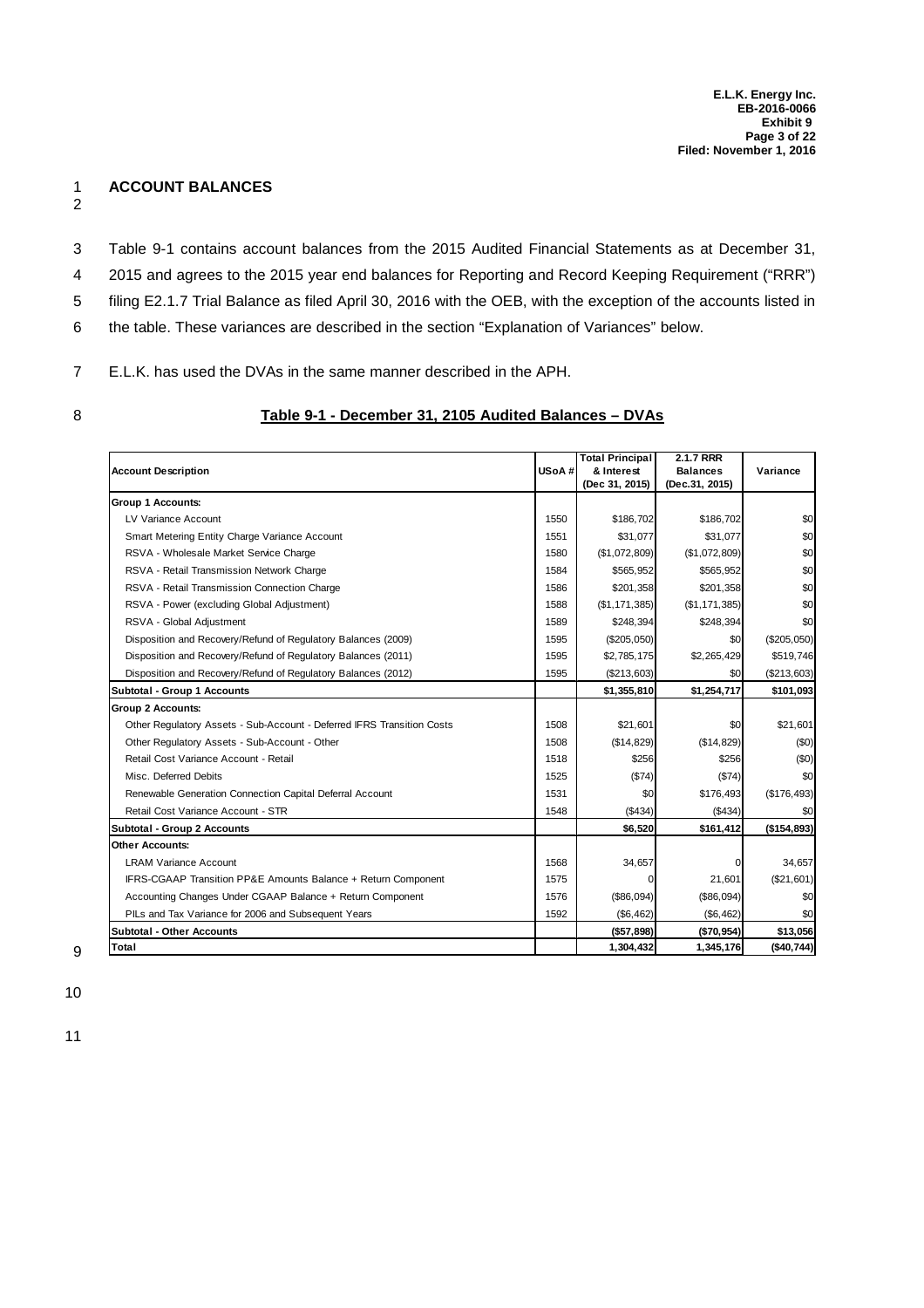## ACCOUNT BALANCES

Table 9-1 contains account balances from the 2015 Audited Financial Statements as at December 31, 2015 and agrees to the 2015 year end balances for Reporting and Record Keeping Requirement ("RRR") filing E2.1.7 Trial Balance as filed April 30, 2016 with the OEB, with the exception of the accounts listed in the table. These variances are described in the section "Explanation of Variances" below.

E.L.K. has used the DVAs in the same manner described in the APH.

**Table 9-1 - December 31, 2105 Audited Balances – DVAs**

| Account Description | USoA # | Total Principal & Interest (Dec 31, 2015) | 2.1.7 RRR Balances (Dec.31, 2015) | Variance |
|---|---|---|---|---|
| **Group 1 Accounts:** | | | | |
| LV Variance Account | 1550 | $186,702 | $186,702 | $0 |
| Smart Metering Entity Charge Variance Account | 1551 | $31,077 | $31,077 | $0 |
| RSVA - Wholesale Market Service Charge | 1580 | ($1,072,809) | ($1,072,809) | $0 |
| RSVA - Retail Transmission Network Charge | 1584 | $565,952 | $565,952 | $0 |
| RSVA - Retail Transmission Connection Charge | 1586 | $201,358 | $201,358 | $0 |
| RSVA - Power (excluding Global Adjustment) | 1588 | ($1,171,385) | ($1,171,385) | $0 |
| RSVA - Global Adjustment | 1589 | $248,394 | $248,394 | $0 |
| Disposition and Recovery/Refund of Regulatory Balances (2009) | 1595 | ($205,050) | $0 | ($205,050) |
| Disposition and Recovery/Refund of Regulatory Balances (2011) | 1595 | $2,785,175 | $2,265,429 | $519,746 |
| Disposition and Recovery/Refund of Regulatory Balances (2012) | 1595 | ($213,603) | $0 | ($213,603) |
| **Subtotal - Group 1 Accounts** | | **$1,355,810** | **$1,254,717** | **$101,093** |
| **Group 2 Accounts:** | | | | |
| Other Regulatory Assets - Sub-Account - Deferred IFRS Transition Costs | 1508 | $21,601 | $0 | $21,601 |
| Other Regulatory Assets - Sub-Account - Other | 1508 | ($14,829) | ($14,829) | ($0) |
| Retail Cost Variance Account - Retail | 1518 | $256 | $256 | ($0) |
| Misc. Deferred Debits | 1525 | ($74) | ($74) | $0 |
| Renewable Generation Connection Capital Deferral Account | 1531 | $0 | $176,493 | ($176,493) |
| Retail Cost Variance Account - STR | 1548 | ($434) | ($434) | $0 |
| **Subtotal - Group 2 Accounts** | | **$6,520** | **$161,412** | **($154,893)** |
| **Other Accounts:** | | | | |
| LRAM Variance Account | 1568 | 34,657 | 0 | 34,657 |
| IFRS-CGAAP Transition PP&E Amounts Balance + Return Component | 1575 | 0 | 21,601 | (21,601) |
| Accounting Changes Under CGAAP Balance + Return Component | 1576 | ($86,094) | ($86,094) | $0 |
| PILs and Tax Variance for 2006 and Subsequent Years | 1592 | ($6,462) | ($6,462) | $0 |
| **Subtotal - Other Accounts** | | **($57,898)** | **($70,954)** | **$13,056** |
| **Total** | | **1,304,432** | **1,345,176** | **($40,744)** |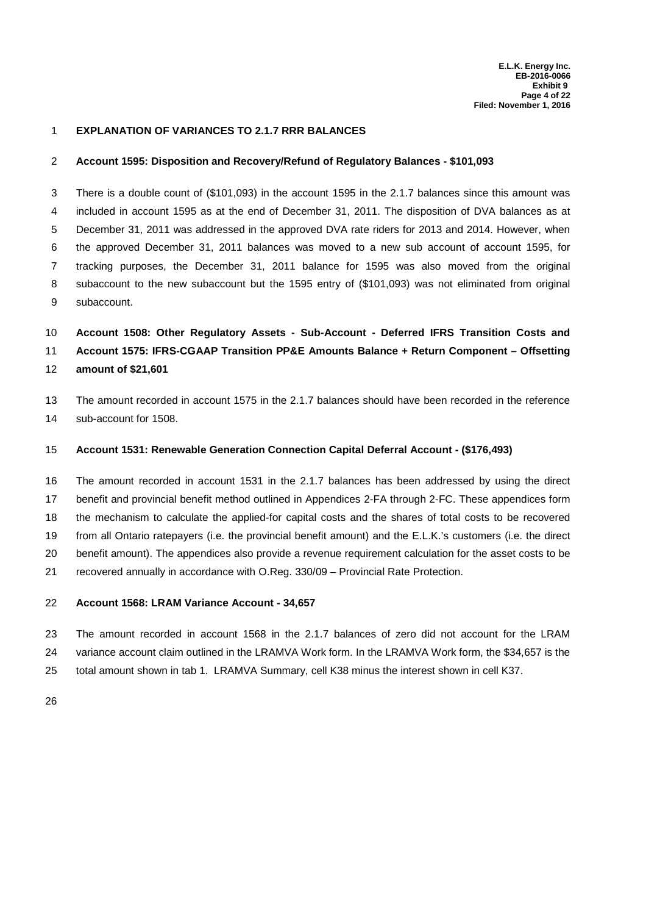# EXPLANATION OF VARIANCES TO 2.1.7 RRR BALANCES

**Account 1595: Disposition and Recovery/Refund of Regulatory Balances - $101,093**

There is a double count of ($101,093) in the account 1595 in the 2.1.7 balances since this amount was included in account 1595 as at the end of December 31, 2011. The disposition of DVA balances as at December 31, 2011 was addressed in the approved DVA rate riders for 2013 and 2014. However, when the approved December 31, 2011 balances was moved to a new sub account of account 1595, for tracking purposes, the December 31, 2011 balance for 1595 was also moved from the original subaccount to the new subaccount but the 1595 entry of ($101,093) was not eliminated from original subaccount.

**Account 1508: Other Regulatory Assets - Sub-Account - Deferred IFRS Transition Costs and Account 1575: IFRS-CGAAP Transition PP&E Amounts Balance + Return Component – Offsetting amount of $21,601**

The amount recorded in account 1575 in the 2.1.7 balances should have been recorded in the reference sub-account for 1508.

**Account 1531: Renewable Generation Connection Capital Deferral Account - ($176,493)**

The amount recorded in account 1531 in the 2.1.7 balances has been addressed by using the direct benefit and provincial benefit method outlined in Appendices 2-FA through 2-FC. These appendices form the mechanism to calculate the applied-for capital costs and the shares of total costs to be recovered from all Ontario ratepayers (i.e. the provincial benefit amount) and the E.L.K.'s customers (i.e. the direct benefit amount). The appendices also provide a revenue requirement calculation for the asset costs to be recovered annually in accordance with O.Reg. 330/09 – Provincial Rate Protection.

**Account 1568: LRAM Variance Account - 34,657**

The amount recorded in account 1568 in the 2.1.7 balances of zero did not account for the LRAM variance account claim outlined in the LRAMVA Work form. In the LRAMVA Work form, the $34,657 is the total amount shown in tab 1. LRAMVA Summary, cell K38 minus the interest shown in cell K37.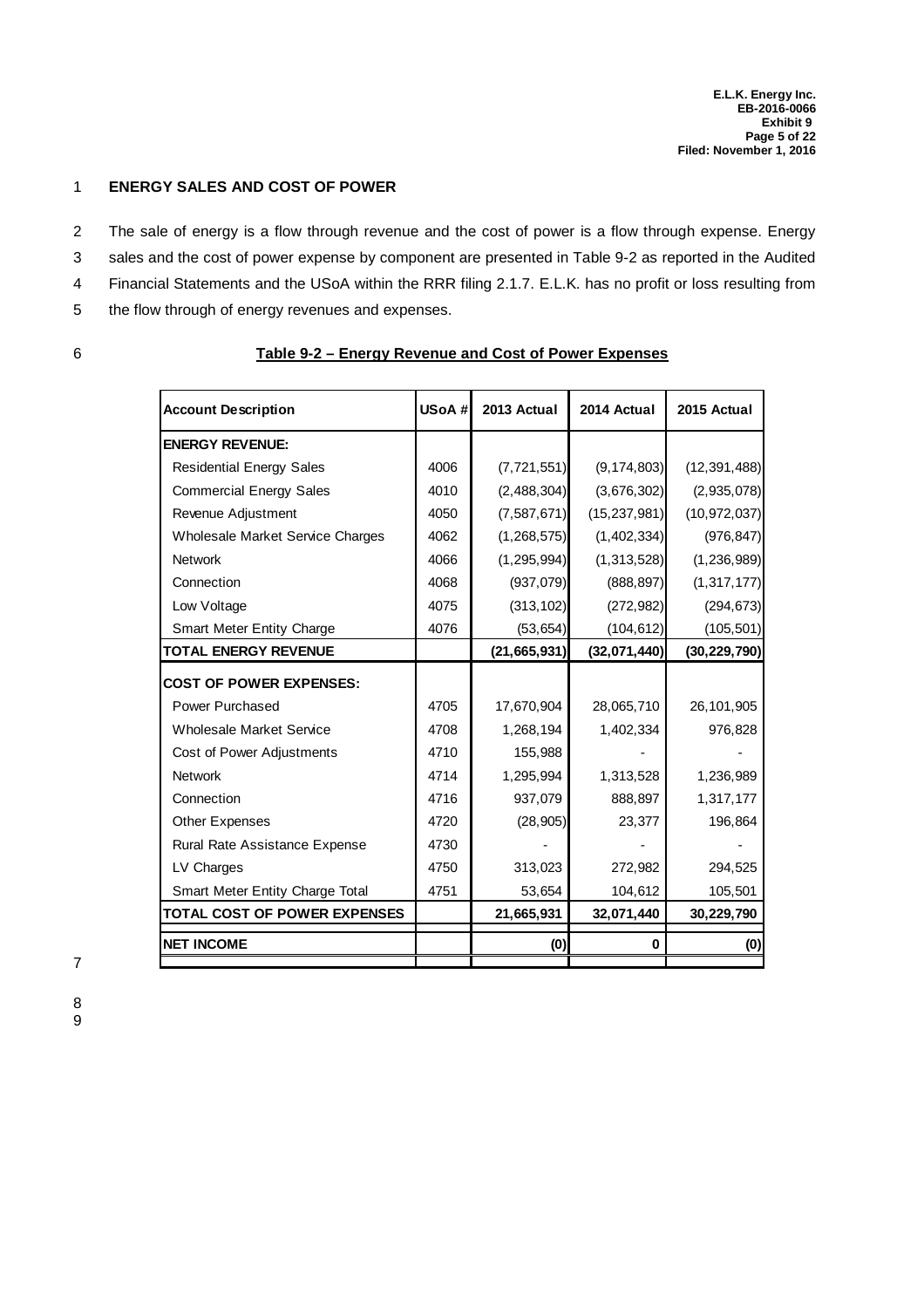## ENERGY SALES AND COST OF POWER

The sale of energy is a flow through revenue and the cost of power is a flow through expense. Energy sales and the cost of power expense by component are presented in Table 9-2 as reported in the Audited Financial Statements and the USoA within the RRR filing 2.1.7. E.L.K. has no profit or loss resulting from the flow through of energy revenues and expenses.

**Table 9-2 – Energy Revenue and Cost of Power Expenses**

| Account Description | USoA # | 2013 Actual | 2014 Actual | 2015 Actual |
|---|---|---|---|---|
| **ENERGY REVENUE:** | | | | |
| Residential Energy Sales | 4006 | (7,721,551) | (9,174,803) | (12,391,488) |
| Commercial Energy Sales | 4010 | (2,488,304) | (3,676,302) | (2,935,078) |
| Revenue Adjustment | 4050 | (7,587,671) | (15,237,981) | (10,972,037) |
| Wholesale Market Service Charges | 4062 | (1,268,575) | (1,402,334) | (976,847) |
| Network | 4066 | (1,295,994) | (1,313,528) | (1,236,989) |
| Connection | 4068 | (937,079) | (888,897) | (1,317,177) |
| Low Voltage | 4075 | (313,102) | (272,982) | (294,673) |
| Smart Meter Entity Charge | 4076 | (53,654) | (104,612) | (105,501) |
| **TOTAL ENERGY REVENUE** | | **(21,665,931)** | **(32,071,440)** | **(30,229,790)** |
| **COST OF POWER EXPENSES:** | | | | |
| Power Purchased | 4705 | 17,670,904 | 28,065,710 | 26,101,905 |
| Wholesale Market Service | 4708 | 1,268,194 | 1,402,334 | 976,828 |
| Cost of Power Adjustments | 4710 | 155,988 | - | - |
| Network | 4714 | 1,295,994 | 1,313,528 | 1,236,989 |
| Connection | 4716 | 937,079 | 888,897 | 1,317,177 |
| Other Expenses | 4720 | (28,905) | 23,377 | 196,864 |
| Rural Rate Assistance Expense | 4730 | - | - | - |
| LV Charges | 4750 | 313,023 | 272,982 | 294,525 |
| Smart Meter Entity Charge Total | 4751 | 53,654 | 104,612 | 105,501 |
| **TOTAL COST OF POWER EXPENSES** | | **21,665,931** | **32,071,440** | **30,229,790** |
| **NET INCOME** | | **(0)** | **0** | **(0)** |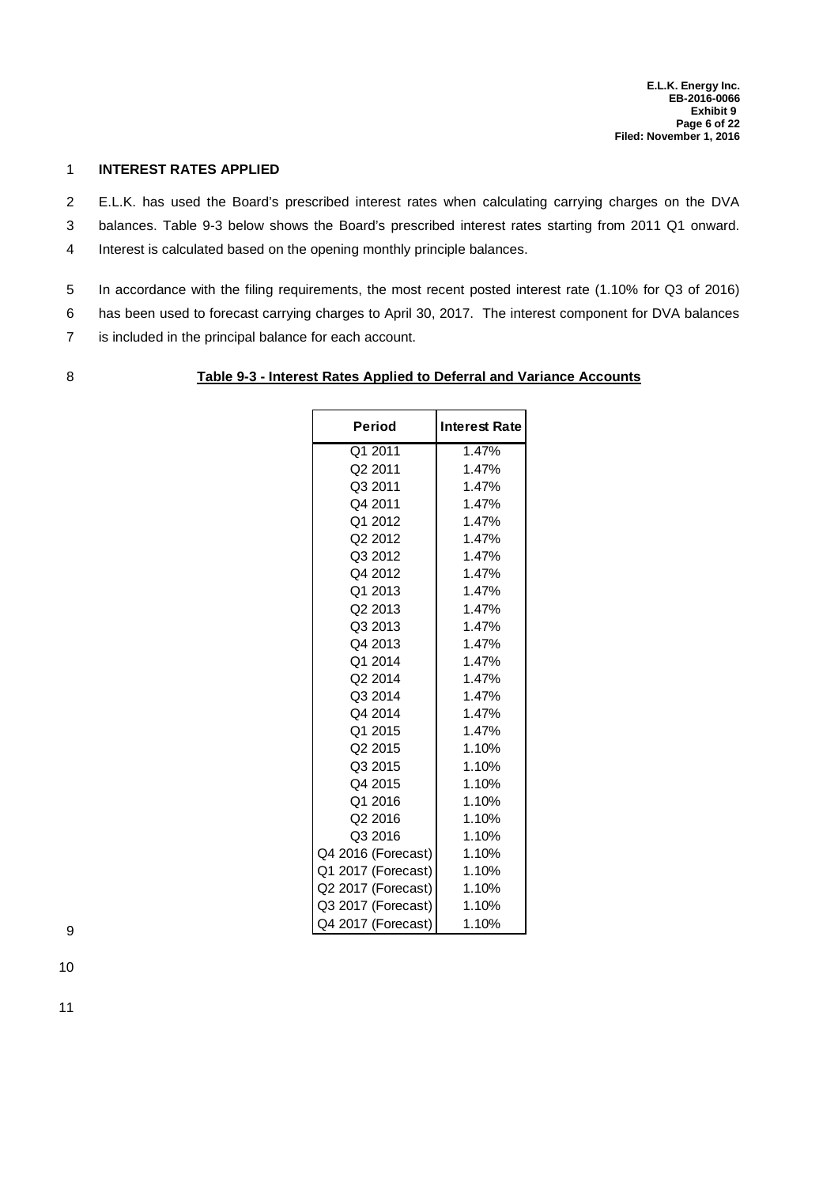## INTEREST RATES APPLIED

E.L.K. has used the Board's prescribed interest rates when calculating carrying charges on the DVA balances. Table 9-3 below shows the Board's prescribed interest rates starting from 2011 Q1 onward. Interest is calculated based on the opening monthly principle balances.

In accordance with the filing requirements, the most recent posted interest rate (1.10% for Q3 of 2016) has been used to forecast carrying charges to April 30, 2017. The interest component for DVA balances is included in the principal balance for each account.

**Table 9-3 - Interest Rates Applied to Deferral and Variance Accounts**

| Period | Interest Rate |
|---|---|
| Q1 2011 | 1.47% |
| Q2 2011 | 1.47% |
| Q3 2011 | 1.47% |
| Q4 2011 | 1.47% |
| Q1 2012 | 1.47% |
| Q2 2012 | 1.47% |
| Q3 2012 | 1.47% |
| Q4 2012 | 1.47% |
| Q1 2013 | 1.47% |
| Q2 2013 | 1.47% |
| Q3 2013 | 1.47% |
| Q4 2013 | 1.47% |
| Q1 2014 | 1.47% |
| Q2 2014 | 1.47% |
| Q3 2014 | 1.47% |
| Q4 2014 | 1.47% |
| Q1 2015 | 1.47% |
| Q2 2015 | 1.10% |
| Q3 2015 | 1.10% |
| Q4 2015 | 1.10% |
| Q1 2016 | 1.10% |
| Q2 2016 | 1.10% |
| Q3 2016 | 1.10% |
| Q4 2016 (Forecast) | 1.10% |
| Q1 2017 (Forecast) | 1.10% |
| Q2 2017 (Forecast) | 1.10% |
| Q3 2017 (Forecast) | 1.10% |
| Q4 2017 (Forecast) | 1.10% |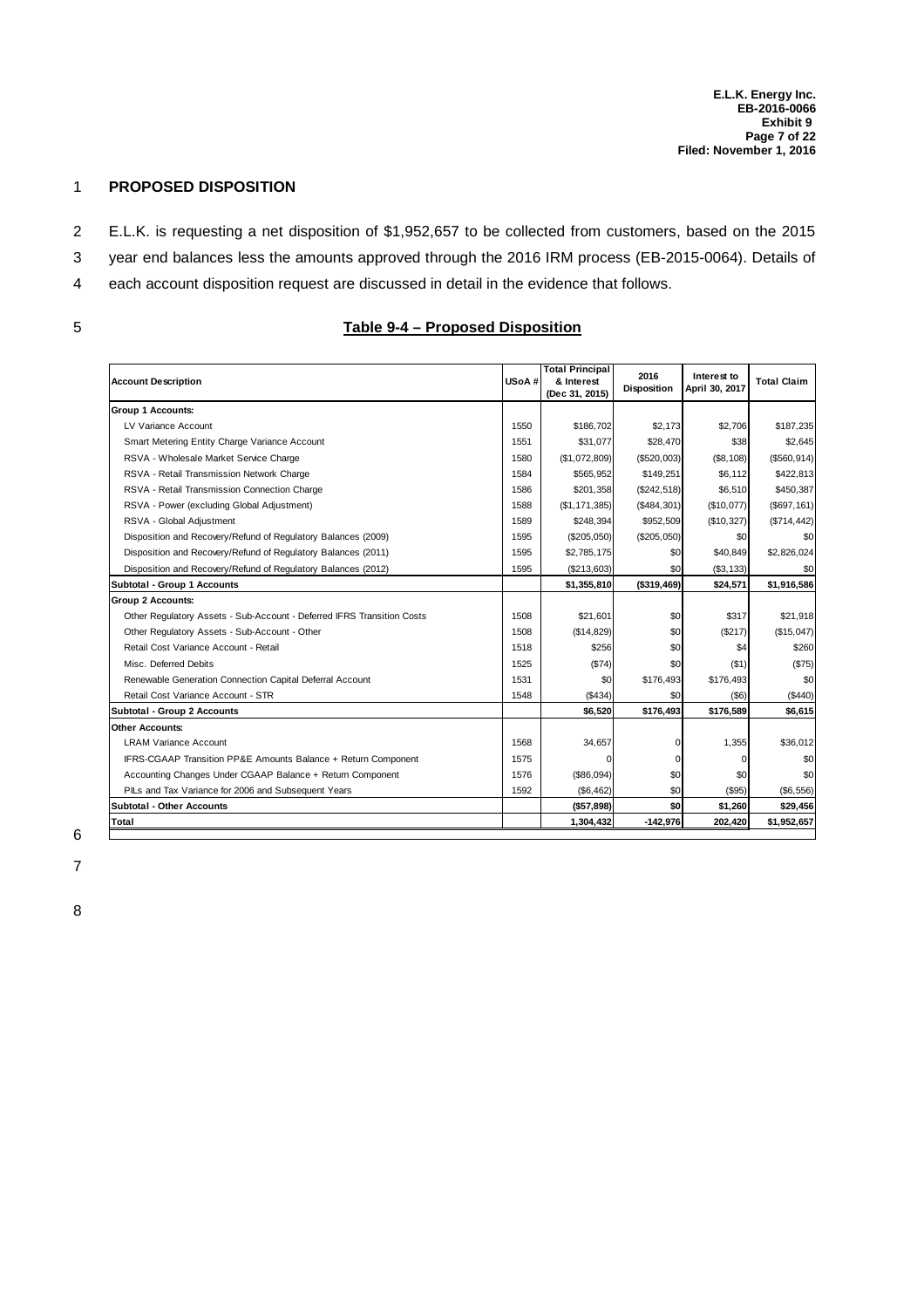## PROPOSED DISPOSITION

E.L.K. is requesting a net disposition of $1,952,657 to be collected from customers, based on the 2015 year end balances less the amounts approved through the 2016 IRM process (EB-2015-0064). Details of each account disposition request are discussed in detail in the evidence that follows.

**Table 9-4 – Proposed Disposition**

| Account Description | USoA # | Total Principal & Interest (Dec 31, 2015) | 2016 Disposition | Interest to April 30, 2017 | Total Claim |
|---|---|---|---|---|---|
| **Group 1 Accounts:** | | | | | |
| LV Variance Account | 1550 | $186,702 | $2,173 | $2,706 | $187,235 |
| Smart Metering Entity Charge Variance Account | 1551 | $31,077 | $28,470 | $38 | $2,645 |
| RSVA - Wholesale Market Service Charge | 1580 | ($1,072,809) | ($520,003) | ($8,108) | ($560,914) |
| RSVA - Retail Transmission Network Charge | 1584 | $565,952 | $149,251 | $6,112 | $422,813 |
| RSVA - Retail Transmission Connection Charge | 1586 | $201,358 | ($242,518) | $6,510 | $450,387 |
| RSVA - Power (excluding Global Adjustment) | 1588 | ($1,171,385) | ($484,301) | ($10,077) | ($697,161) |
| RSVA - Global Adjustment | 1589 | $248,394 | $952,509 | ($10,327) | ($714,442) |
| Disposition and Recovery/Refund of Regulatory Balances (2009) | 1595 | ($205,050) | ($205,050) | $0 | $0 |
| Disposition and Recovery/Refund of Regulatory Balances (2011) | 1595 | $2,785,175 | $0 | $40,849 | $2,826,024 |
| Disposition and Recovery/Refund of Regulatory Balances (2012) | 1595 | ($213,603) | $0 | ($3,133) | $0 |
| **Subtotal - Group 1 Accounts** | | **$1,355,810** | **($319,469)** | **$24,571** | **$1,916,586** |
| **Group 2 Accounts:** | | | | | |
| Other Regulatory Assets - Sub-Account - Deferred IFRS Transition Costs | 1508 | $21,601 | $0 | $317 | $21,918 |
| Other Regulatory Assets - Sub-Account - Other | 1508 | ($14,829) | $0 | ($217) | ($15,047) |
| Retail Cost Variance Account - Retail | 1518 | $256 | $0 | $4 | $260 |
| Misc. Deferred Debits | 1525 | ($74) | $0 | ($1) | ($75) |
| Renewable Generation Connection Capital Deferral Account | 1531 | $0 | $176,493 | $176,493 | $0 |
| Retail Cost Variance Account - STR | 1548 | ($434) | $0 | ($6) | ($440) |
| **Subtotal - Group 2 Accounts** | | **$6,520** | **$176,493** | **$176,589** | **$6,615** |
| **Other Accounts:** | | | | | |
| LRAM Variance Account | 1568 | 34,657 | 0 | 1,355 | $36,012 |
| IFRS-CGAAP Transition PP&E Amounts Balance + Return Component | 1575 | 0 | 0 | 0 | $0 |
| Accounting Changes Under CGAAP Balance + Return Component | 1576 | ($86,094) | $0 | $0 | $0 |
| PILs and Tax Variance for 2006 and Subsequent Years | 1592 | ($6,462) | $0 | ($95) | ($6,556) |
| **Subtotal - Other Accounts** | | **($57,898)** | **$0** | **$1,260** | **$29,456** |
| **Total** | | **1,304,432** | **-142,976** | **202,420** | **$1,952,657** |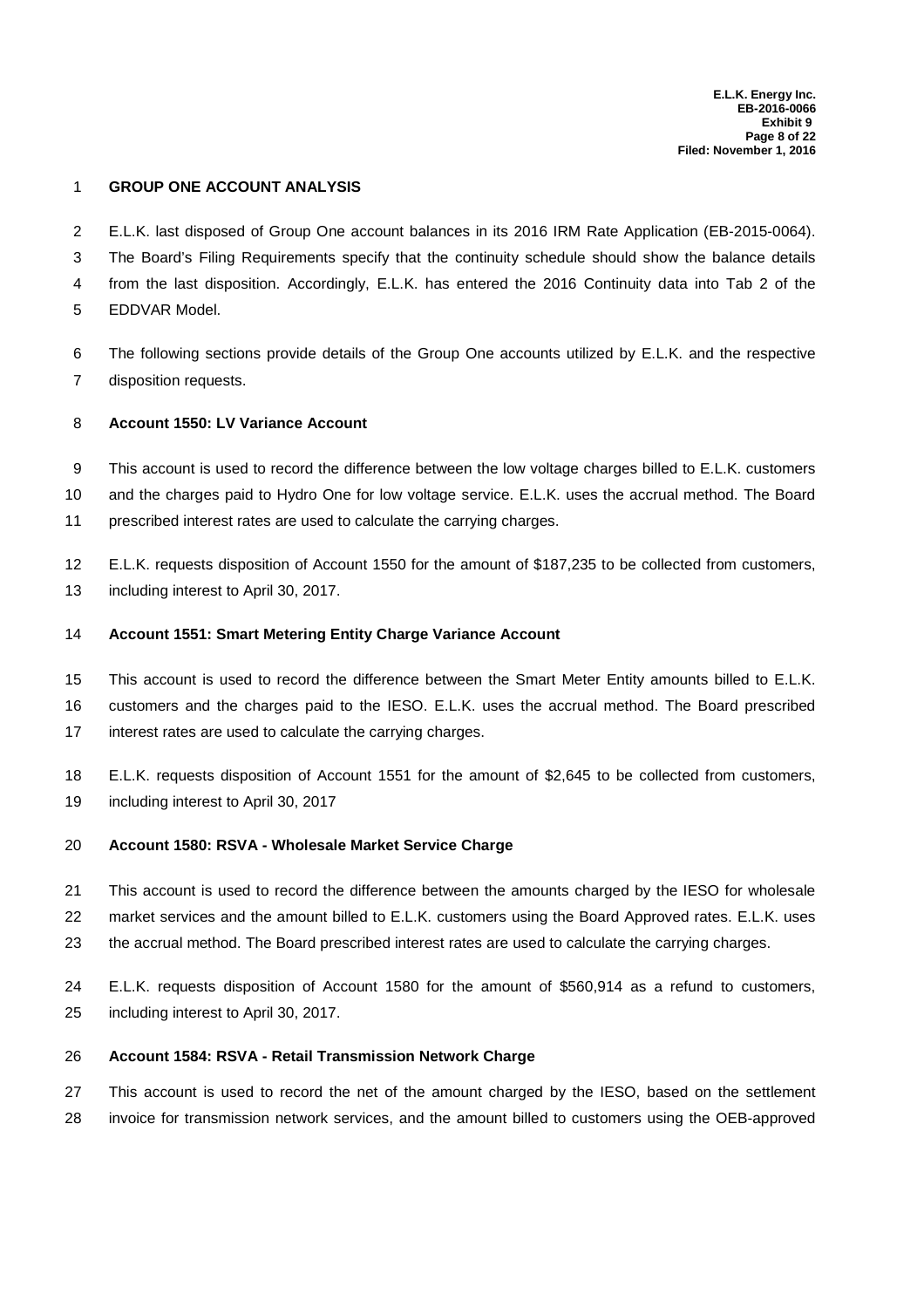## GROUP ONE ACCOUNT ANALYSIS

E.L.K. last disposed of Group One account balances in its 2016 IRM Rate Application (EB-2015-0064). The Board's Filing Requirements specify that the continuity schedule should show the balance details from the last disposition. Accordingly, E.L.K. has entered the 2016 Continuity data into Tab 2 of the EDDVAR Model.

The following sections provide details of the Group One accounts utilized by E.L.K. and the respective disposition requests.

### Account 1550: LV Variance Account

This account is used to record the difference between the low voltage charges billed to E.L.K. customers and the charges paid to Hydro One for low voltage service. E.L.K. uses the accrual method. The Board prescribed interest rates are used to calculate the carrying charges.

E.L.K. requests disposition of Account 1550 for the amount of $187,235 to be collected from customers, including interest to April 30, 2017.

### Account 1551: Smart Metering Entity Charge Variance Account

This account is used to record the difference between the Smart Meter Entity amounts billed to E.L.K. customers and the charges paid to the IESO. E.L.K. uses the accrual method. The Board prescribed interest rates are used to calculate the carrying charges.

E.L.K. requests disposition of Account 1551 for the amount of $2,645 to be collected from customers, including interest to April 30, 2017

### Account 1580: RSVA - Wholesale Market Service Charge

This account is used to record the difference between the amounts charged by the IESO for wholesale market services and the amount billed to E.L.K. customers using the Board Approved rates. E.L.K. uses the accrual method. The Board prescribed interest rates are used to calculate the carrying charges.

E.L.K. requests disposition of Account 1580 for the amount of $560,914 as a refund to customers, including interest to April 30, 2017.

### Account 1584: RSVA - Retail Transmission Network Charge

This account is used to record the net of the amount charged by the IESO, based on the settlement invoice for transmission network services, and the amount billed to customers using the OEB-approved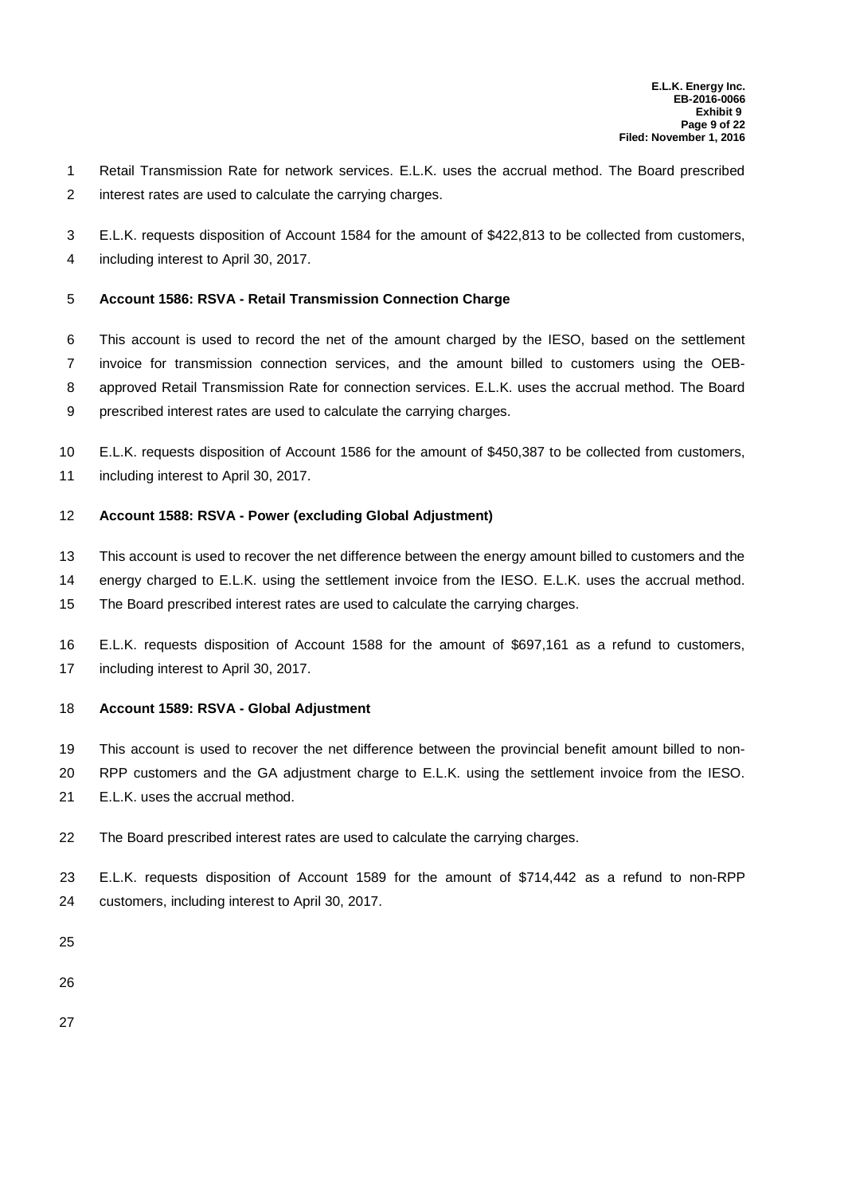Retail Transmission Rate for network services. E.L.K. uses the accrual method. The Board prescribed interest rates are used to calculate the carrying charges.

E.L.K. requests disposition of Account 1584 for the amount of $422,813 to be collected from customers, including interest to April 30, 2017.

**Account 1586: RSVA - Retail Transmission Connection Charge**

This account is used to record the net of the amount charged by the IESO, based on the settlement invoice for transmission connection services, and the amount billed to customers using the OEB-approved Retail Transmission Rate for connection services. E.L.K. uses the accrual method. The Board prescribed interest rates are used to calculate the carrying charges.

E.L.K. requests disposition of Account 1586 for the amount of $450,387 to be collected from customers, including interest to April 30, 2017.

**Account 1588: RSVA - Power (excluding Global Adjustment)**

This account is used to recover the net difference between the energy amount billed to customers and the energy charged to E.L.K. using the settlement invoice from the IESO. E.L.K. uses the accrual method. The Board prescribed interest rates are used to calculate the carrying charges.

E.L.K. requests disposition of Account 1588 for the amount of $697,161 as a refund to customers, including interest to April 30, 2017.

**Account 1589: RSVA - Global Adjustment**

This account is used to recover the net difference between the provincial benefit amount billed to non-RPP customers and the GA adjustment charge to E.L.K. using the settlement invoice from the IESO. E.L.K. uses the accrual method.

The Board prescribed interest rates are used to calculate the carrying charges.

E.L.K. requests disposition of Account 1589 for the amount of $714,442 as a refund to non-RPP customers, including interest to April 30, 2017.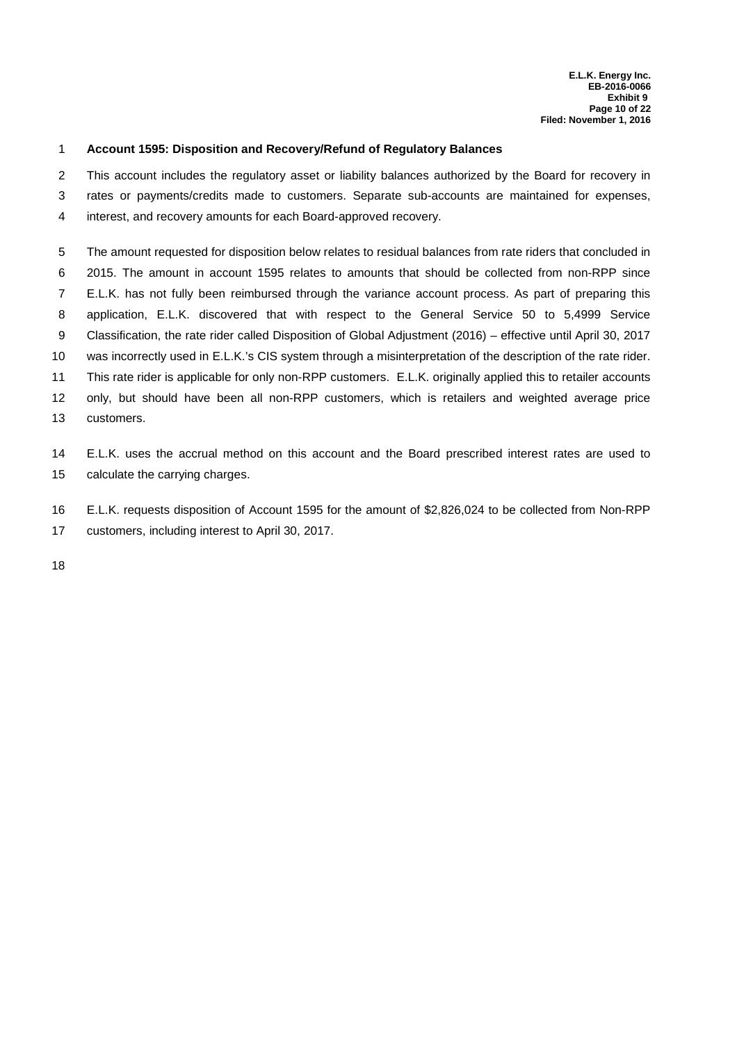**Account 1595: Disposition and Recovery/Refund of Regulatory Balances**

This account includes the regulatory asset or liability balances authorized by the Board for recovery in rates or payments/credits made to customers. Separate sub-accounts are maintained for expenses, interest, and recovery amounts for each Board-approved recovery.

The amount requested for disposition below relates to residual balances from rate riders that concluded in 2015. The amount in account 1595 relates to amounts that should be collected from non-RPP since E.L.K. has not fully been reimbursed through the variance account process. As part of preparing this application, E.L.K. discovered that with respect to the General Service 50 to 5,4999 Service Classification, the rate rider called Disposition of Global Adjustment (2016) – effective until April 30, 2017 was incorrectly used in E.L.K.'s CIS system through a misinterpretation of the description of the rate rider. This rate rider is applicable for only non-RPP customers. E.L.K. originally applied this to retailer accounts only, but should have been all non-RPP customers, which is retailers and weighted average price customers.

E.L.K. uses the accrual method on this account and the Board prescribed interest rates are used to calculate the carrying charges.

E.L.K. requests disposition of Account 1595 for the amount of $2,826,024 to be collected from Non-RPP customers, including interest to April 30, 2017.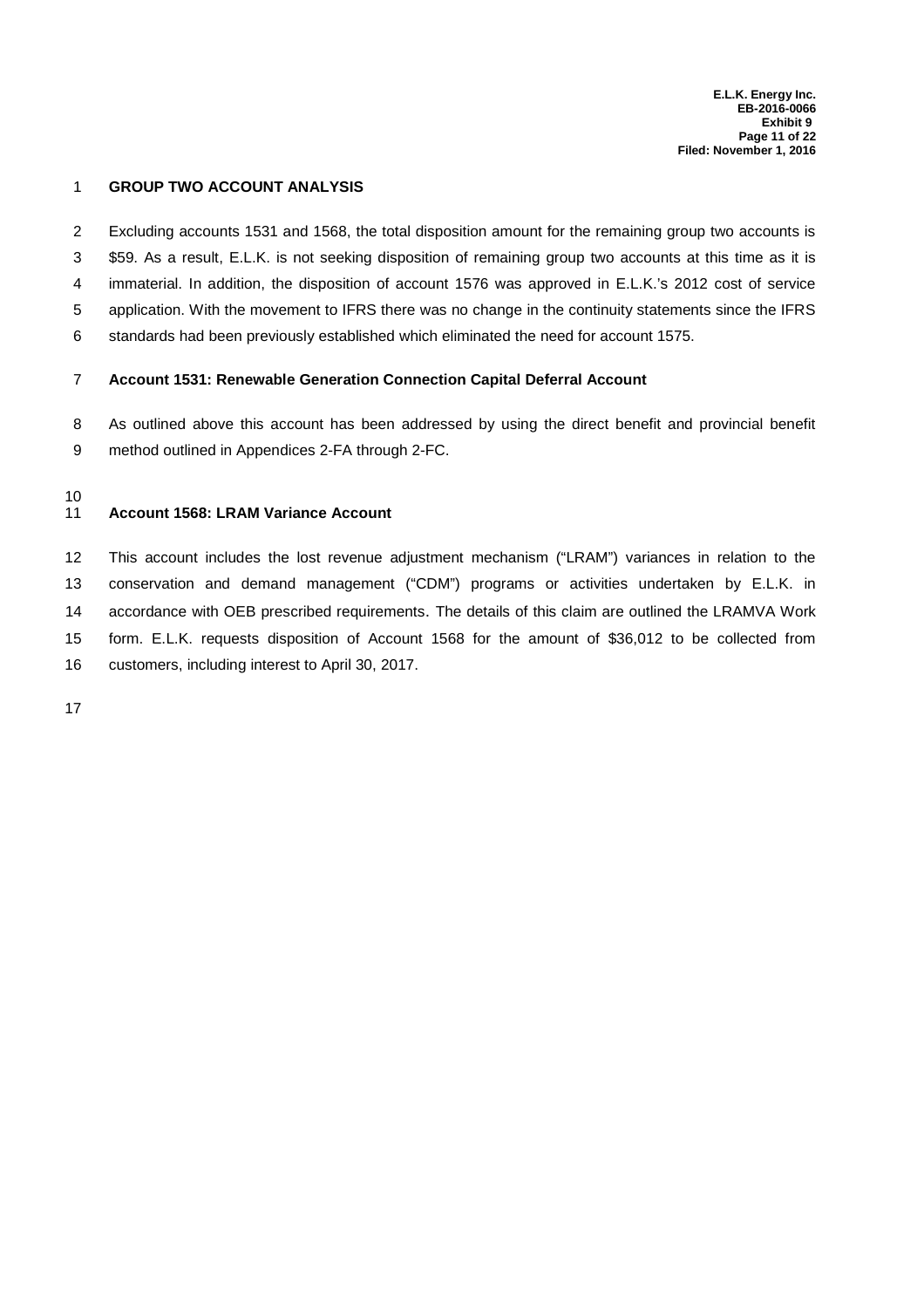## GROUP TWO ACCOUNT ANALYSIS

Excluding accounts 1531 and 1568, the total disposition amount for the remaining group two accounts is $59. As a result, E.L.K. is not seeking disposition of remaining group two accounts at this time as it is immaterial. In addition, the disposition of account 1576 was approved in E.L.K.'s 2012 cost of service application. With the movement to IFRS there was no change in the continuity statements since the IFRS standards had been previously established which eliminated the need for account 1575.

### Account 1531: Renewable Generation Connection Capital Deferral Account

As outlined above this account has been addressed by using the direct benefit and provincial benefit method outlined in Appendices 2-FA through 2-FC.

### Account 1568: LRAM Variance Account

This account includes the lost revenue adjustment mechanism ("LRAM") variances in relation to the conservation and demand management ("CDM") programs or activities undertaken by E.L.K. in accordance with OEB prescribed requirements. The details of this claim are outlined the LRAMVA Work form. E.L.K. requests disposition of Account 1568 for the amount of $36,012 to be collected from customers, including interest to April 30, 2017.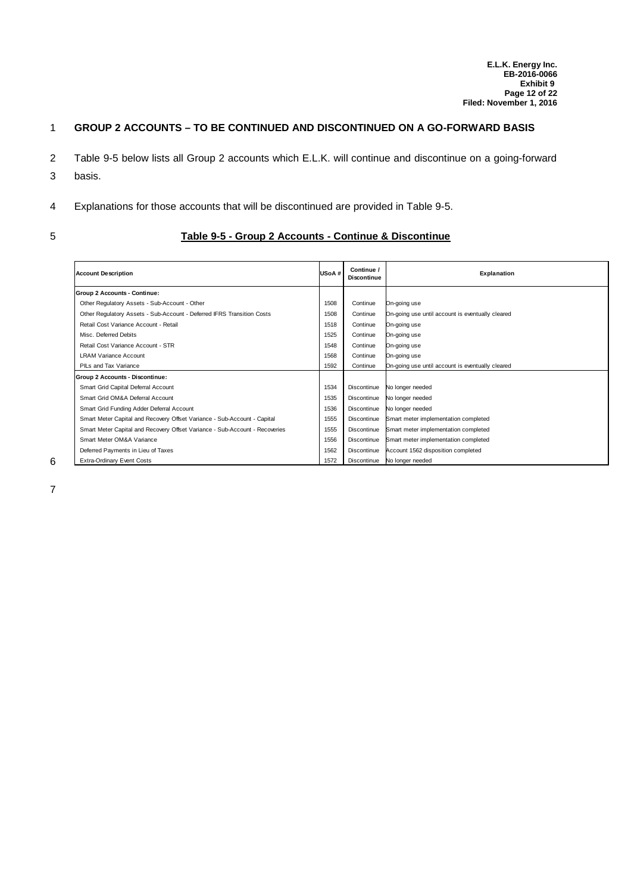## GROUP 2 ACCOUNTS – TO BE CONTINUED AND DISCONTINUED ON A GO-FORWARD BASIS

Table 9-5 below lists all Group 2 accounts which E.L.K. will continue and discontinue on a going-forward basis.

Explanations for those accounts that will be discontinued are provided in Table 9-5.

**Table 9-5 - Group 2 Accounts - Continue & Discontinue**

| Account Description | USoA # | Continue / Discontinue | Explanation |
|---|---|---|---|
| **Group 2 Accounts - Continue:** | | | |
| Other Regulatory Assets - Sub-Account - Other | 1508 | Continue | On-going use |
| Other Regulatory Assets - Sub-Account - Deferred IFRS Transition Costs | 1508 | Continue | On-going use until account is eventually cleared |
| Retail Cost Variance Account - Retail | 1518 | Continue | On-going use |
| Misc. Deferred Debits | 1525 | Continue | On-going use |
| Retail Cost Variance Account - STR | 1548 | Continue | On-going use |
| LRAM Variance Account | 1568 | Continue | On-going use |
| PILs and Tax Variance | 1592 | Continue | On-going use until account is eventually cleared |
| **Group 2 Accounts - Discontinue:** | | | |
| Smart Grid Capital Deferral Account | 1534 | Discontinue | No longer needed |
| Smart Grid OM&A Deferral Account | 1535 | Discontinue | No longer needed |
| Smart Grid Funding Adder Deferral Account | 1536 | Discontinue | No longer needed |
| Smart Meter Capital and Recovery Offset Variance - Sub-Account - Capital | 1555 | Discontinue | Smart meter implementation completed |
| Smart Meter Capital and Recovery Offset Variance - Sub-Account - Recoveries | 1555 | Discontinue | Smart meter implementation completed |
| Smart Meter OM&A Variance | 1556 | Discontinue | Smart meter implementation completed |
| Deferred Payments in Lieu of Taxes | 1562 | Discontinue | Account 1562 disposition completed |
| Extra-Ordinary Event Costs | 1572 | Discontinue | No longer needed |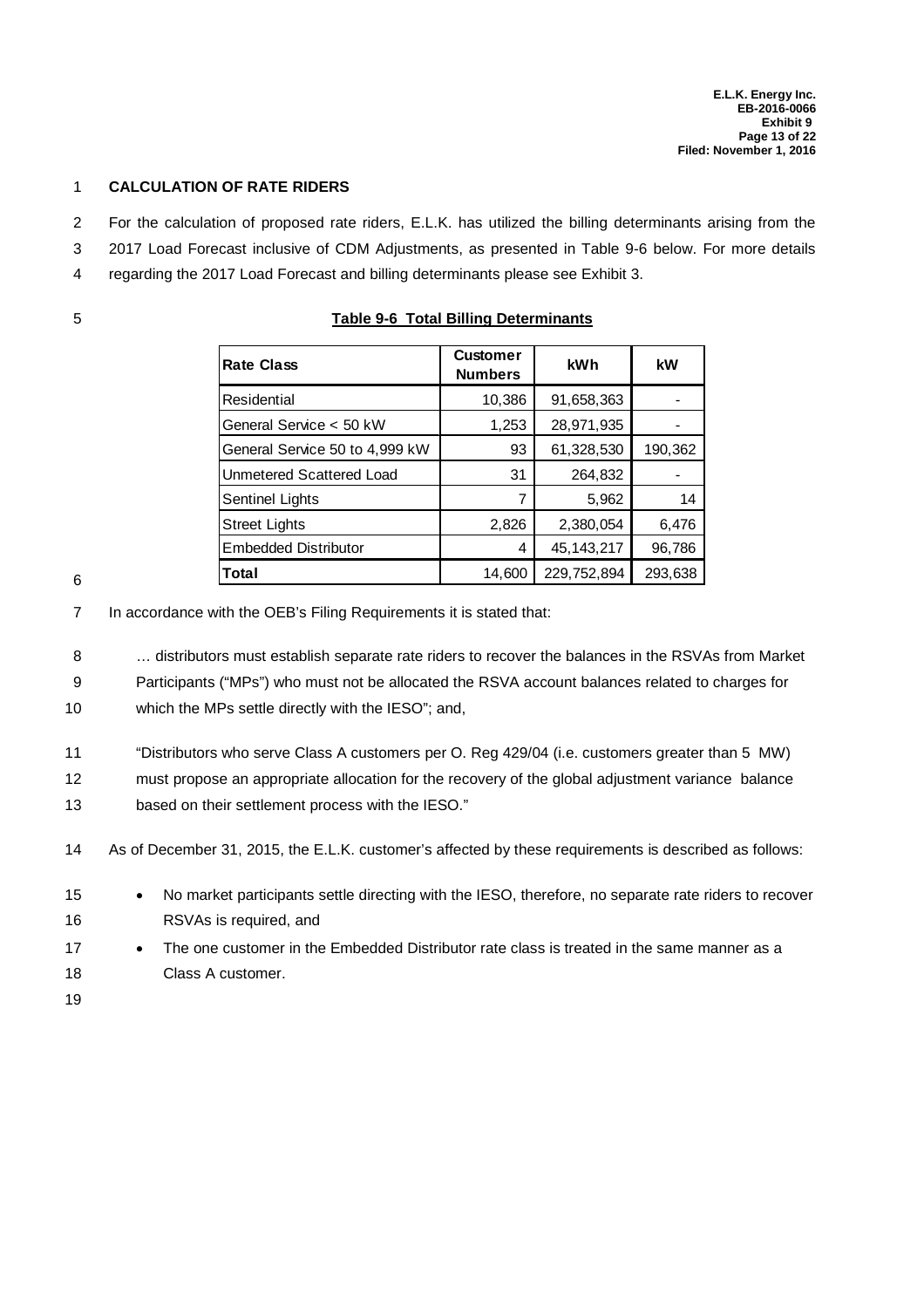## CALCULATION OF RATE RIDERS

For the calculation of proposed rate riders, E.L.K. has utilized the billing determinants arising from the 2017 Load Forecast inclusive of CDM Adjustments, as presented in Table 9-6 below. For more details regarding the 2017 Load Forecast and billing determinants please see Exhibit 3.

**Table 9-6 Total Billing Determinants**

| Rate Class | Customer Numbers | kWh | kW |
|---|---|---|---|
| Residential | 10,386 | 91,658,363 | - |
| General Service < 50 kW | 1,253 | 28,971,935 | - |
| General Service 50 to 4,999 kW | 93 | 61,328,530 | 190,362 |
| Unmetered Scattered Load | 31 | 264,832 | - |
| Sentinel Lights | 7 | 5,962 | 14 |
| Street Lights | 2,826 | 2,380,054 | 6,476 |
| Embedded Distributor | 4 | 45,143,217 | 96,786 |
| **Total** | 14,600 | 229,752,894 | 293,638 |

In accordance with the OEB's Filing Requirements it is stated that:

> … distributors must establish separate rate riders to recover the balances in the RSVAs from Market Participants ("MPs") who must not be allocated the RSVA account balances related to charges for which the MPs settle directly with the IESO"; and,
>
> "Distributors who serve Class A customers per O. Reg 429/04 (i.e. customers greater than 5 MW) must propose an appropriate allocation for the recovery of the global adjustment variance balance based on their settlement process with the IESO."

As of December 31, 2015, the E.L.K. customer's affected by these requirements is described as follows:

- No market participants settle directing with the IESO, therefore, no separate rate riders to recover RSVAs is required, and
- The one customer in the Embedded Distributor rate class is treated in the same manner as a Class A customer.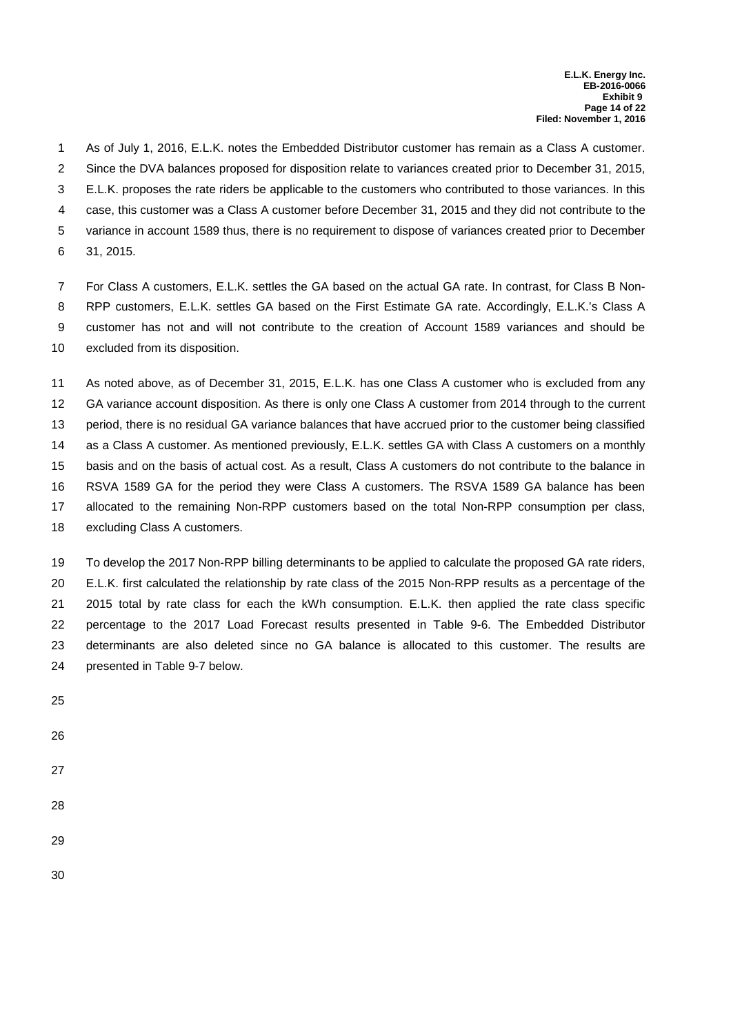As of July 1, 2016, E.L.K. notes the Embedded Distributor customer has remain as a Class A customer. Since the DVA balances proposed for disposition relate to variances created prior to December 31, 2015, E.L.K. proposes the rate riders be applicable to the customers who contributed to those variances. In this case, this customer was a Class A customer before December 31, 2015 and they did not contribute to the variance in account 1589 thus, there is no requirement to dispose of variances created prior to December 31, 2015.

For Class A customers, E.L.K. settles the GA based on the actual GA rate. In contrast, for Class B Non-RPP customers, E.L.K. settles GA based on the First Estimate GA rate. Accordingly, E.L.K.'s Class A customer has not and will not contribute to the creation of Account 1589 variances and should be excluded from its disposition.

As noted above, as of December 31, 2015, E.L.K. has one Class A customer who is excluded from any GA variance account disposition. As there is only one Class A customer from 2014 through to the current period, there is no residual GA variance balances that have accrued prior to the customer being classified as a Class A customer. As mentioned previously, E.L.K. settles GA with Class A customers on a monthly basis and on the basis of actual cost. As a result, Class A customers do not contribute to the balance in RSVA 1589 GA for the period they were Class A customers. The RSVA 1589 GA balance has been allocated to the remaining Non-RPP customers based on the total Non-RPP consumption per class, excluding Class A customers.

To develop the 2017 Non-RPP billing determinants to be applied to calculate the proposed GA rate riders, E.L.K. first calculated the relationship by rate class of the 2015 Non-RPP results as a percentage of the 2015 total by rate class for each the kWh consumption. E.L.K. then applied the rate class specific percentage to the 2017 Load Forecast results presented in Table 9-6. The Embedded Distributor determinants are also deleted since no GA balance is allocated to this customer. The results are presented in Table 9-7 below.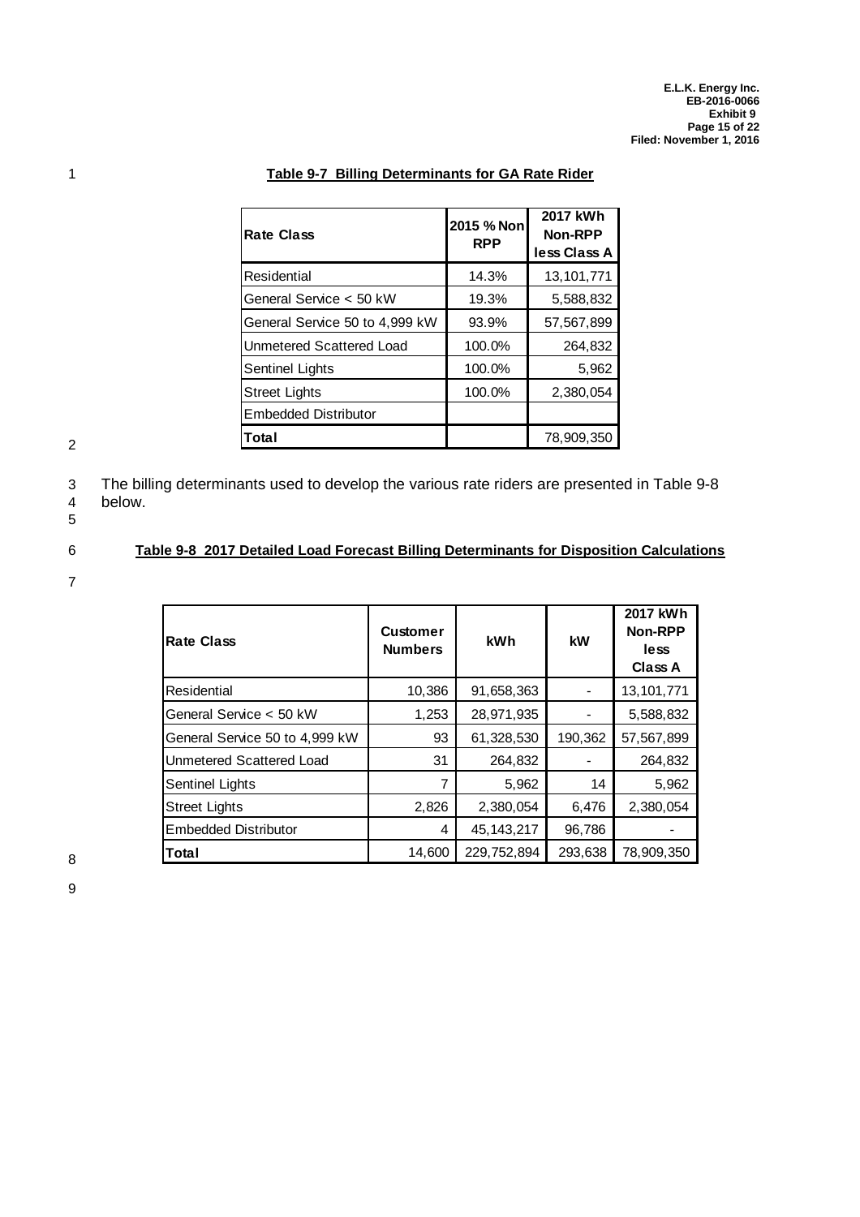**Table 9-7 Billing Determinants for GA Rate Rider**

| Rate Class | 2015 % Non RPP | 2017 kWh Non-RPP less Class A |
|---|---|---|
| Residential | 14.3% | 13,101,771 |
| General Service < 50 kW | 19.3% | 5,588,832 |
| General Service 50 to 4,999 kW | 93.9% | 57,567,899 |
| Unmetered Scattered Load | 100.0% | 264,832 |
| Sentinel Lights | 100.0% | 5,962 |
| Street Lights | 100.0% | 2,380,054 |
| Embedded Distributor | | |
| **Total** | | 78,909,350 |

The billing determinants used to develop the various rate riders are presented in Table 9-8 below.

**Table 9-8 2017 Detailed Load Forecast Billing Determinants for Disposition Calculations**

| Rate Class | Customer Numbers | kWh | kW | 2017 kWh Non-RPP less Class A |
|---|---|---|---|---|
| Residential | 10,386 | 91,658,363 | - | 13,101,771 |
| General Service < 50 kW | 1,253 | 28,971,935 | - | 5,588,832 |
| General Service 50 to 4,999 kW | 93 | 61,328,530 | 190,362 | 57,567,899 |
| Unmetered Scattered Load | 31 | 264,832 | - | 264,832 |
| Sentinel Lights | 7 | 5,962 | 14 | 5,962 |
| Street Lights | 2,826 | 2,380,054 | 6,476 | 2,380,054 |
| Embedded Distributor | 4 | 45,143,217 | 96,786 | - |
| **Total** | 14,600 | 229,752,894 | 293,638 | 78,909,350 |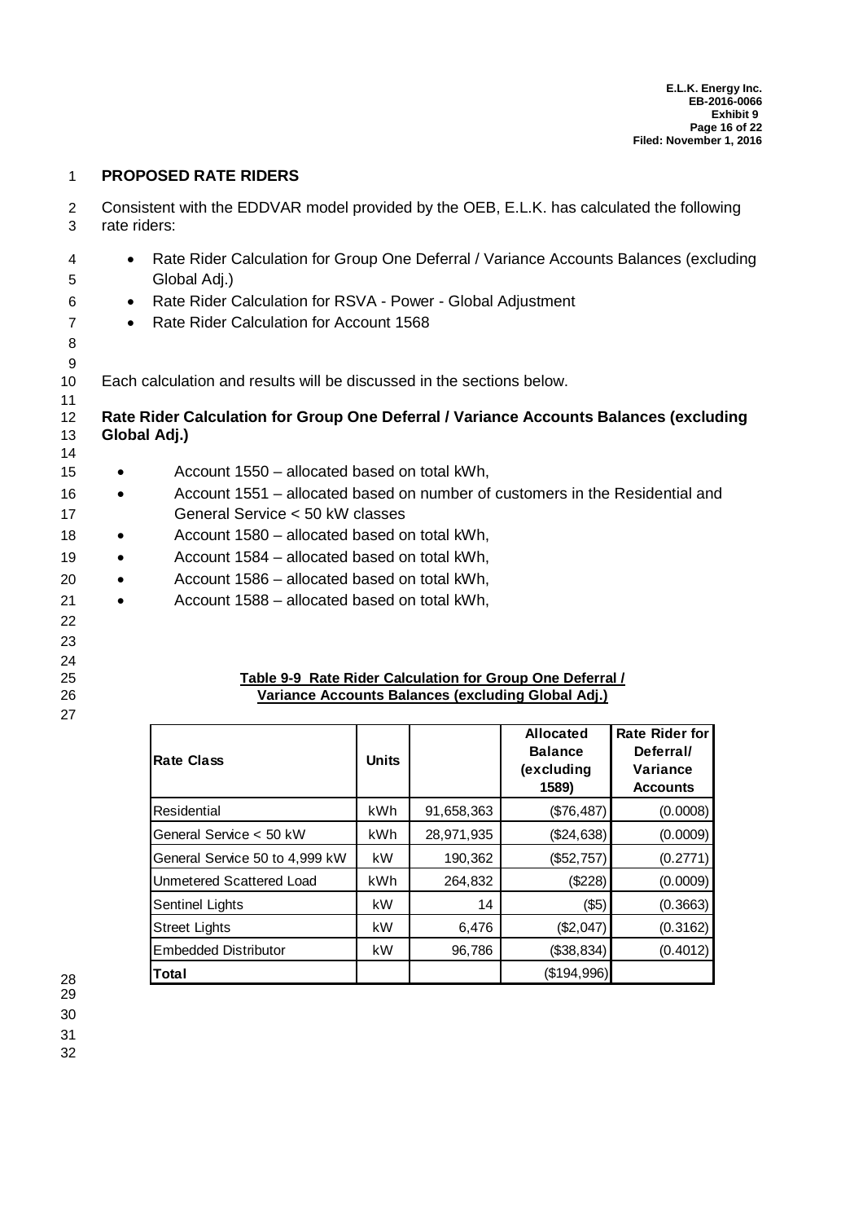## PROPOSED RATE RIDERS

Consistent with the EDDVAR model provided by the OEB, E.L.K. has calculated the following rate riders:

- Rate Rider Calculation for Group One Deferral / Variance Accounts Balances (excluding Global Adj.)
- Rate Rider Calculation for RSVA - Power - Global Adjustment
- Rate Rider Calculation for Account 1568

Each calculation and results will be discussed in the sections below.

### Rate Rider Calculation for Group One Deferral / Variance Accounts Balances (excluding Global Adj.)

- Account 1550 – allocated based on total kWh,
- Account 1551 – allocated based on number of customers in the Residential and General Service < 50 kW classes
- Account 1580 – allocated based on total kWh,
- Account 1584 – allocated based on total kWh,
- Account 1586 – allocated based on total kWh,
- Account 1588 – allocated based on total kWh,

**Table 9-9 Rate Rider Calculation for Group One Deferral / Variance Accounts Balances (excluding Global Adj.)**

| Rate Class | Units | | Allocated Balance (excluding 1589) | Rate Rider for Deferral/ Variance Accounts |
|---|---|---|---|---|
| Residential | kWh | 91,658,363 | ($76,487) | (0.0008) |
| General Service < 50 kW | kWh | 28,971,935 | ($24,638) | (0.0009) |
| General Service 50 to 4,999 kW | kW | 190,362 | ($52,757) | (0.2771) |
| Unmetered Scattered Load | kWh | 264,832 | ($228) | (0.0009) |
| Sentinel Lights | kW | 14 | ($5) | (0.3663) |
| Street Lights | kW | 6,476 | ($2,047) | (0.3162) |
| Embedded Distributor | kW | 96,786 | ($38,834) | (0.4012) |
| **Total** | | | ($194,996) | |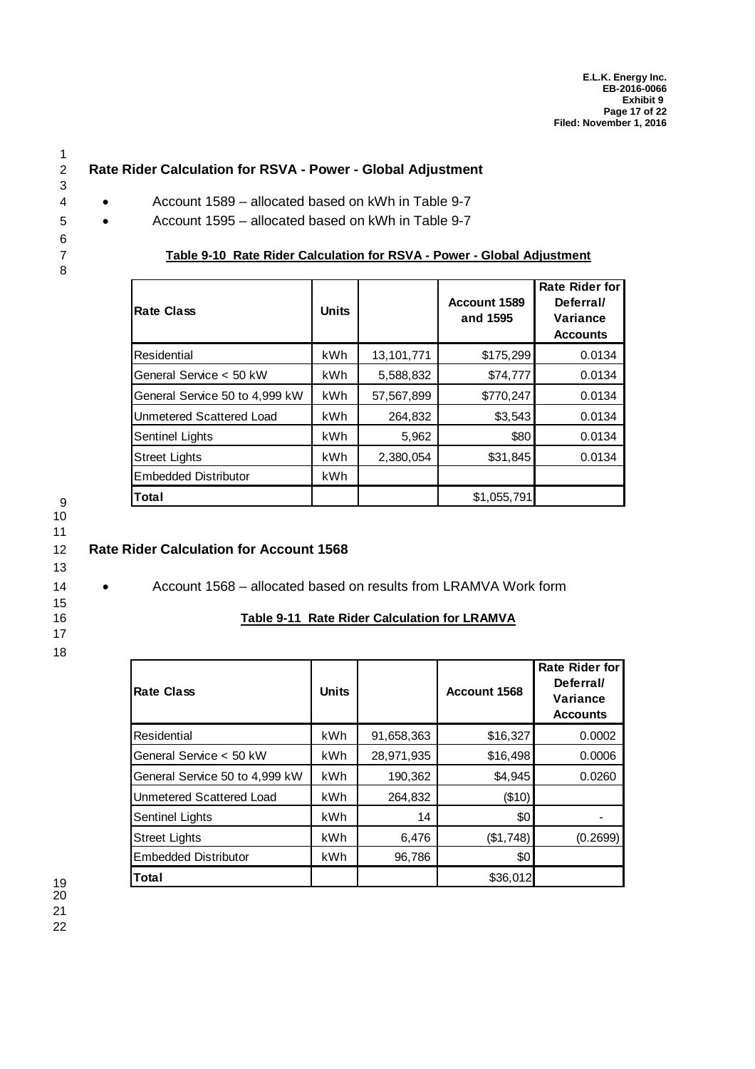## Rate Rider Calculation for RSVA - Power - Global Adjustment

- Account 1589 – allocated based on kWh in Table 9-7
- Account 1595 – allocated based on kWh in Table 9-7

**Table 9-10 Rate Rider Calculation for RSVA - Power - Global Adjustment**

| Rate Class | Units | | Account 1589 and 1595 | Rate Rider for Deferral/ Variance Accounts |
|---|---|---|---|---|
| Residential | kWh | 13,101,771 | $175,299 | 0.0134 |
| General Service < 50 kW | kWh | 5,588,832 | $74,777 | 0.0134 |
| General Service 50 to 4,999 kW | kWh | 57,567,899 | $770,247 | 0.0134 |
| Unmetered Scattered Load | kWh | 264,832 | $3,543 | 0.0134 |
| Sentinel Lights | kWh | 5,962 | $80 | 0.0134 |
| Street Lights | kWh | 2,380,054 | $31,845 | 0.0134 |
| Embedded Distributor | kWh | | | |
| **Total** | | | $1,055,791 | |

## Rate Rider Calculation for Account 1568

- Account 1568 – allocated based on results from LRAMVA Work form

**Table 9-11 Rate Rider Calculation for LRAMVA**

| Rate Class | Units | | Account 1568 | Rate Rider for Deferral/ Variance Accounts |
|---|---|---|---|---|
| Residential | kWh | 91,658,363 | $16,327 | 0.0002 |
| General Service < 50 kW | kWh | 28,971,935 | $16,498 | 0.0006 |
| General Service 50 to 4,999 kW | kWh | 190,362 | $4,945 | 0.0260 |
| Unmetered Scattered Load | kWh | 264,832 | ($10) | |
| Sentinel Lights | kWh | 14 | $0 | - |
| Street Lights | kWh | 6,476 | ($1,748) | (0.2699) |
| Embedded Distributor | kWh | 96,786 | $0 | |
| **Total** | | | $36,012 | |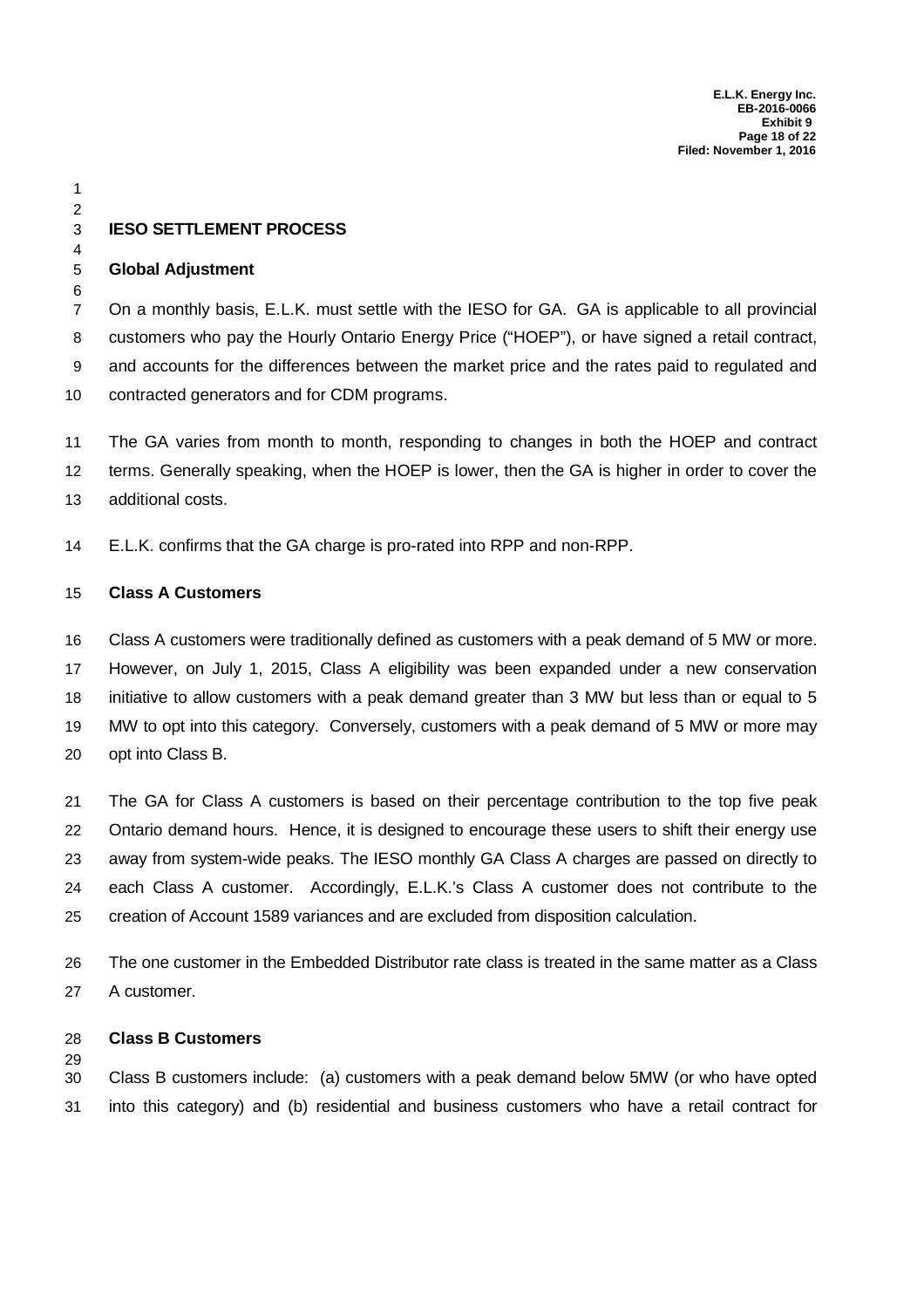## IESO SETTLEMENT PROCESS

### Global Adjustment

On a monthly basis, E.L.K. must settle with the IESO for GA. GA is applicable to all provincial customers who pay the Hourly Ontario Energy Price ("HOEP"), or have signed a retail contract, and accounts for the differences between the market price and the rates paid to regulated and contracted generators and for CDM programs.

The GA varies from month to month, responding to changes in both the HOEP and contract terms. Generally speaking, when the HOEP is lower, then the GA is higher in order to cover the additional costs.

E.L.K. confirms that the GA charge is pro-rated into RPP and non-RPP.

### Class A Customers

Class A customers were traditionally defined as customers with a peak demand of 5 MW or more. However, on July 1, 2015, Class A eligibility was been expanded under a new conservation initiative to allow customers with a peak demand greater than 3 MW but less than or equal to 5 MW to opt into this category. Conversely, customers with a peak demand of 5 MW or more may opt into Class B.

The GA for Class A customers is based on their percentage contribution to the top five peak Ontario demand hours. Hence, it is designed to encourage these users to shift their energy use away from system-wide peaks. The IESO monthly GA Class A charges are passed on directly to each Class A customer. Accordingly, E.L.K.'s Class A customer does not contribute to the creation of Account 1589 variances and are excluded from disposition calculation.

The one customer in the Embedded Distributor rate class is treated in the same matter as a Class A customer.

### Class B Customers

Class B customers include: (a) customers with a peak demand below 5MW (or who have opted into this category) and (b) residential and business customers who have a retail contract for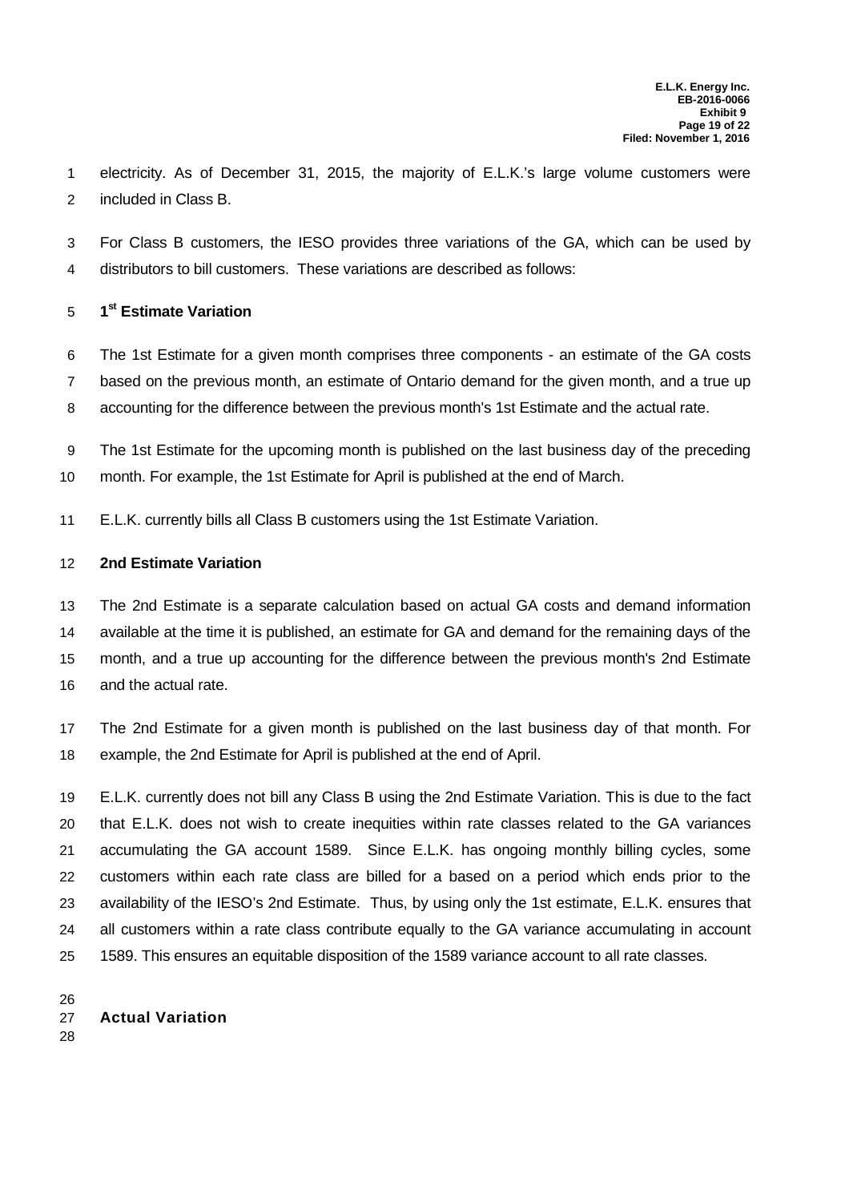electricity. As of December 31, 2015, the majority of E.L.K.'s large volume customers were included in Class B.

For Class B customers, the IESO provides three variations of the GA, which can be used by distributors to bill customers. These variations are described as follows:

**1st Estimate Variation**

The 1st Estimate for a given month comprises three components - an estimate of the GA costs based on the previous month, an estimate of Ontario demand for the given month, and a true up accounting for the difference between the previous month's 1st Estimate and the actual rate.

The 1st Estimate for the upcoming month is published on the last business day of the preceding month. For example, the 1st Estimate for April is published at the end of March.

E.L.K. currently bills all Class B customers using the 1st Estimate Variation.

**2nd Estimate Variation**

The 2nd Estimate is a separate calculation based on actual GA costs and demand information available at the time it is published, an estimate for GA and demand for the remaining days of the month, and a true up accounting for the difference between the previous month's 2nd Estimate and the actual rate.

The 2nd Estimate for a given month is published on the last business day of that month. For example, the 2nd Estimate for April is published at the end of April.

E.L.K. currently does not bill any Class B using the 2nd Estimate Variation. This is due to the fact that E.L.K. does not wish to create inequities within rate classes related to the GA variances accumulating the GA account 1589. Since E.L.K. has ongoing monthly billing cycles, some customers within each rate class are billed for a based on a period which ends prior to the availability of the IESO's 2nd Estimate. Thus, by using only the 1st estimate, E.L.K. ensures that all customers within a rate class contribute equally to the GA variance accumulating in account 1589. This ensures an equitable disposition of the 1589 variance account to all rate classes.

**Actual Variation**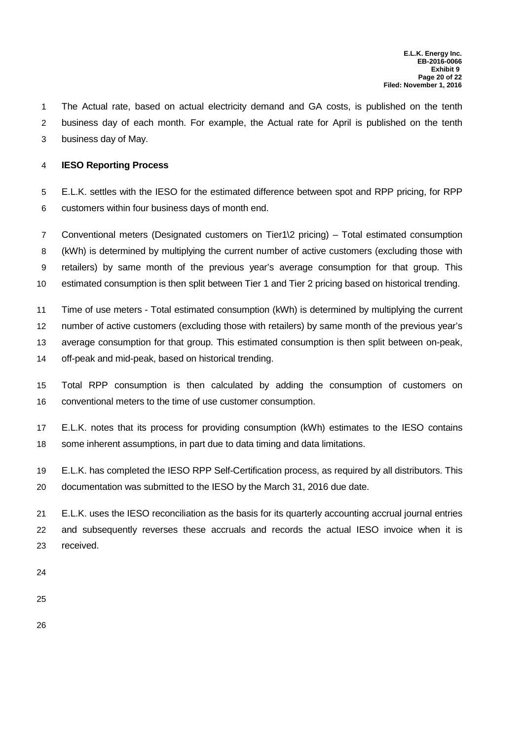The Actual rate, based on actual electricity demand and GA costs, is published on the tenth business day of each month. For example, the Actual rate for April is published on the tenth business day of May.

**IESO Reporting Process**

E.L.K. settles with the IESO for the estimated difference between spot and RPP pricing, for RPP customers within four business days of month end.

Conventional meters (Designated customers on Tier1\2 pricing) – Total estimated consumption (kWh) is determined by multiplying the current number of active customers (excluding those with retailers) by same month of the previous year's average consumption for that group. This estimated consumption is then split between Tier 1 and Tier 2 pricing based on historical trending.

Time of use meters - Total estimated consumption (kWh) is determined by multiplying the current number of active customers (excluding those with retailers) by same month of the previous year's average consumption for that group. This estimated consumption is then split between on-peak, off-peak and mid-peak, based on historical trending.

Total RPP consumption is then calculated by adding the consumption of customers on conventional meters to the time of use customer consumption.

E.L.K. notes that its process for providing consumption (kWh) estimates to the IESO contains some inherent assumptions, in part due to data timing and data limitations.

E.L.K. has completed the IESO RPP Self-Certification process, as required by all distributors. This documentation was submitted to the IESO by the March 31, 2016 due date.

E.L.K. uses the IESO reconciliation as the basis for its quarterly accounting accrual journal entries and subsequently reverses these accruals and records the actual IESO invoice when it is received.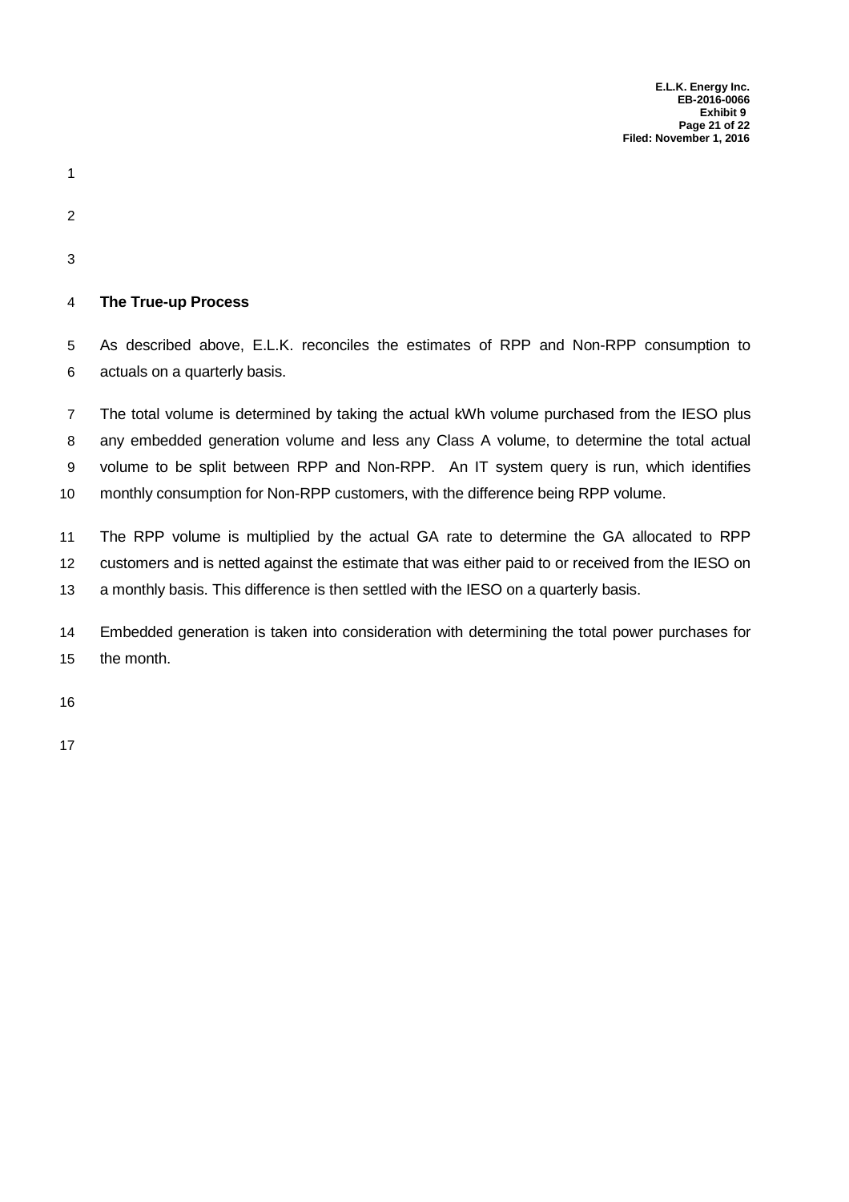## The True-up Process

As described above, E.L.K. reconciles the estimates of RPP and Non-RPP consumption to actuals on a quarterly basis.

The total volume is determined by taking the actual kWh volume purchased from the IESO plus any embedded generation volume and less any Class A volume, to determine the total actual volume to be split between RPP and Non-RPP. An IT system query is run, which identifies monthly consumption for Non-RPP customers, with the difference being RPP volume.

The RPP volume is multiplied by the actual GA rate to determine the GA allocated to RPP customers and is netted against the estimate that was either paid to or received from the IESO on a monthly basis. This difference is then settled with the IESO on a quarterly basis.

Embedded generation is taken into consideration with determining the total power purchases for the month.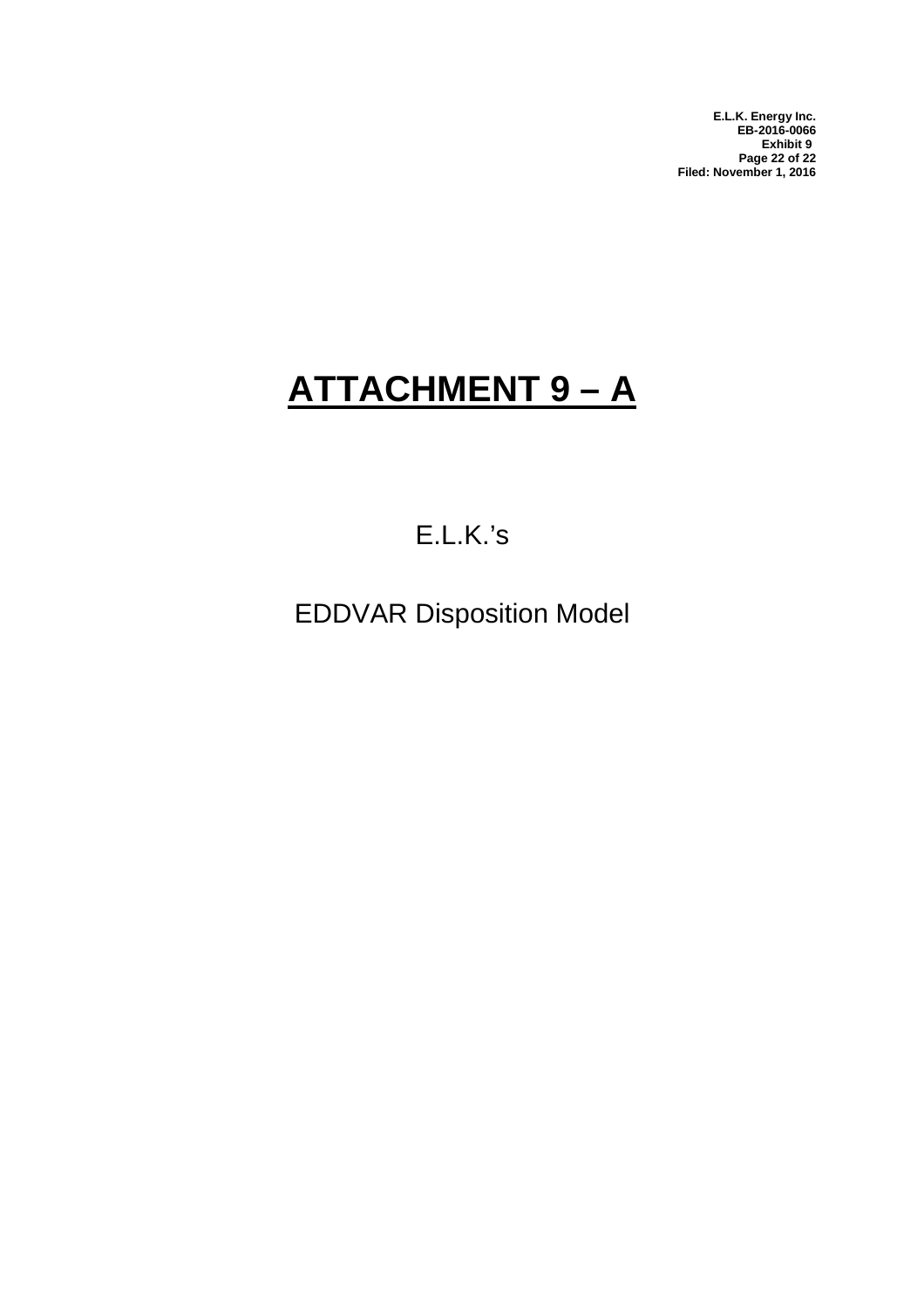# ATTACHMENT 9 – A

E.L.K.'s

EDDVAR Disposition Model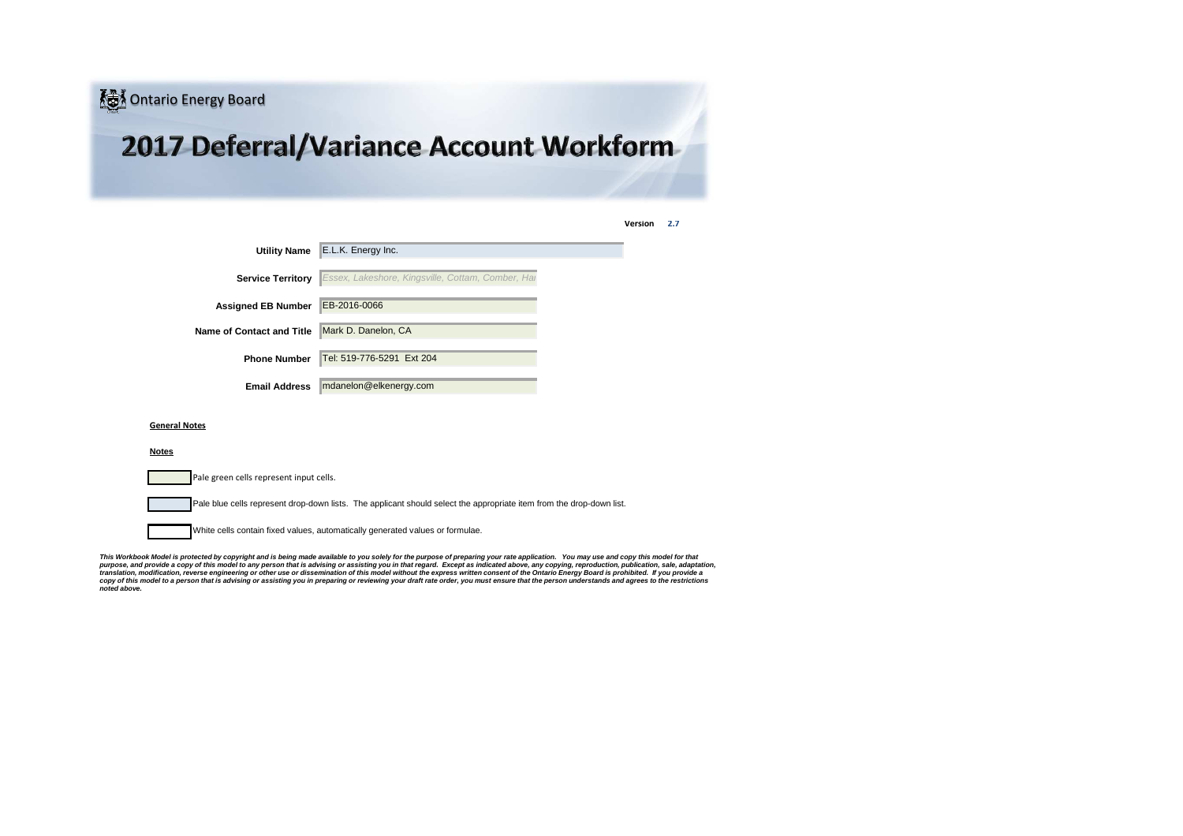Ontario Energy Board

# 2017 Deferral/Variance Account Workform

**Version** 2.7

| | |
|---|---|
| **Utility Name** | E.L.K. Energy Inc. |
| **Service Territory** | *Essex, Lakeshore, Kingsville, Cottam, Comber, Har* |
| **Assigned EB Number** | EB-2016-0066 |
| **Name of Contact and Title** | Mark D. Danelon, CA |
| **Phone Number** | Tel: 519-776-5291 Ext 204 |
| **Email Address** | mdanelon@elkenergy.com |

**General Notes**

**Notes**

Pale green cells represent input cells.

Pale blue cells represent drop-down lists. The applicant should select the appropriate item from the drop-down list.

White cells contain fixed values, automatically generated values or formulae.

***This Workbook Model is protected by copyright and is being made available to you solely for the purpose of preparing your rate application. You may use and copy this model for that purpose, and provide a copy of this model to any person that is advising or assisting you in that regard. Except as indicated above, any copying, reproduction, publication, sale, adaptation, translation, modification, reverse engineering or other use or dissemination of this model without the express written consent of the Ontario Energy Board is prohibited. If you provide a copy of this model to a person that is advising or assisting you in preparing or reviewing your draft rate order, you must ensure that the person understands and agrees to the restrictions noted above.***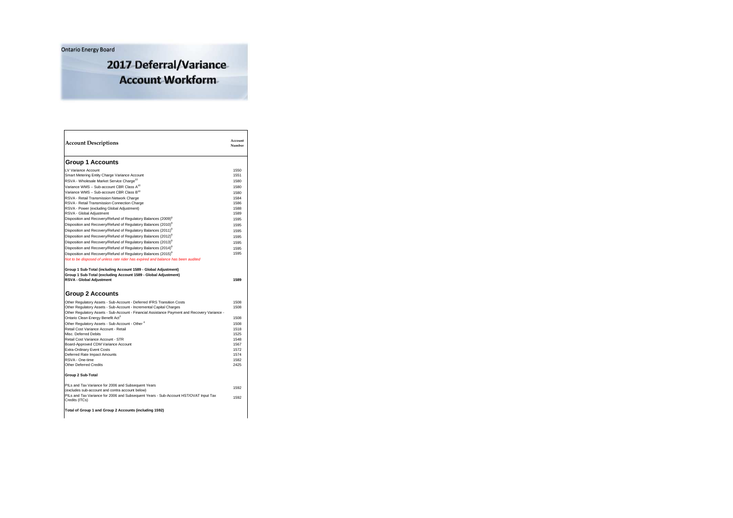Ontario Energy Board

# 2017 Deferral/Variance Account Workform

| Account Descriptions | Account Number |
|---|---|
| **Group 1 Accounts** | |
| LV Variance Account | 1550 |
| Smart Metering Entity Charge Variance Account | 1551 |
| RSVA - Wholesale Market Service Charge[10] | 1580 |
| Variance WMS – Sub-account CBR Class A[10] | 1580 |
| Variance WMS – Sub-account CBR Class B[10] | 1580 |
| RSVA - Retail Transmission Network Charge | 1584 |
| RSVA - Retail Transmission Connection Charge | 1586 |
| RSVA - Power (excluding Global Adjustment) | 1588 |
| RSVA - Global Adjustment | 1589 |
| Disposition and Recovery/Refund of Regulatory Balances (2009)[8] | 1595 |
| Disposition and Recovery/Refund of Regulatory Balances (2010)[8] | 1595 |
| Disposition and Recovery/Refund of Regulatory Balances (2011)[8] | 1595 |
| Disposition and Recovery/Refund of Regulatory Balances (2012)[8] | 1595 |
| Disposition and Recovery/Refund of Regulatory Balances (2013)[8] | 1595 |
| Disposition and Recovery/Refund of Regulatory Balances (2014)[8] | 1595 |
| Disposition and Recovery/Refund of Regulatory Balances (2015)[8] | 1595 |
| *Not to be disposed of unless rate rider has expired and balance has been audited* | |
| **Group 1 Sub-Total (including Account 1589 - Global Adjustment)** | |
| **Group 1 Sub-Total (excluding Account 1589 - Global Adjustment)** | |
| **RSVA - Global Adjustment** | **1589** |
| **Group 2 Accounts** | |
| Other Regulatory Assets - Sub-Account - Deferred IFRS Transition Costs | 1508 |
| Other Regulatory Assets - Sub-Account - Incremental Capital Charges | 1508 |
| Other Regulatory Assets - Sub-Account - Financial Assistance Payment and Recovery Variance - Ontario Clean Energy Benefit Act[3] | 1508 |
| Other Regulatory Assets - Sub-Account - Other [4] | 1508 |
| Retail Cost Variance Account - Retail | 1518 |
| Misc. Deferred Debits | 1525 |
| Retail Cost Variance Account - STR | 1548 |
| Board-Approved CDM Variance Account | 1567 |
| Extra-Ordinary Event Costs | 1572 |
| Deferred Rate Impact Amounts | 1574 |
| RSVA - One-time | 1582 |
| Other Deferred Credits | 2425 |
| **Group 2 Sub-Total** | |
| PILs and Tax Variance for 2006 and Subsequent Years (excludes sub-account and contra account below) | 1592 |
| PILs and Tax Variance for 2006 and Subsequent Years - Sub-Account HST/OVAT Input Tax Credits (ITCs) | 1592 |
| **Total of Group 1 and Group 2 Accounts (including 1592)** | |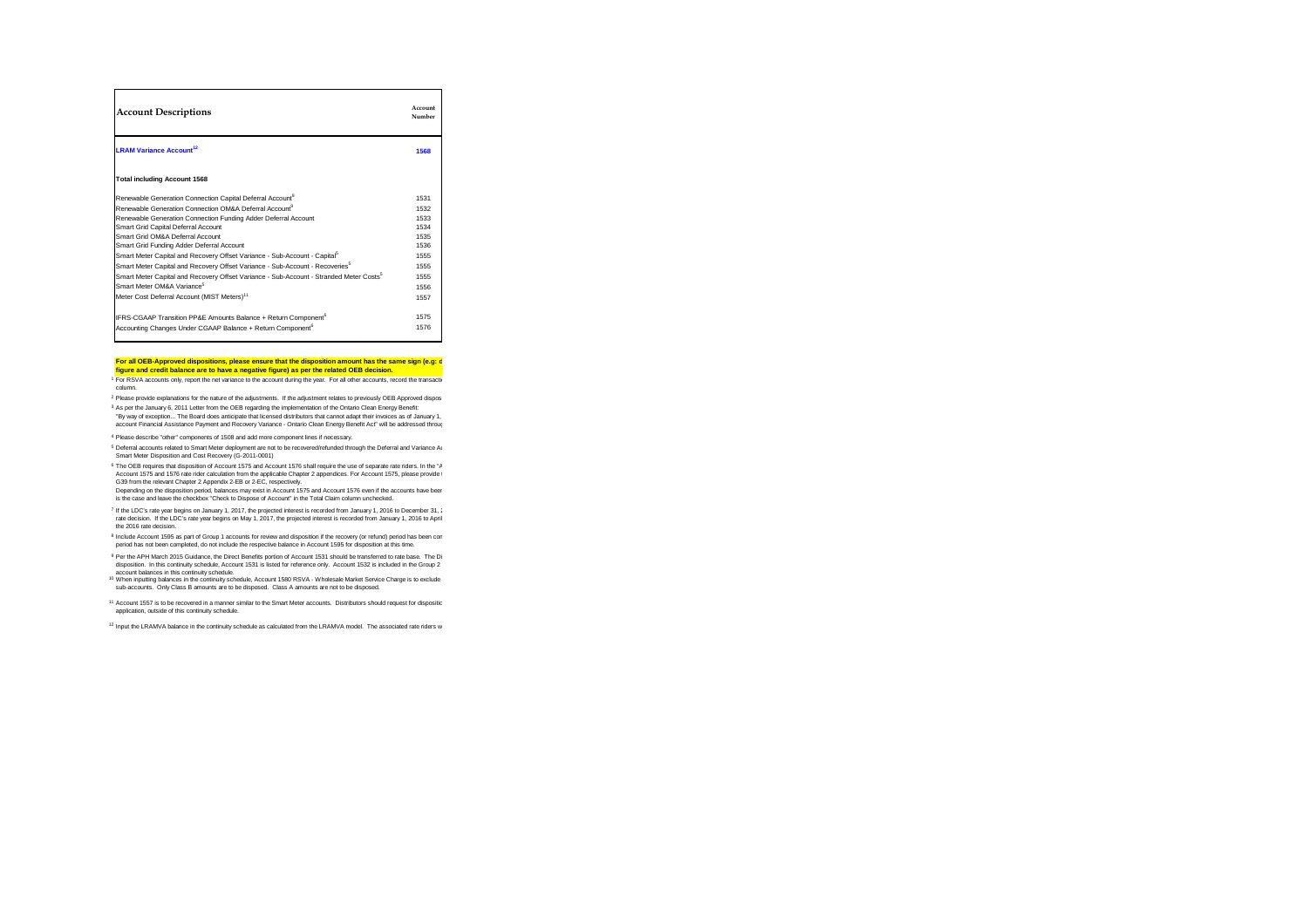| Account Descriptions | Account Number |
|---|---|
| **LRAM Variance Account[12]** | **1568** |
| **Total including Account 1568** | |
| Renewable Generation Connection Capital Deferral Account[9] | 1531 |
| Renewable Generation Connection OM&A Deferral Account[9] | 1532 |
| Renewable Generation Connection Funding Adder Deferral Account | 1533 |
| Smart Grid Capital Deferral Account | 1534 |
| Smart Grid OM&A Deferral Account | 1535 |
| Smart Grid Funding Adder Deferral Account | 1536 |
| Smart Meter Capital and Recovery Offset Variance - Sub-Account - Capital[5] | 1555 |
| Smart Meter Capital and Recovery Offset Variance - Sub-Account - Recoveries[5] | 1555 |
| Smart Meter Capital and Recovery Offset Variance - Sub-Account - Stranded Meter Costs[5] | 1555 |
| Smart Meter OM&A Variance[5] | 1556 |
| Meter Cost Deferral Account (MIST Meters)[11] | 1557 |
| IFRS-CGAAP Transition PP&E Amounts Balance + Return Component[6] | 1575 |
| Accounting Changes Under CGAAP Balance + Return Component[6] | 1576 |

**For all OEB-Approved dispositions, please ensure that the disposition amount has the same sign (e.g: d figure and credit balance are to have a negative figure) as per the related OEB decision.**

[1] For RSVA accounts only, report the net variance to the account during the year. For all other accounts, record the transacti column.

[2] Please provide explanations for the nature of the adjustments. If the adjustment relates to previously OEB Approved dispos

[3] As per the January 6, 2011 Letter from the OEB regarding the implementation of the Ontario Clean Energy Benefit: "By way of exception... The Board does anticipate that licensed distributors that cannot adapt their invoices as of January 1, account Financial Assistance Payment and Recovery Variance - Ontario Clean Energy Benefit Act" will be addressed throu

[4] Please describe "other" components of 1508 and add more component lines if necessary.

[5] Deferral accounts related to Smart Meter deployment are not to be recovered/refunded through the Deferral and Variance A Smart Meter Disposition and Cost Recovery (G-2011-0001)

[6] The OEB requires that disposition of Account 1575 and Account 1576 shall require the use of separate rate riders. In the "A Account 1575 and 1576 rate rider calculation from the applicable Chapter 2 appendices. For Account 1575, please provide G39 from the relevant Chapter 2 Appendix 2-EB or 2-EC, respectively. Depending on the disposition period, balances may exist in Account 1575 and Account 1576 even if the accounts have bee is the case and leave the checkbox "Check to Dispose of Account" in the Total Claim column unchecked.

[7] If the LDC's rate year begins on January 1, 2017, the projected interest is recorded from January 1, 2016 to December 31, rate decision. If the LDC's rate year begins on May 1, 2017, the projected interest is recorded from January 1, 2016 to April the 2016 rate decision.

[8] Include Account 1595 as part of Group 1 accounts for review and disposition if the recovery (or refund) period has been co period has not been completed, do not include the respective balance in Account 1595 for disposition at this time.

[9] Per the APH March 2015 Guidance, the Direct Benefits portion of Account 1531 should be transferred to rate base. The Di disposition. In this continuity schedule, Account 1531 is listed for reference only. Account 1532 is included in the Group 2 account balances in this continuity schedule.

[10] When inputting balances in the continuity schedule, Account 1580 RSVA - Wholesale Market Service Charge is to exclude sub-accounts. Only Class B amounts are to be disposed. Class A amounts are not to be disposed.

[11] Account 1557 is to be recovered in a manner similar to the Smart Meter accounts. Distributors should request for dispositi application, outside of this continuity schedule.

[12] Input the LRAMVA balance in the continuity schedule as calculated from the LRAMVA model. The associated rate riders w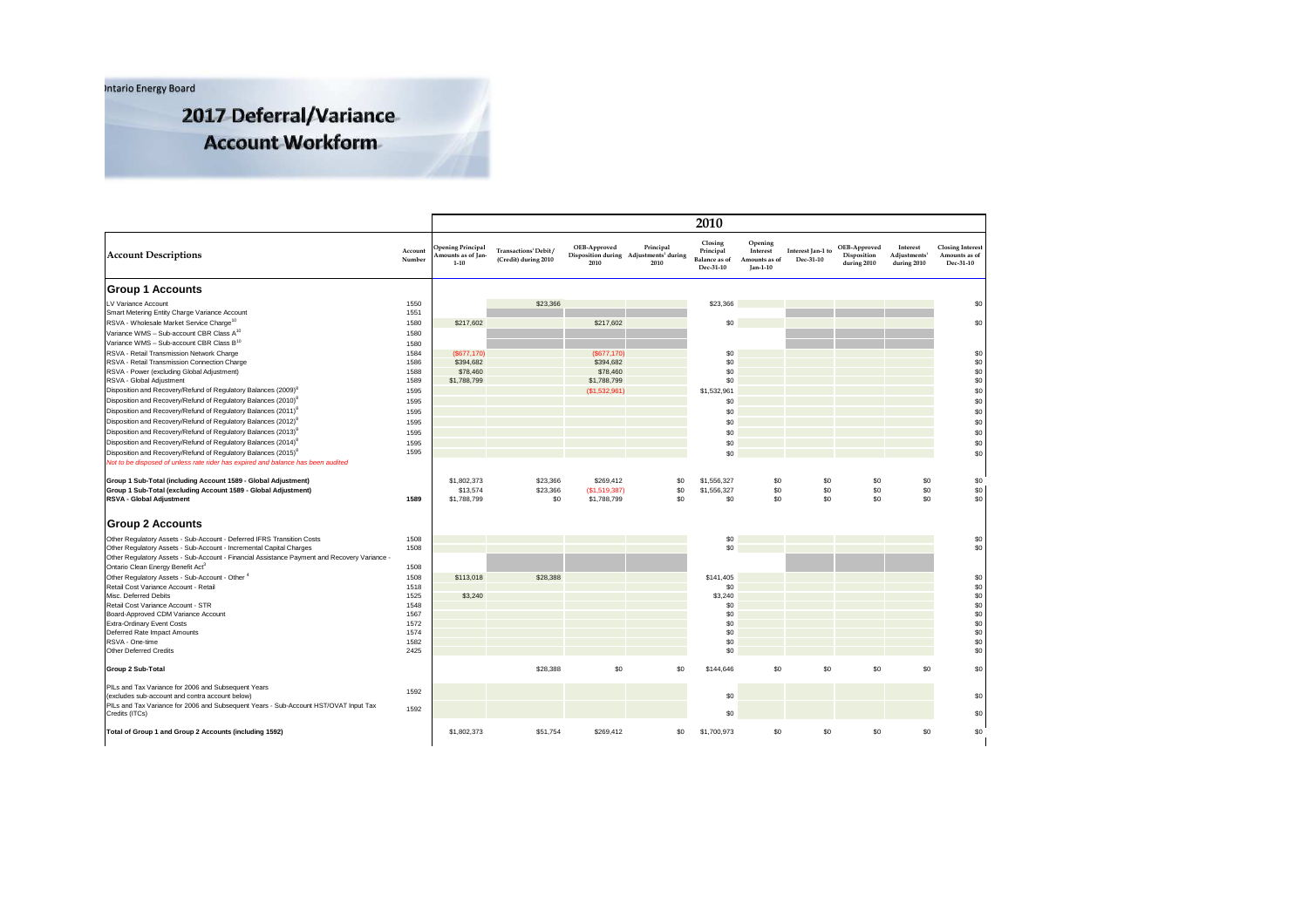Ontario Energy Board

# 2017 Deferral/Variance Account Workform

| Account Descriptions | Account Number | 2010 | | | | | | | | | |
|---|---|---|---|---|---|---|---|---|---|---|---|
| | | Opening Principal Amounts as of Jan-1-10 | Transactions¹ Debit / (Credit) during 2010 | OEB-Approved Disposition during 2010 | Principal Adjustments¹ during 2010 | Closing Principal Balance as of Dec-31-10 | Opening Interest Amounts as of Jan-1-10 | Interest Jan-1 to Dec-31-10 | OEB-Approved Disposition during 2010 | Interest Adjustments¹ during 2010 | Closing Interest Amounts as of Dec-31-10 |
| **Group 1 Accounts** | | | | | | | | | | | |
| LV Variance Account | 1550 | | $23,366 | | | $23,366 | | | | | $0 |
| Smart Metering Entity Charge Variance Account | 1551 | | | | | | | | | | |
| RSVA - Wholesale Market Service Charge[10] | 1580 | $217,602 | | $217,602 | | $0 | | | | | $0 |
| Variance WMS – Sub-account CBR Class A[10] | 1580 | | | | | | | | | | |
| Variance WMS – Sub-account CBR Class B[10] | 1580 | | | | | | | | | | |
| RSVA - Retail Transmission Network Charge | 1584 | ($677,170) | | ($677,170) | | $0 | | | | | $0 |
| RSVA - Retail Transmission Connection Charge | 1586 | $394,682 | | $394,682 | | $0 | | | | | $0 |
| RSVA - Power (excluding Global Adjustment) | 1588 | $78,460 | | $78,460 | | $0 | | | | | $0 |
| RSVA - Global Adjustment | 1589 | $1,788,799 | | $1,788,799 | | $0 | | | | | $0 |
| Disposition and Recovery/Refund of Regulatory Balances (2009)[8] | 1595 | | | ($1,532,961) | | $1,532,961 | | | | | $0 |
| Disposition and Recovery/Refund of Regulatory Balances (2010)[8] | 1595 | | | | | $0 | | | | | $0 |
| Disposition and Recovery/Refund of Regulatory Balances (2011)[8] | 1595 | | | | | $0 | | | | | $0 |
| Disposition and Recovery/Refund of Regulatory Balances (2012)[8] | 1595 | | | | | $0 | | | | | $0 |
| Disposition and Recovery/Refund of Regulatory Balances (2013)[8] | 1595 | | | | | $0 | | | | | $0 |
| Disposition and Recovery/Refund of Regulatory Balances (2014)[8] | 1595 | | | | | $0 | | | | | $0 |
| Disposition and Recovery/Refund of Regulatory Balances (2015)[8] | 1595 | | | | | $0 | | | | | $0 |
| *Not to be disposed of unless rate rider has expired and balance has been audited* | | | | | | | | | | | |
| **Group 1 Sub-Total (including Account 1589 - Global Adjustment)** | | $1,802,373 | $23,366 | $269,412 | $0 | $1,556,327 | $0 | $0 | $0 | $0 | $0 |
| **Group 1 Sub-Total (excluding Account 1589 - Global Adjustment)** | | $13,574 | $23,366 | ($1,519,387) | $0 | $1,556,327 | $0 | $0 | $0 | $0 | $0 |
| **RSVA - Global Adjustment** | **1589** | $1,788,799 | $0 | $1,788,799 | $0 | $0 | $0 | $0 | $0 | $0 | $0 |
| **Group 2 Accounts** | | | | | | | | | | | |
| Other Regulatory Assets - Sub-Account - Deferred IFRS Transition Costs | 1508 | | | | | $0 | | | | | $0 |
| Other Regulatory Assets - Sub-Account - Incremental Capital Charges | 1508 | | | | | $0 | | | | | $0 |
| Other Regulatory Assets - Sub-Account - Financial Assistance Payment and Recovery Variance - Ontario Clean Energy Benefit Act[3] | 1508 | | | | | | | | | | |
| Other Regulatory Assets - Sub-Account - Other [4] | 1508 | $113,018 | $28,388 | | | $141,405 | | | | | $0 |
| Retail Cost Variance Account - Retail | 1518 | | | | | $0 | | | | | $0 |
| Misc. Deferred Debits | 1525 | $3,240 | | | | $3,240 | | | | | $0 |
| Retail Cost Variance Account - STR | 1548 | | | | | $0 | | | | | $0 |
| Board-Approved CDM Variance Account | 1567 | | | | | $0 | | | | | $0 |
| Extra-Ordinary Event Costs | 1572 | | | | | $0 | | | | | $0 |
| Deferred Rate Impact Amounts | 1574 | | | | | $0 | | | | | $0 |
| RSVA - One-time | 1582 | | | | | $0 | | | | | $0 |
| Other Deferred Credits | 2425 | | | | | $0 | | | | | $0 |
| **Group 2 Sub-Total** | | | $28,388 | $0 | $0 | $144,646 | $0 | $0 | $0 | $0 | $0 |
| PILs and Tax Variance for 2006 and Subsequent Years (excludes sub-account and contra account below) | 1592 | | | | | $0 | | | | | $0 |
| PILs and Tax Variance for 2006 and Subsequent Years - Sub-Account HST/OVAT Input Tax Credits (ITCs) | 1592 | | | | | $0 | | | | | $0 |
| **Total of Group 1 and Group 2 Accounts (including 1592)** | | $1,802,373 | $51,754 | $269,412 | $0 | $1,700,973 | $0 | $0 | $0 | $0 | $0 |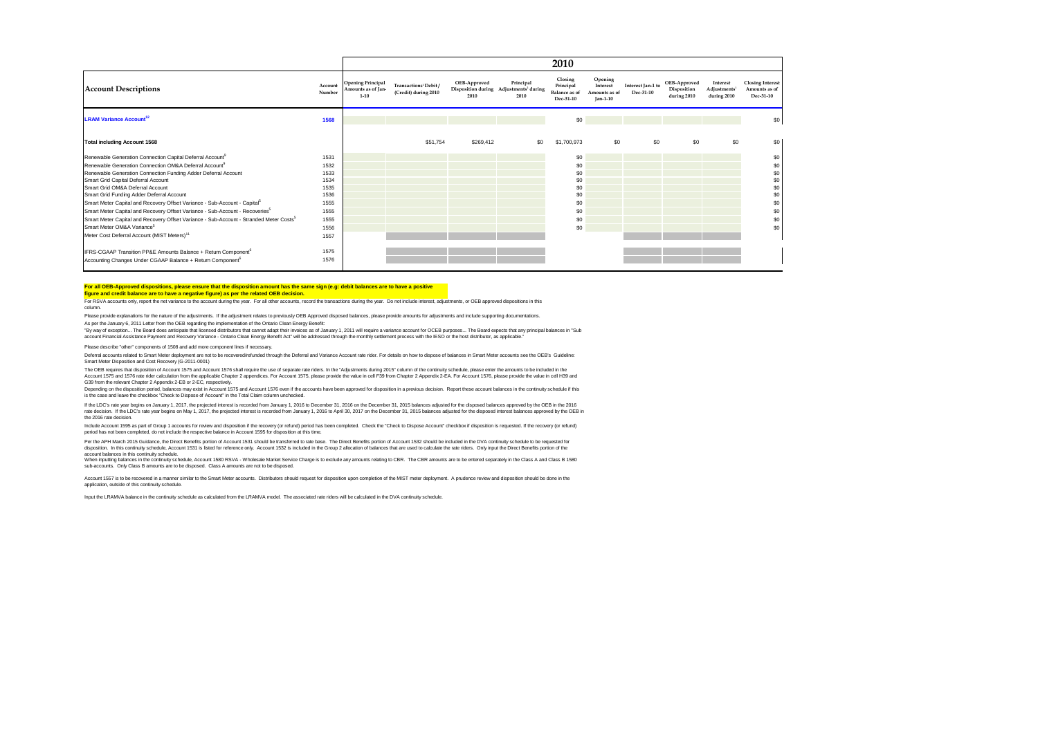| Account Descriptions | Account Number | 2010 | | | | | | | | | |
|---|---|---|---|---|---|---|---|---|---|---|---|
| | | Opening Principal Amounts as of Jan-1-10 | Transactions Debit / (Credit) during 2010 | OEB-Approved Disposition during 2010 | Principal Adjustments during 2010 | Closing Principal Balance as of Dec-31-10 | Opening Interest Amounts as of Jan-1-10 | Interest Jan-1 to Dec-31-10 | OEB-Approved Disposition during 2010 | Interest Adjustments during 2010 | Closing Interest Amounts as of Dec-31-10 |
| **LRAM Variance Account[12]** | **1568** | | | | | $0 | | | | | $0 |
| **Total including Account 1568** | | | $51,754 | $269,412 | $0 | $1,700,973 | $0 | $0 | $0 | $0 | $0 |
| Renewable Generation Connection Capital Deferral Account[9] | 1531 | | | | | $0 | | | | | $0 |
| Renewable Generation Connection OM&A Deferral Account[9] | 1532 | | | | | $0 | | | | | $0 |
| Renewable Generation Connection Funding Adder Deferral Account | 1533 | | | | | $0 | | | | | $0 |
| Smart Grid Capital Deferral Account | 1534 | | | | | $0 | | | | | $0 |
| Smart Grid OM&A Deferral Account | 1535 | | | | | $0 | | | | | $0 |
| Smart Grid Funding Adder Deferral Account | 1536 | | | | | $0 | | | | | $0 |
| Smart Meter Capital and Recovery Offset Variance - Sub-Account - Capital[5] | 1555 | | | | | $0 | | | | | $0 |
| Smart Meter Capital and Recovery Offset Variance - Sub-Account - Recoveries[5] | 1555 | | | | | $0 | | | | | $0 |
| Smart Meter Capital and Recovery Offset Variance - Sub-Account - Stranded Meter Costs[5] | 1555 | | | | | $0 | | | | | $0 |
| Smart Meter OM&A Variance[5] | 1556 | | | | | $0 | | | | | $0 |
| Meter Cost Deferral Account (MIST Meters)[11] | 1557 | | | | | | | | | | |
| IFRS-CGAAP Transition PP&E Amounts Balance + Return Component[6] | 1575 | | | | | | | | | | |
| Accounting Changes Under CGAAP Balance + Return Component[6] | 1576 | | | | | | | | | | |

**For all OEB-Approved dispositions, please ensure that the disposition amount has the same sign (e.g: debit balances are to have a positive figure and credit balance are to have a negative figure) as per the related OEB decision.**

For RSVA accounts only, report the net variance to the account during the year. For all other accounts, record the transactions during the year. Do not include interest, adjustments, or OEB approved dispositions in this column.

Please provide explanations for the nature of the adjustments. If the adjustment relates to previously OEB Approved disposed balances, please provide amounts for adjustments and include supporting documentations.

As per the January 6, 2011 Letter from the OEB regarding the implementation of the Ontario Clean Energy Benefit:

"By way of exception... The Board does anticipate that licensed distributors that cannot adapt their invoices as of January 1, 2011 will require a variance account for OCEB purposes... The Board expects that any principal balances in "Sub account Financial Assistance Payment and Recovery Variance - Ontario Clean Energy Benefit Act" will be addressed through the monthly settlement process with the IESO or the host distributor, as applicable."

Please describe "other" components of 1508 and add more component lines if necessary.

Deferral accounts related to Smart Meter deployment are not to be recovered/refunded through the Deferral and Variance Account rate rider. For details on how to dispose of balances in Smart Meter accounts see the OEB's Guideline: Smart Meter Disposition and Cost Recovery (G-2011-0001)

The OEB requires that disposition of Account 1575 and Account 1576 shall require the use of separate rate riders. In the "Adjustments during 2015" column of the continuity schedule, please enter the amounts to be included in the Account 1575 and 1576 rate rider calculation from the applicable Chapter 2 appendices. For Account 1575, please provide the value in cell F39 from Chapter 2 Appendix 2-EA. For Account 1576, please provide the value in cell H39 and G39 from the relevant Chapter 2 Appendix 2-EB or 2-EC, respectively.

Depending on the disposition period, balances may exist in Account 1575 and Account 1576 even if the accounts have been approved for disposition in a previous decision. Report these account balances in the continuity schedule if this is the case and leave the checkbox "Check to Dispose of Account" in the Total Claim column unchecked.

If the LDC's rate year begins on January 1, 2017, the projected interest is recorded from January 1, 2016 to December 31, 2016 on the December 31, 2015 balances adjusted for the disposed balances approved by the OEB in the 2016 rate decision. If the LDC's rate year begins on May 1, 2017, the projected interest is recorded from January 1, 2016 to April 30, 2017 on the December 31, 2015 balances adjusted for the disposed interest balances approved by the OEB in the 2016 rate decision.

Include Account 1595 as part of Group 1 accounts for review and disposition if the recovery (or refund) period has been completed. Check the "Check to Dispose Account" checkbox if disposition is requested. If the recovery (or refund) period has not been completed, do not include the respective balance in Account 1595 for disposition at this time.

Per the APH March 2015 Guidance, the Direct Benefits portion of Account 1531 should be transferred to rate base. The Direct Benefits portion of Account 1532 should be included in the DVA continuity schedule to be requested for disposition. In this continuity schedule, Account 1531 is listed for reference only. Account 1532 is included in the Group 2 allocation of balances that are used to calculate the rate riders. Only input the Direct Benefits portion of the account balances in this continuity schedule.

When inputting balances in the continuity schedule, Account 1580 RSVA - Wholesale Market Service Charge is to exclude any amounts relating to CBR. The CBR amounts are to be entered separately in the Class A and Class B 1580 sub-accounts. Only Class B amounts are to be disposed. Class A amounts are not to be disposed.

Account 1557 is to be recovered in a manner similar to the Smart Meter accounts. Distributors should request for disposition upon completion of the MIST meter deployment. A prudence review and disposition should be done in the application, outside of this continuity schedule.

Input the LRAMVA balance in the continuity schedule as calculated from the LRAMVA model. The associated rate riders will be calculated in the DVA continuity schedule.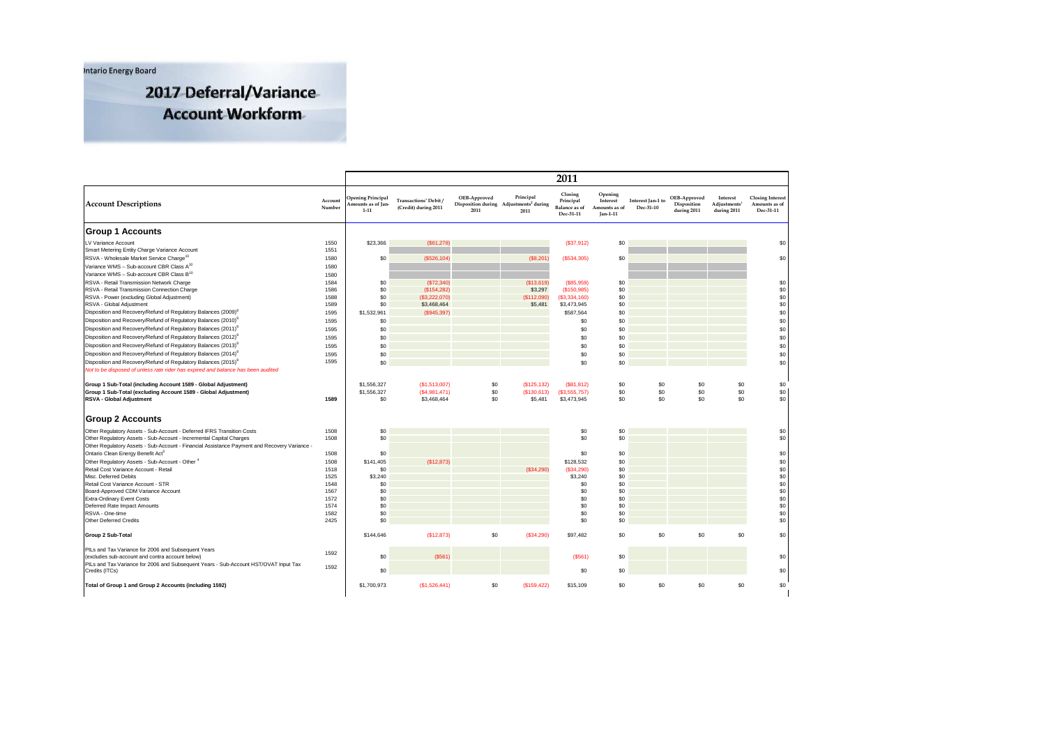Ontario Energy Board

# 2017 Deferral/Variance Account Workform

| Account Descriptions | Account Number | 2011 | | | | | | | | | |
|---|---|---|---|---|---|---|---|---|---|---|---|
| | | Opening Principal Amounts as of Jan-1-11 | Transactions[1] Debit / (Credit) during 2011 | OEB-Approved Disposition during 2011 | Principal Adjustments[1] during 2011 | Closing Principal Balance as of Dec-31-11 | Opening Interest Amounts as of Jan-1-11 | Interest Jan-1 to Dec-31-10 | OEB-Approved Disposition during 2011 | Interest Adjustments[1] during 2011 | Closing Interest Amounts as of Dec-31-11 |
| **Group 1 Accounts** | | | | | | | | | | | |
| LV Variance Account | 1550 | $23,366 | ($61,278) | | | ($37,912) | $0 | | | | $0 |
| Smart Metering Entity Charge Variance Account | 1551 | | | | | | | | | | |
| RSVA - Wholesale Market Service Charge[10] | 1580 | $0 | ($526,104) | | ($8,201) | ($534,305) | $0 | | | | $0 |
| Variance WMS – Sub-account CBR Class A[10] | 1580 | | | | | | | | | | |
| Variance WMS – Sub-account CBR Class B[10] | 1580 | | | | | | | | | | |
| RSVA - Retail Transmission Network Charge | 1584 | $0 | ($72,340) | | ($13,619) | ($85,959) | $0 | | | | $0 |
| RSVA - Retail Transmission Connection Charge | 1586 | $0 | ($154,282) | | $3,297 | ($150,985) | $0 | | | | $0 |
| RSVA - Power (excluding Global Adjustment) | 1588 | $0 | ($3,222,070) | | ($112,090) | ($3,334,160) | $0 | | | | $0 |
| RSVA - Global Adjustment | 1589 | $0 | $3,468,464 | | $5,481 | $3,473,945 | $0 | | | | $0 |
| Disposition and Recovery/Refund of Regulatory Balances (2009)[8] | 1595 | $1,532,961 | ($945,397) | | | $587,564 | $0 | | | | $0 |
| Disposition and Recovery/Refund of Regulatory Balances (2010)[8] | 1595 | $0 | | | | $0 | $0 | | | | $0 |
| Disposition and Recovery/Refund of Regulatory Balances (2011)[8] | 1595 | $0 | | | | $0 | $0 | | | | $0 |
| Disposition and Recovery/Refund of Regulatory Balances (2012)[8] | 1595 | $0 | | | | $0 | $0 | | | | $0 |
| Disposition and Recovery/Refund of Regulatory Balances (2013)[8] | 1595 | $0 | | | | $0 | $0 | | | | $0 |
| Disposition and Recovery/Refund of Regulatory Balances (2014)[8] | 1595 | $0 | | | | $0 | $0 | | | | $0 |
| Disposition and Recovery/Refund of Regulatory Balances (2015)[8] | 1595 | $0 | | | | $0 | $0 | | | | $0 |
| *Not to be disposed of unless rate rider has expired and balance has been audited* | | | | | | | | | | | |
| **Group 1 Sub-Total (including Account 1589 - Global Adjustment)** | | $1,556,327 | ($1,513,007) | $0 | ($125,132) | ($81,812) | $0 | $0 | $0 | $0 | $0 |
| **Group 1 Sub-Total (excluding Account 1589 - Global Adjustment)** | | $1,556,327 | ($4,981,471) | $0 | ($130,613) | ($3,555,757) | $0 | $0 | $0 | $0 | $0 |
| **RSVA - Global Adjustment** | **1589** | $0 | $3,468,464 | $0 | $5,481 | $3,473,945 | $0 | $0 | $0 | $0 | $0 |
| **Group 2 Accounts** | | | | | | | | | | | |
| Other Regulatory Assets - Sub-Account - Deferred IFRS Transition Costs | 1508 | $0 | | | | $0 | $0 | | | | $0 |
| Other Regulatory Assets - Sub-Account - Incremental Capital Charges | 1508 | $0 | | | | $0 | $0 | | | | $0 |
| Other Regulatory Assets - Sub-Account - Financial Assistance Payment and Recovery Variance - Ontario Clean Energy Benefit Act[3] | 1508 | $0 | | | | $0 | $0 | | | | $0 |
| Other Regulatory Assets - Sub-Account - Other[4] | 1508 | $141,405 | ($12,873) | | | $128,532 | $0 | | | | $0 |
| Retail Cost Variance Account - Retail | 1518 | $0 | | | ($34,290) | ($34,290) | $0 | | | | $0 |
| Misc. Deferred Debits | 1525 | $3,240 | | | | $3,240 | $0 | | | | $0 |
| Retail Cost Variance Account - STR | 1548 | $0 | | | | $0 | $0 | | | | $0 |
| Board-Approved CDM Variance Account | 1567 | $0 | | | | $0 | $0 | | | | $0 |
| Extra-Ordinary Event Costs | 1572 | $0 | | | | $0 | $0 | | | | $0 |
| Deferred Rate Impact Amounts | 1574 | $0 | | | | $0 | $0 | | | | $0 |
| RSVA - One-time | 1582 | $0 | | | | $0 | $0 | | | | $0 |
| Other Deferred Credits | 2425 | $0 | | | | $0 | $0 | | | | $0 |
| **Group 2 Sub-Total** | | $144,646 | ($12,873) | $0 | ($34,290) | $97,482 | $0 | $0 | $0 | $0 | $0 |
| PILs and Tax Variance for 2006 and Subsequent Years (excludes sub-account and contra account below) | 1592 | $0 | ($561) | | | ($561) | $0 | | | | $0 |
| PILs and Tax Variance for 2006 and Subsequent Years - Sub-Account HST/OVAT Input Tax Credits (ITCs) | 1592 | $0 | | | | $0 | $0 | | | | $0 |
| **Total of Group 1 and Group 2 Accounts (including 1592)** | | $1,700,973 | ($1,526,441) | $0 | ($159,422) | $15,109 | $0 | $0 | $0 | $0 | $0 |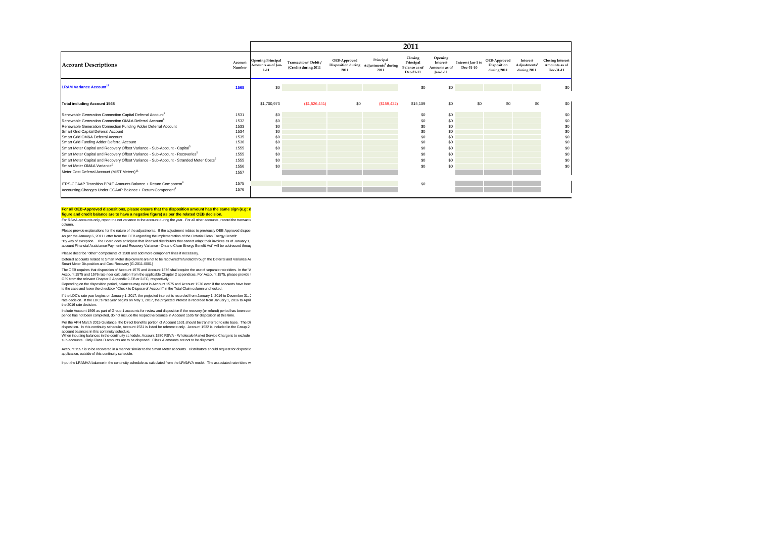| Account Descriptions | Account Number | 2011 | | | | | | | | | |
|---|---|---|---|---|---|---|---|---|---|---|---|
| | | Opening Principal Amounts as of Jan-1-11 | Transactions Debit / (Credit) during 2011 | OEB-Approved Disposition during 2011 | Principal Adjustments[1] during 2011 | Closing Principal Balance as of Dec-31-11 | Opening Interest Amounts as of Jan-1-11 | Interest Jan-1 to Dec-31-10 | OEB-Approved Disposition during 2011 | Interest Adjustments[1] during 2011 | Closing Interest Amounts as of Dec-31-11 |
| LRAM Variance Account[12] | 1568 | $0 | | | | $0 | $0 | | | | $0 |
| Total including Account 1568 | | $1,700,973 | ($1,526,441) | $0 | ($159,422) | $15,109 | $0 | $0 | $0 | $0 | $0 |
| Renewable Generation Connection Capital Deferral Account[9] | 1531 | $0 | | | | $0 | $0 | | | | $0 |
| Renewable Generation Connection OM&A Deferral Account[9] | 1532 | $0 | | | | $0 | $0 | | | | $0 |
| Renewable Generation Connection Funding Adder Deferral Account | 1533 | $0 | | | | $0 | $0 | | | | $0 |
| Smart Grid Capital Deferral Account | 1534 | $0 | | | | $0 | $0 | | | | $0 |
| Smart Grid OM&A Deferral Account | 1535 | $0 | | | | $0 | $0 | | | | $0 |
| Smart Grid Funding Adder Deferral Account | 1536 | $0 | | | | $0 | $0 | | | | $0 |
| Smart Meter Capital and Recovery Offset Variance - Sub-Account - Capital[5] | 1555 | $0 | | | | $0 | $0 | | | | $0 |
| Smart Meter Capital and Recovery Offset Variance - Sub-Account - Recoveries[5] | 1555 | $0 | | | | $0 | $0 | | | | $0 |
| Smart Meter Capital and Recovery Offset Variance - Sub-Account - Stranded Meter Costs[5] | 1555 | $0 | | | | $0 | $0 | | | | $0 |
| Smart Meter OM&A Variance[5] | 1556 | $0 | | | | $0 | $0 | | | | $0 |
| Meter Cost Deferral Account (MIST Meters)[11] | 1557 | | | | | | | | | | |
| IFRS-CGAAP Transition PP&E Amounts Balance + Return Component[6] | 1575 | | | | | $0 | | | | | |
| Accounting Changes Under CGAAP Balance + Return Component[6] | 1576 | | | | | | | | | | |

**For all OEB-Approved dispositions, please ensure that the disposition amount has the same sign (e.g: d figure and credit balance are to have a negative figure) as per the related OEB decision.**

For RSVA accounts only, report the net variance to the account during the year. For all other accounts, record the transacti column.

Please provide explanations for the nature of the adjustments. If the adjustment relates to previously OEB Approved dispos

As per the January 6, 2011 Letter from the OEB regarding the implementation of the Ontario Clean Energy Benefit:
"By way of exception... The Board does anticipate that licensed distributors that cannot adapt their invoices as of January 1, account Financial Assistance Payment and Recovery Variance - Ontario Clean Energy Benefit Act" will be addressed throu

Please describe "other" components of 1508 and add more component lines if necessary.

Deferral accounts related to Smart Meter deployment are not to be recovered/refunded through the Deferral and Variance A Smart Meter Disposition and Cost Recovery (G-2011-0001)

The OEB requires that disposition of Account 1575 and Account 1576 shall require the use of separate rate riders. In the "A Account 1575 and 1576 rate rider calculation from the applicable Chapter 2 appendices. For Account 1575, please provide G39 from the relevant Chapter 2 Appendix 2-EB or 2-EC, respectively.
Depending on the disposition period, balances may exist in Account 1575 and Account 1576 even if the accounts have bee is the case and leave the checkbox "Check to Dispose of Account" in the Total Claim column unchecked.

If the LDC's rate year begins on January 1, 2017, the projected interest is recorded from January 1, 2016 to December 31, rate decision. If the LDC's rate year begins on May 1, 2017, the projected interest is recorded from January 1, 2016 to April the 2016 rate decision.

Include Account 1595 as part of Group 1 accounts for review and disposition if the recovery (or refund) period has been co period has not been completed, do not include the respective balance in Account 1595 for disposition at this time.

Per the APH March 2015 Guidance, the Direct Benefits portion of Account 1531 should be transferred to rate base. The Di disposition. In this continuity schedule, Account 1531 is listed for reference only. Account 1532 is included in the Group 2 account balances in this continuity schedule.
When inputting balances in the continuity schedule, Account 1580 RSVA - Wholesale Market Service Charge is to exclude sub-accounts. Only Class B amounts are to be disposed. Class A amounts are not to be disposed.

Account 1557 is to be recovered in a manner similar to the Smart Meter accounts. Distributors should request for dispositio application, outside of this continuity schedule.

Input the LRAMVA balance in the continuity schedule as calculated from the LRAMVA model. The associated rate riders w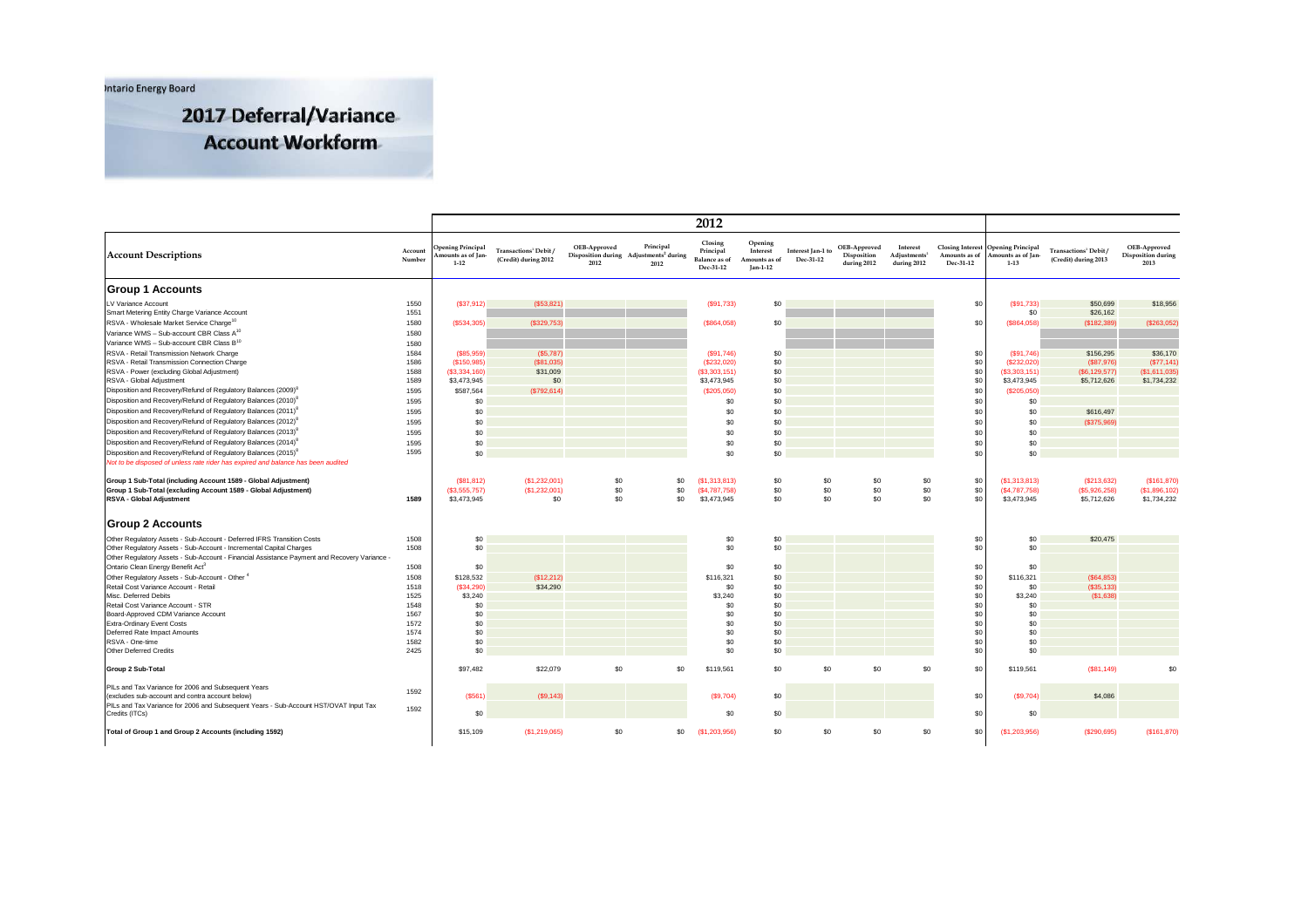Ontario Energy Board

# 2017 Deferral/Variance Account Workform

| Account Descriptions | Account Number | 2012 | | | | | | | | | | 2013 | | |
|---|---|---|---|---|---|---|---|---|---|---|---|---|---|---|
| | | Opening Principal Amounts as of Jan-1-12 | Transactions[1] Debit / (Credit) during 2012 | OEB-Approved Disposition during 2012 | Principal Adjustments[1] during 2012 | Closing Principal Balance as of Dec-31-12 | Opening Interest Amounts as of Jan-1-12 | Interest Jan-1 to Dec-31-12 | OEB-Approved Disposition during 2012 | Interest Adjustments[1] during 2012 | Closing Interest Amounts as of Dec-31-12 | Opening Principal Amounts as of Jan-1-13 | Transactions[1] Debit / (Credit) during 2013 | OEB-Approved Disposition during 2013 |
| **Group 1 Accounts** | | | | | | | | | | | | | | |
| LV Variance Account | 1550 | ($37,912) | ($53,821) | | | ($91,733) | $0 | | | | $0 | ($91,733) | $50,699 | $18,956 |
| Smart Metering Entity Charge Variance Account | 1551 | | | | | | | | | | | $0 | $26,162 | |
| RSVA - Wholesale Market Service Charge[10] | 1580 | ($534,305) | ($329,753) | | | ($864,058) | $0 | | | | $0 | ($864,058) | ($182,389) | ($263,052) |
| Variance WMS – Sub-account CBR Class A[10] | 1580 | | | | | | | | | | | | | |
| Variance WMS – Sub-account CBR Class B[10] | 1580 | | | | | | | | | | | | | |
| RSVA - Retail Transmission Network Charge | 1584 | ($85,959) | ($5,787) | | | ($91,746) | $0 | | | | $0 | ($91,746) | $156,295 | $36,170 |
| RSVA - Retail Transmission Connection Charge | 1586 | ($150,985) | ($81,035) | | | ($232,020) | $0 | | | | $0 | ($232,020) | ($87,976) | ($77,141) |
| RSVA - Power (excluding Global Adjustment) | 1588 | ($3,334,160) | $31,009 | | | ($3,303,151) | $0 | | | | $0 | ($3,303,151) | ($6,129,577) | ($1,611,035) |
| RSVA - Global Adjustment | 1589 | $3,473,945 | $0 | | | $3,473,945 | $0 | | | | $0 | $3,473,945 | $5,712,626 | $1,734,232 |
| Disposition and Recovery/Refund of Regulatory Balances (2009)[8] | 1595 | $587,564 | ($792,614) | | | ($205,050) | $0 | | | | $0 | ($205,050) | | |
| Disposition and Recovery/Refund of Regulatory Balances (2010)[8] | 1595 | $0 | | | | $0 | $0 | | | | $0 | $0 | | |
| Disposition and Recovery/Refund of Regulatory Balances (2011)[8] | 1595 | $0 | | | | $0 | $0 | | | | $0 | $0 | $616,497 | |
| Disposition and Recovery/Refund of Regulatory Balances (2012)[8] | 1595 | $0 | | | | $0 | $0 | | | | $0 | $0 | ($375,969) | |
| Disposition and Recovery/Refund of Regulatory Balances (2013)[8] | 1595 | $0 | | | | $0 | $0 | | | | $0 | $0 | | |
| Disposition and Recovery/Refund of Regulatory Balances (2014)[8] | 1595 | $0 | | | | $0 | $0 | | | | $0 | $0 | | |
| Disposition and Recovery/Refund of Regulatory Balances (2015)[8] | 1595 | $0 | | | | $0 | $0 | | | | $0 | $0 | | |
| *Not to be disposed of unless rate rider has expired and balance has been audited* | | | | | | | | | | | | | | |
| Group 1 Sub-Total (including Account 1589 - Global Adjustment) | | ($81,812) | ($1,232,001) | $0 | $0 | ($1,313,813) | $0 | $0 | $0 | $0 | $0 | ($1,313,813) | ($213,632) | ($161,870) |
| Group 1 Sub-Total (excluding Account 1589 - Global Adjustment) | | ($3,555,757) | ($1,232,001) | $0 | $0 | ($4,787,758) | $0 | $0 | $0 | $0 | $0 | ($4,787,758) | ($5,926,258) | ($1,896,102) |
| **RSVA - Global Adjustment** | **1589** | $3,473,945 | $0 | $0 | $0 | $3,473,945 | $0 | $0 | $0 | $0 | $0 | $3,473,945 | $5,712,626 | $1,734,232 |
| **Group 2 Accounts** | | | | | | | | | | | | | | |
| Other Regulatory Assets - Sub-Account - Deferred IFRS Transition Costs | 1508 | $0 | | | | $0 | $0 | | | | $0 | $0 | $20,475 | |
| Other Regulatory Assets - Sub-Account - Incremental Capital Charges | 1508 | $0 | | | | $0 | $0 | | | | $0 | $0 | | |
| Other Regulatory Assets - Sub-Account - Financial Assistance Payment and Recovery Variance - Ontario Clean Energy Benefit Act[3] | 1508 | $0 | | | | $0 | $0 | | | | $0 | $0 | | |
| Other Regulatory Assets - Sub-Account - Other[4] | 1508 | $128,532 | ($12,212) | | | $116,321 | $0 | | | | $0 | $116,321 | ($64,853) | |
| Retail Cost Variance Account - Retail | 1518 | ($34,290) | $34,290 | | | $0 | $0 | | | | $0 | $0 | ($35,133) | |
| Misc. Deferred Debits | 1525 | $3,240 | | | | $3,240 | $0 | | | | $0 | $3,240 | ($1,638) | |
| Retail Cost Variance Account - STR | 1548 | $0 | | | | $0 | $0 | | | | $0 | $0 | | |
| Board-Approved CDM Variance Account | 1567 | $0 | | | | $0 | $0 | | | | $0 | $0 | | |
| Extra-Ordinary Event Costs | 1572 | $0 | | | | $0 | $0 | | | | $0 | $0 | | |
| Deferred Rate Impact Amounts | 1574 | $0 | | | | $0 | $0 | | | | $0 | $0 | | |
| RSVA - One-time | 1582 | $0 | | | | $0 | $0 | | | | $0 | $0 | | |
| Other Deferred Credits | 2425 | $0 | | | | $0 | $0 | | | | $0 | $0 | | |
| **Group 2 Sub-Total** | | $97,482 | $22,079 | $0 | $0 | $119,561 | $0 | $0 | $0 | $0 | $0 | $119,561 | ($81,149) | $0 |
| PILs and Tax Variance for 2006 and Subsequent Years (excludes sub-account and contra account below) | 1592 | ($561) | ($9,143) | | | ($9,704) | $0 | | | | $0 | ($9,704) | $4,086 | |
| PILs and Tax Variance for 2006 and Subsequent Years - Sub-Account HST/OVAT Input Tax Credits (ITCs) | 1592 | $0 | | | | $0 | $0 | | | | $0 | $0 | | |
| **Total of Group 1 and Group 2 Accounts (including 1592)** | | $15,109 | ($1,219,065) | $0 | $0 | ($1,203,956) | $0 | $0 | $0 | $0 | $0 | ($1,203,956) | ($290,695) | ($161,870) |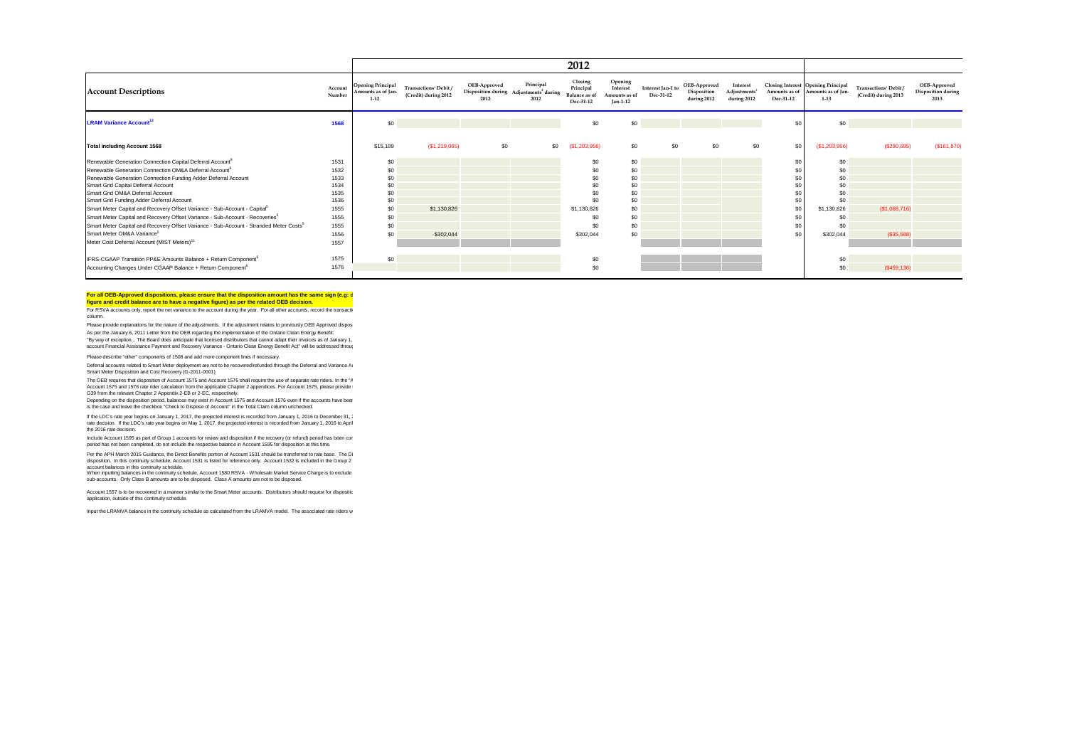| Account Descriptions | Account Number | 2012 | | | | | | | | | | 2013 | | |
|---|---|---|---|---|---|---|---|---|---|---|---|---|---|---|
| | | Opening Principal Amounts as of Jan-1-12 | Transactions Debit / (Credit) during 2012 | OEB-Approved Disposition during 2012 | Principal Adjustments during 2012 | Closing Principal Balance as of Dec-31-12 | Opening Interest Amounts as of Jan-1-12 | Interest Jan-1 to Dec-31-12 | OEB-Approved Disposition during 2012 | Interest Adjustments during 2012 | Closing Interest Amounts as of Dec-31-12 | Opening Principal Amounts as of Jan-1-13 | Transactions Debit / (Credit) during 2013 | OEB-Approved Disposition during 2013 |
| **LRAM Variance Account**[12] | **1568** | $0 | | | | $0 | $0 | | | | $0 | $0 | | |
| **Total including Account 1568** | | $15,109 | ($1,219,065) | $0 | $0 | ($1,203,956) | $0 | $0 | $0 | $0 | $0 | ($1,203,956) | ($290,695) | ($161,870) |
| Renewable Generation Connection Capital Deferral Account[9] | 1531 | $0 | | | | $0 | $0 | | | | $0 | $0 | | |
| Renewable Generation Connection OM&A Deferral Account[9] | 1532 | $0 | | | | $0 | $0 | | | | $0 | $0 | | |
| Renewable Generation Connection Funding Adder Deferral Account | 1533 | $0 | | | | $0 | $0 | | | | $0 | $0 | | |
| Smart Grid Capital Deferral Account | 1534 | $0 | | | | $0 | $0 | | | | $0 | $0 | | |
| Smart Grid OM&A Deferral Account | 1535 | $0 | | | | $0 | $0 | | | | $0 | $0 | | |
| Smart Grid Funding Adder Deferral Account | 1536 | $0 | | | | $0 | $0 | | | | $0 | $0 | | |
| Smart Meter Capital and Recovery Offset Variance - Sub-Account - Capital[5] | 1555 | $0 | $1,130,826 | | | $1,130,826 | $0 | | | | $0 | $1,130,826 | ($1,068,716) | |
| Smart Meter Capital and Recovery Offset Variance - Sub-Account - Recoveries[5] | 1555 | $0 | | | | $0 | $0 | | | | $0 | $0 | | |
| Smart Meter Capital and Recovery Offset Variance - Sub-Account - Stranded Meter Costs[5] | 1555 | $0 | | | | $0 | $0 | | | | $0 | $0 | | |
| Smart Meter OM&A Variance[5] | 1556 | $0 | $302,044 | | | $302,044 | $0 | | | | $0 | $302,044 | ($35,588) | |
| Meter Cost Deferral Account (MIST Meters)[11] | 1557 | | | | | | | | | | | | | |
| IFRS-CGAAP Transition PP&E Amounts Balance + Return Component[6] | 1575 | $0 | | | | $0 | | | | | | $0 | | |
| Accounting Changes Under CGAAP Balance + Return Component[6] | 1576 | | | | | $0 | | | | | | $0 | ($459,136) | |

**For all OEB-Approved dispositions, please ensure that the disposition amount has the same sign (e.g: d figure and credit balance are to have a negative figure) as per the related OEB decision.**

For RSVA accounts only, report the net variance to the account during the year. For all other accounts, record the transacti column.

Please provide explanations for the nature of the adjustments. If the adjustment relates to previously OEB Approved dispos

As per the January 6, 2011 Letter from the OEB regarding the implementation of the Ontario Clean Energy Benefit: "By way of exception... The Board does anticipate that licensed distributors that cannot adapt their invoices as of January 1, account Financial Assistance Payment and Recovery Variance - Ontario Clean Energy Benefit Act" will be addressed throu

Please describe "other" components of 1508 and add more component lines if necessary.

Deferral accounts related to Smart Meter deployment are not to be recovered/refunded through the Deferral and Variance Ac Smart Meter Disposition and Cost Recovery (G-2011-0001)

The OEB requires that disposition of Account 1575 and Account 1576 shall require the use of separate rate riders. In the "A Account 1575 and 1576 rate rider calculation from the applicable Chapter 2 appendices. For Account 1575, please provide G39 from the relevant Chapter 2 Appendix 2-EB or 2-EC, respectively.

Depending on the disposition period, balances may exist in Account 1575 and Account 1576 even if the accounts have beer is the case and leave the checkbox "Check to Dispose of Account" in the Total Claim column unchecked.

If the LDC's rate year begins on January 1, 2017, the projected interest is recorded from January 1, 2016 to December 31, rate decision. If the LDC's rate year begins on May 1, 2017, the projected interest is recorded from January 1, 2016 to April the 2016 rate decision.

Include Account 1595 as part of Group 1 accounts for review and disposition if the recovery (or refund) period has been cor period has not been completed, do not include the respective balance in Account 1595 for disposition at this time.

Per the APH March 2015 Guidance, the Direct Benefits portion of Account 1531 should be transferred to rate base. The Di disposition. In this continuity schedule, Account 1531 is listed for reference only. Account 1532 is included in the Group 2 account balances in this continuity schedule.

When inputting balances in the continuity schedule, Account 1580 RSVA - Wholesale Market Service Charge is to exclude sub-accounts. Only Class B amounts are to be disposed. Class A amounts are not to be disposed.

Account 1557 is to be recovered in a manner similar to the Smart Meter accounts. Distributors should request for dispositic application, outside of this continuity schedule.

Input the LRAMVA balance in the continuity schedule as calculated from the LRAMVA model. The associated rate riders w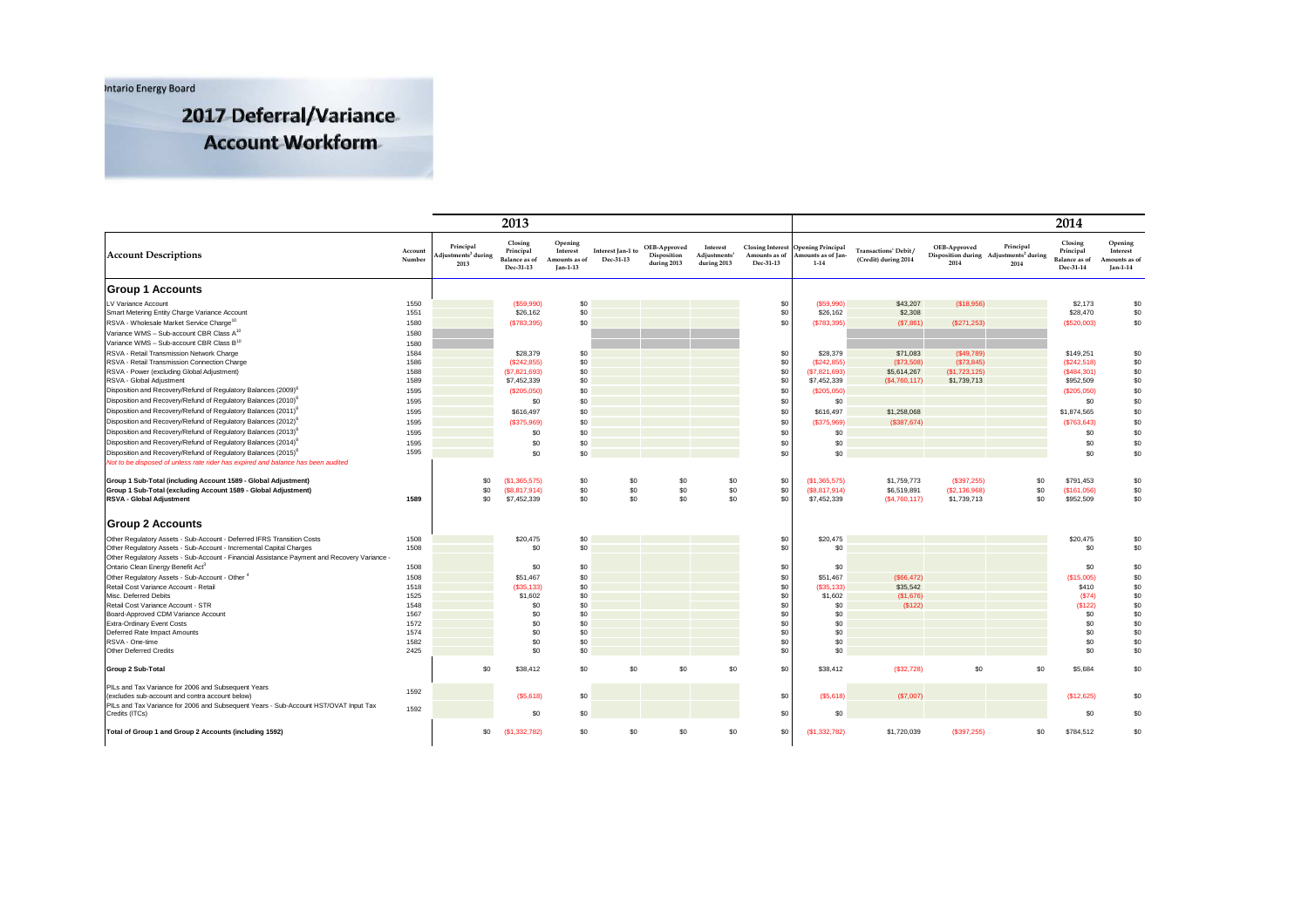Ontario Energy Board

# 2017 Deferral/Variance Account Workform

| Account Descriptions | Account Number | 2013 | | | | | | | 2014 | | | | | |
|---|---|---|---|---|---|---|---|---|---|---|---|---|---|---|
| | | Principal Adjustments[1] during 2013 | Closing Principal Balance as of Dec-31-13 | Opening Interest Amounts as of Jan-1-13 | Interest Jan-1 to Dec-31-13 | OEB-Approved Disposition during 2013 | Interest Adjustments[1] during 2013 | Closing Interest Amounts as of Dec-31-13 | Opening Principal Amounts as of Jan-1-14 | Transactions[1] Debit / (Credit) during 2014 | OEB-Approved Disposition during 2014 | Principal Adjustments[1] during 2014 | Closing Principal Balance as of Dec-31-14 | Opening Interest Amounts as of Jan-1-14 |
| **Group 1 Accounts** | | | | | | | | | | | | | | |
| LV Variance Account | 1550 | | ($59,990) | $0 | | | | $0 | ($59,990) | $43,207 | ($18,956) | | $2,173 | $0 |
| Smart Metering Entity Charge Variance Account | 1551 | | $26,162 | $0 | | | | $0 | $26,162 | $2,308 | | | $28,470 | $0 |
| RSVA - Wholesale Market Service Charge[10] | 1580 | | ($783,395) | $0 | | | | $0 | ($783,395) | ($7,861) | ($271,253) | | ($520,003) | $0 |
| Variance WMS – Sub-account CBR Class A[10] | 1580 | | | | | | | | | | | | | |
| Variance WMS – Sub-account CBR Class B[10] | 1580 | | | | | | | | | | | | | |
| RSVA - Retail Transmission Network Charge | 1584 | | $28,379 | $0 | | | | $0 | $28,379 | $71,083 | ($49,789) | | $149,251 | $0 |
| RSVA - Retail Transmission Connection Charge | 1586 | | ($242,855) | $0 | | | | $0 | ($242,855) | ($73,508) | ($73,845) | | ($242,518) | $0 |
| RSVA - Power (excluding Global Adjustment) | 1588 | | ($7,821,693) | $0 | | | | $0 | ($7,821,693) | $5,614,267 | ($1,723,125) | | ($484,301) | $0 |
| RSVA - Global Adjustment | 1589 | | $7,452,339 | $0 | | | | $0 | $7,452,339 | ($4,760,117) | $1,739,713 | | $952,509 | $0 |
| Disposition and Recovery/Refund of Regulatory Balances (2009)[8] | 1595 | | ($205,050) | $0 | | | | $0 | ($205,050) | | | | ($205,050) | $0 |
| Disposition and Recovery/Refund of Regulatory Balances (2010)[8] | 1595 | | $0 | $0 | | | | $0 | $0 | | | | $0 | $0 |
| Disposition and Recovery/Refund of Regulatory Balances (2011)[8] | 1595 | | $616,497 | $0 | | | | $0 | $616,497 | $1,258,068 | | | $1,874,565 | $0 |
| Disposition and Recovery/Refund of Regulatory Balances (2012)[8] | 1595 | | ($375,969) | $0 | | | | $0 | ($375,969) | ($387,674) | | | ($763,643) | $0 |
| Disposition and Recovery/Refund of Regulatory Balances (2013)[8] | 1595 | | $0 | $0 | | | | $0 | $0 | | | | $0 | $0 |
| Disposition and Recovery/Refund of Regulatory Balances (2014)[8] | 1595 | | $0 | $0 | | | | $0 | $0 | | | | $0 | $0 |
| Disposition and Recovery/Refund of Regulatory Balances (2015)[8] | 1595 | | $0 | $0 | | | | $0 | $0 | | | | $0 | $0 |
| *Not to be disposed of unless rate rider has expired and balance has been audited* | | | | | | | | | | | | | | |
| **Group 1 Sub-Total (including Account 1589 - Global Adjustment)** | | $0 | ($1,365,575) | $0 | $0 | $0 | $0 | $0 | ($1,365,575) | $1,759,773 | ($397,255) | $0 | $791,453 | $0 |
| **Group 1 Sub-Total (excluding Account 1589 - Global Adjustment)** | | $0 | ($8,817,914) | $0 | $0 | $0 | $0 | $0 | ($8,817,914) | $6,519,891 | ($2,136,968) | $0 | ($161,056) | $0 |
| **RSVA - Global Adjustment** | **1589** | $0 | $7,452,339 | $0 | $0 | $0 | $0 | $0 | $7,452,339 | ($4,760,117) | $1,739,713 | $0 | $952,509 | $0 |
| **Group 2 Accounts** | | | | | | | | | | | | | | |
| Other Regulatory Assets - Sub-Account - Deferred IFRS Transition Costs | 1508 | | $20,475 | $0 | | | | $0 | $20,475 | | | | $20,475 | $0 |
| Other Regulatory Assets - Sub-Account - Incremental Capital Charges | 1508 | | $0 | $0 | | | | $0 | $0 | | | | $0 | $0 |
| Other Regulatory Assets - Sub-Account - Financial Assistance Payment and Recovery Variance - Ontario Clean Energy Benefit Act[3] | 1508 | | $0 | $0 | | | | $0 | $0 | | | | $0 | $0 |
| Other Regulatory Assets - Sub-Account - Other[4] | 1508 | | $51,467 | $0 | | | | $0 | $51,467 | ($66,472) | | | ($15,005) | $0 |
| Retail Cost Variance Account - Retail | 1518 | | ($35,133) | $0 | | | | $0 | ($35,133) | $35,542 | | | $410 | $0 |
| Misc. Deferred Debits | 1525 | | $1,602 | $0 | | | | $0 | $1,602 | ($1,676) | | | ($74) | $0 |
| Retail Cost Variance Account - STR | 1548 | | $0 | $0 | | | | $0 | $0 | ($122) | | | ($122) | $0 |
| Board-Approved CDM Variance Account | 1567 | | $0 | $0 | | | | $0 | $0 | | | | $0 | $0 |
| Extra-Ordinary Event Costs | 1572 | | $0 | $0 | | | | $0 | $0 | | | | $0 | $0 |
| Deferred Rate Impact Amounts | 1574 | | $0 | $0 | | | | $0 | $0 | | | | $0 | $0 |
| RSVA - One-time | 1582 | | $0 | $0 | | | | $0 | $0 | | | | $0 | $0 |
| Other Deferred Credits | 2425 | | $0 | $0 | | | | $0 | $0 | | | | $0 | $0 |
| **Group 2 Sub-Total** | | $0 | $38,412 | $0 | $0 | $0 | $0 | $0 | $38,412 | ($32,728) | $0 | $0 | $5,684 | $0 |
| PILs and Tax Variance for 2006 and Subsequent Years (excludes sub-account and contra account below) | 1592 | | ($5,618) | $0 | | | | $0 | ($5,618) | ($7,007) | | | ($12,625) | $0 |
| PILs and Tax Variance for 2006 and Subsequent Years - Sub-Account HST/OVAT Input Tax Credits (ITCs) | 1592 | | $0 | $0 | | | | $0 | $0 | | | | $0 | $0 |
| **Total of Group 1 and Group 2 Accounts (including 1592)** | | $0 | ($1,332,782) | $0 | $0 | $0 | $0 | $0 | ($1,332,782) | $1,720,039 | ($397,255) | $0 | $784,512 | $0 |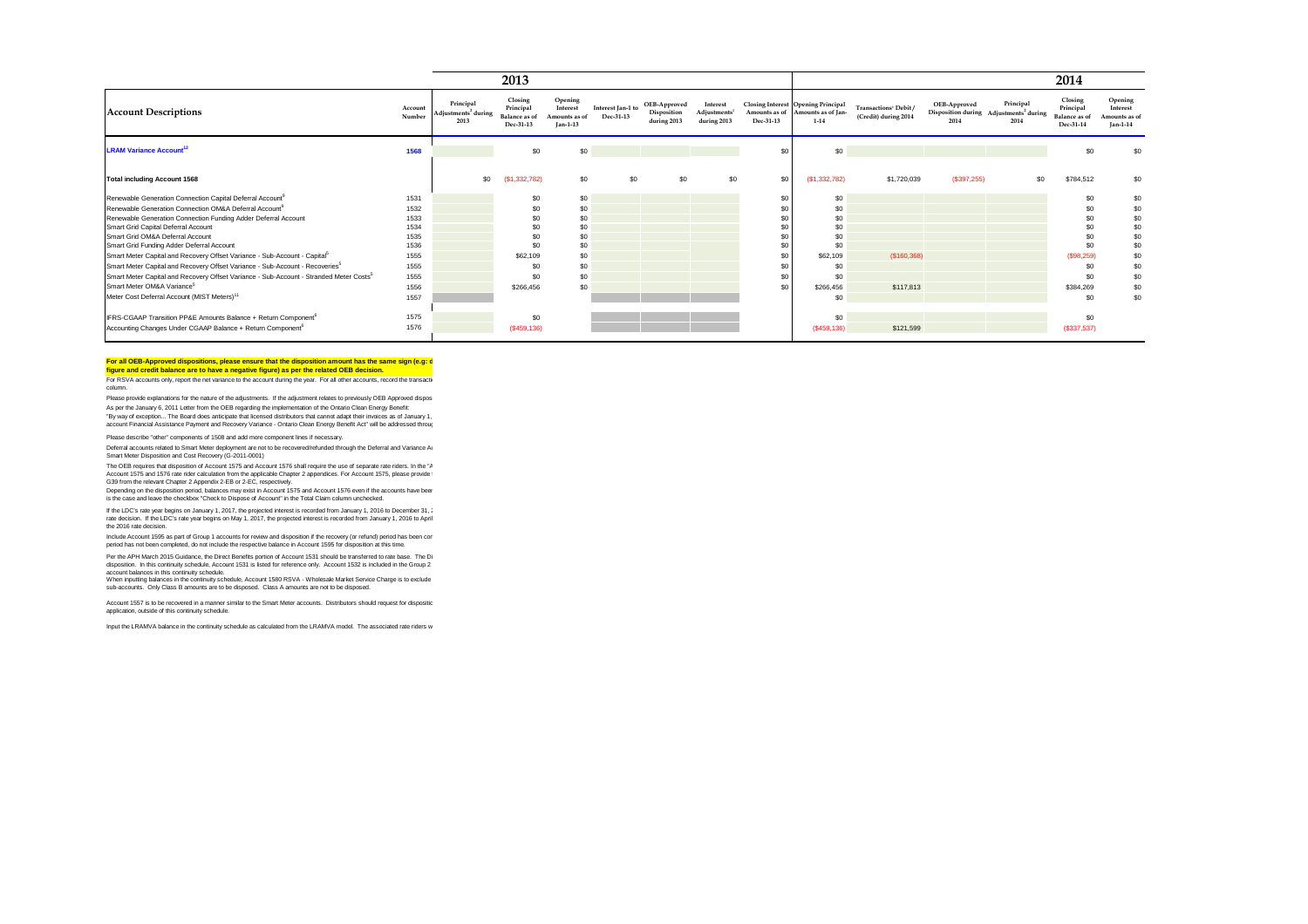| Account Descriptions | Account Number | 2013 Principal Adjustments[1] during 2013 | 2013 Closing Principal Balance as of Dec-31-13 | 2013 Opening Interest Amounts as of Jan-1-13 | 2013 Interest Jan-1 to Dec-31-13 | 2013 OEB-Approved Disposition during 2013 | 2013 Interest Adjustments[1] during 2013 | 2013 Closing Interest Amounts as of Dec-31-13 | 2014 Opening Principal Amounts as of Jan-1-14 | 2014 Transactions[2] Debit / (Credit) during 2014 | 2014 OEB-Approved Disposition during 2014 | 2014 Principal Adjustments[1] during 2014 | 2014 Closing Principal Balance as of Dec-31-14 | 2014 Opening Interest Amounts as of Jan-1-14 |
|---|---|---|---|---|---|---|---|---|---|---|---|---|---|---|
| LRAM Variance Account[12] | 1568 | | $0 | $0 | | | | $0 | $0 | | | | $0 | $0 |
| Total including Account 1568 | | $0 | ($1,332,782) | $0 | $0 | $0 | $0 | $0 | ($1,332,782) | $1,720,039 | ($397,255) | $0 | $784,512 | $0 |
| Renewable Generation Connection Capital Deferral Account[9] | 1531 | | $0 | $0 | | | | $0 | $0 | | | | $0 | $0 |
| Renewable Generation Connection OM&A Deferral Account[9] | 1532 | | $0 | $0 | | | | $0 | $0 | | | | $0 | $0 |
| Renewable Generation Connection Funding Adder Deferral Account | 1533 | | $0 | $0 | | | | $0 | $0 | | | | $0 | $0 |
| Smart Grid Capital Deferral Account | 1534 | | $0 | $0 | | | | $0 | $0 | | | | $0 | $0 |
| Smart Grid OM&A Deferral Account | 1535 | | $0 | $0 | | | | $0 | $0 | | | | $0 | $0 |
| Smart Grid Funding Adder Deferral Account | 1536 | | $0 | $0 | | | | $0 | $0 | | | | $0 | $0 |
| Smart Meter Capital and Recovery Offset Variance - Sub-Account - Capital[5] | 1555 | | $62,109 | $0 | | | | $0 | $62,109 | ($160,368) | | | ($98,259) | $0 |
| Smart Meter Capital and Recovery Offset Variance - Sub-Account - Recoveries[5] | 1555 | | $0 | $0 | | | | $0 | $0 | | | | $0 | $0 |
| Smart Meter Capital and Recovery Offset Variance - Sub-Account - Stranded Meter Costs[5] | 1555 | | $0 | $0 | | | | $0 | $0 | | | | $0 | $0 |
| Smart Meter OM&A Variance[5] | 1556 | | $266,456 | $0 | | | | $0 | $266,456 | $117,813 | | | $384,269 | $0 |
| Meter Cost Deferral Account (MIST Meters)[11] | 1557 | | | | | | | | $0 | | | | $0 | $0 |
| IFRS-CGAAP Transition PP&E Amounts Balance + Return Component[6] | 1575 | | $0 | | | | | | $0 | | | | $0 | |
| Accounting Changes Under CGAAP Balance + Return Component[6] | 1576 | | ($459,136) | | | | | | ($459,136) | $121,599 | | | ($337,537) | |

**For all OEB-Approved dispositions, please ensure that the disposition amount has the same sign (e.g: d figure and credit balance are to have a negative figure) as per the related OEB decision.**

For RSVA accounts only, report the net variance to the account during the year. For all other accounts, record the transacti column.

Please provide explanations for the nature of the adjustments. If the adjustment relates to previously OEB Approved dispos

As per the January 6, 2011 Letter from the OEB regarding the implementation of the Ontario Clean Energy Benefit:
"By way of exception... The Board does anticipate that licensed distributors that cannot adapt their invoices as of January 1, account Financial Assistance Payment and Recovery Variance - Ontario Clean Energy Benefit Act" will be addressed throu

Please describe "other" components of 1508 and add more component lines if necessary.

Deferral accounts related to Smart Meter deployment are not to be recovered/refunded through the Deferral and Variance A Smart Meter Disposition and Cost Recovery (G-2011-0001)

The OEB requires that disposition of Account 1575 and Account 1576 shall require the use of separate rate riders. In the "A Account 1575 and 1576 rate rider calculation from the applicable Chapter 2 appendices. For Account 1575, please provide G39 from the relevant Chapter 2 Appendix 2-EB or 2-EC, respectively.
Depending on the disposition period, balances may exist in Account 1575 and Account 1576 even if the accounts have bee is the case and leave the checkbox "Check to Dispose of Account" in the Total Claim column unchecked.

If the LDC's rate year begins on January 1, 2017, the projected interest is recorded from January 1, 2016 to December 31, rate decision. If the LDC's rate year begins on May 1, 2017, the projected interest is recorded from January 1, 2016 to April the 2016 rate decision.

Include Account 1595 as part of Group 1 accounts for review and disposition if the recovery (or refund) period has been co period has not been completed, do not include the respective balance in Account 1595 for disposition at this time.

Per the APH March 2015 Guidance, the Direct Benefits portion of Account 1531 should be transferred to rate base. The Di disposition. In this continuity schedule, Account 1531 is listed for reference only. Account 1532 is included in the Group 2 account balances in this continuity schedule.
When inputting balances in the continuity schedule, Account 1580 RSVA - Wholesale Market Service Charge is to exclude sub-accounts. Only Class B amounts are to be disposed. Class A amounts are not to be disposed.

Account 1557 is to be recovered in a manner similar to the Smart Meter accounts. Distributors should request for dispositio application, outside of this continuity schedule.

Input the LRAMVA balance in the continuity schedule as calculated from the LRAMVA model. The associated rate riders w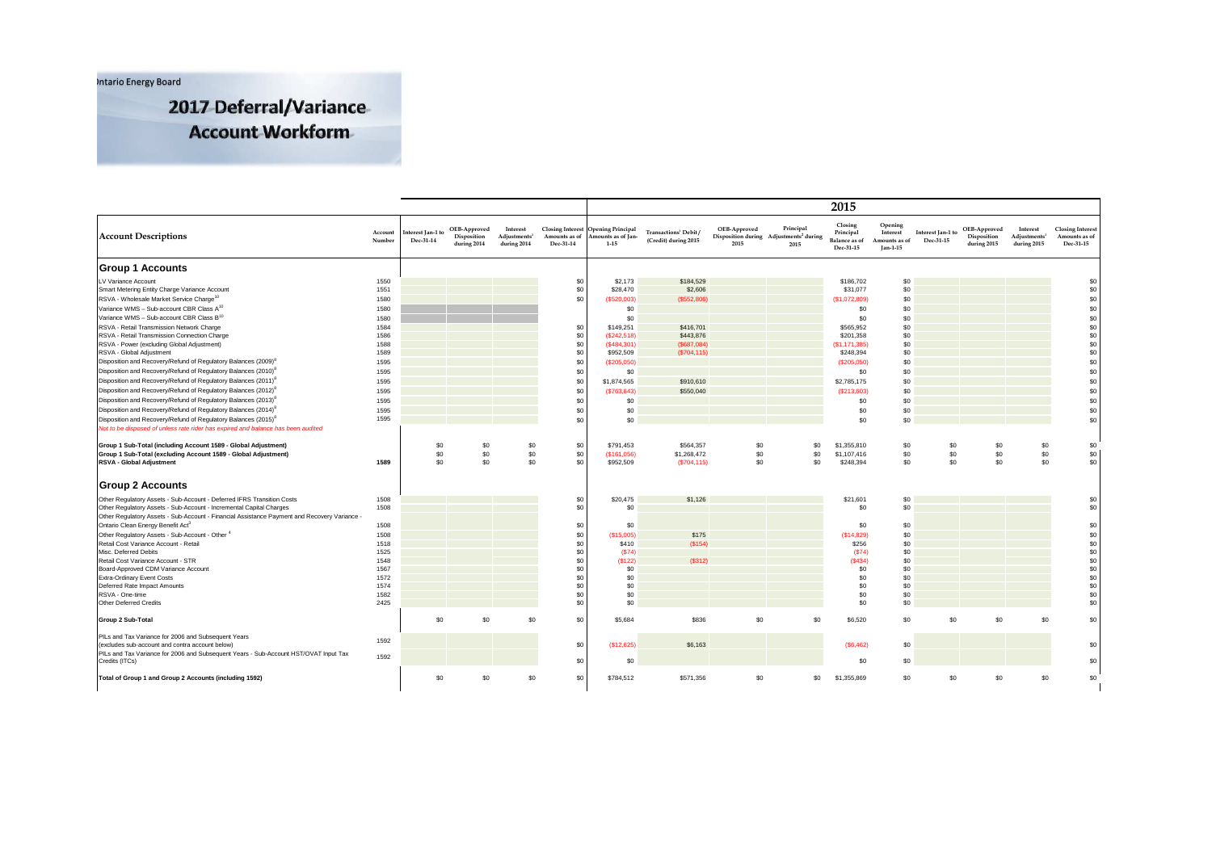Ontario Energy Board

# 2017 Deferral/Variance Account Workform

| Account Descriptions | Account Number | Interest Jan-1 to Dec-31-14 | OEB-Approved Disposition during 2014 | Interest Adjustments[1] during 2014 | Closing Interest Amounts as of Dec-31-14 | 2015 Opening Principal Amounts as of Jan-1-15 | Transactions[1] Debit / (Credit) during 2015 | OEB-Approved Disposition during 2015 | Principal Adjustments[1] during 2015 | Closing Principal Balance as of Dec-31-15 | Opening Interest Amounts as of Jan-1-15 | Interest Jan-1 to Dec-31-15 | OEB-Approved Disposition during 2015 | Interest Adjustments[1] during 2015 | Closing Interest Amounts as of Dec-31-15 |
|---|---|---|---|---|---|---|---|---|---|---|---|---|---|---|---|
| **Group 1 Accounts** | | | | | | | | | | | | | | | |
| LV Variance Account | 1550 | | | | $0 | $2,173 | $184,529 | | | $186,702 | $0 | | | | $0 |
| Smart Metering Entity Charge Variance Account | 1551 | | | | $0 | $28,470 | $2,606 | | | $31,077 | $0 | | | | $0 |
| RSVA - Wholesale Market Service Charge[10] | 1580 | | | | $0 | ($520,003) | ($552,806) | | | ($1,072,809) | $0 | | | | $0 |
| Variance WMS – Sub-account CBR Class A[10] | 1580 | | | | | $0 | | | | $0 | $0 | | | | $0 |
| Variance WMS – Sub-account CBR Class B[10] | 1580 | | | | | $0 | | | | $0 | $0 | | | | $0 |
| RSVA - Retail Transmission Network Charge | 1584 | | | | $0 | $149,251 | $416,701 | | | $565,952 | $0 | | | | $0 |
| RSVA - Retail Transmission Connection Charge | 1586 | | | | $0 | ($242,518) | $443,876 | | | $201,358 | $0 | | | | $0 |
| RSVA - Power (excluding Global Adjustment) | 1588 | | | | $0 | ($484,301) | ($687,084) | | | ($1,171,385) | $0 | | | | $0 |
| RSVA - Global Adjustment | 1589 | | | | $0 | $952,509 | ($704,115) | | | $248,394 | $0 | | | | $0 |
| Disposition and Recovery/Refund of Regulatory Balances (2009)[8] | 1595 | | | | $0 | ($205,050) | | | | ($205,050) | $0 | | | | $0 |
| Disposition and Recovery/Refund of Regulatory Balances (2010)[8] | 1595 | | | | $0 | $0 | | | | $0 | $0 | | | | $0 |
| Disposition and Recovery/Refund of Regulatory Balances (2011)[8] | 1595 | | | | $0 | $1,874,565 | $910,610 | | | $2,785,175 | $0 | | | | $0 |
| Disposition and Recovery/Refund of Regulatory Balances (2012)[8] | 1595 | | | | $0 | ($763,643) | $550,040 | | | ($213,603) | $0 | | | | $0 |
| Disposition and Recovery/Refund of Regulatory Balances (2013)[8] | 1595 | | | | $0 | $0 | | | | $0 | $0 | | | | $0 |
| Disposition and Recovery/Refund of Regulatory Balances (2014)[8] | 1595 | | | | $0 | $0 | | | | $0 | $0 | | | | $0 |
| Disposition and Recovery/Refund of Regulatory Balances (2015)[8] | 1595 | | | | $0 | $0 | | | | $0 | $0 | | | | $0 |
| *Not to be disposed of unless rate rider has expired and balance has been audited* | | | | | | | | | | | | | | | |
| **Group 1 Sub-Total (including Account 1589 - Global Adjustment)** | | $0 | $0 | $0 | $0 | $791,453 | $564,357 | $0 | $0 | $1,355,810 | $0 | $0 | $0 | $0 | $0 |
| **Group 1 Sub-Total (excluding Account 1589 - Global Adjustment)** | | $0 | $0 | $0 | $0 | ($161,056) | $1,268,472 | $0 | $0 | $1,107,416 | $0 | $0 | $0 | $0 | $0 |
| **RSVA - Global Adjustment** | **1589** | $0 | $0 | $0 | $0 | $952,509 | ($704,115) | $0 | $0 | $248,394 | $0 | $0 | $0 | $0 | $0 |
| **Group 2 Accounts** | | | | | | | | | | | | | | | |
| Other Regulatory Assets - Sub-Account - Deferred IFRS Transition Costs | 1508 | | | | $0 | $20,475 | $1,126 | | | $21,601 | $0 | | | | $0 |
| Other Regulatory Assets - Sub-Account - Incremental Capital Charges | 1508 | | | | $0 | $0 | | | | $0 | $0 | | | | $0 |
| Other Regulatory Assets - Sub-Account - Financial Assistance Payment and Recovery Variance - Ontario Clean Energy Benefit Act[3] | 1508 | | | | $0 | $0 | | | | $0 | $0 | | | | $0 |
| Other Regulatory Assets - Sub-Account - Other[4] | 1508 | | | | $0 | ($15,005) | $175 | | | ($14,829) | $0 | | | | $0 |
| Retail Cost Variance Account - Retail | 1518 | | | | $0 | $410 | ($154) | | | $256 | $0 | | | | $0 |
| Misc. Deferred Debits | 1525 | | | | $0 | ($74) | | | | ($74) | $0 | | | | $0 |
| Retail Cost Variance Account - STR | 1548 | | | | $0 | ($122) | ($312) | | | ($434) | $0 | | | | $0 |
| Board-Approved CDM Variance Account | 1567 | | | | $0 | $0 | | | | $0 | $0 | | | | $0 |
| Extra-Ordinary Event Costs | 1572 | | | | $0 | $0 | | | | $0 | $0 | | | | $0 |
| Deferred Rate Impact Amounts | 1574 | | | | $0 | $0 | | | | $0 | $0 | | | | $0 |
| RSVA - One-time | 1582 | | | | $0 | $0 | | | | $0 | $0 | | | | $0 |
| Other Deferred Credits | 2425 | | | | $0 | $0 | | | | $0 | $0 | | | | $0 |
| **Group 2 Sub-Total** | | $0 | $0 | $0 | $0 | $5,684 | $836 | $0 | $0 | $6,520 | $0 | $0 | $0 | $0 | $0 |
| PILs and Tax Variance for 2006 and Subsequent Years (excludes sub-account and contra account below) | 1592 | | | | $0 | ($12,625) | $6,163 | | | ($6,462) | $0 | | | | $0 |
| PILs and Tax Variance for 2006 and Subsequent Years - Sub-Account HST/OVAT Input Tax Credits (ITCs) | 1592 | | | | $0 | $0 | | | | $0 | $0 | | | | $0 |
| **Total of Group 1 and Group 2 Accounts (including 1592)** | | $0 | $0 | $0 | $0 | $784,512 | $571,356 | $0 | $0 | $1,355,869 | $0 | $0 | $0 | $0 | $0 |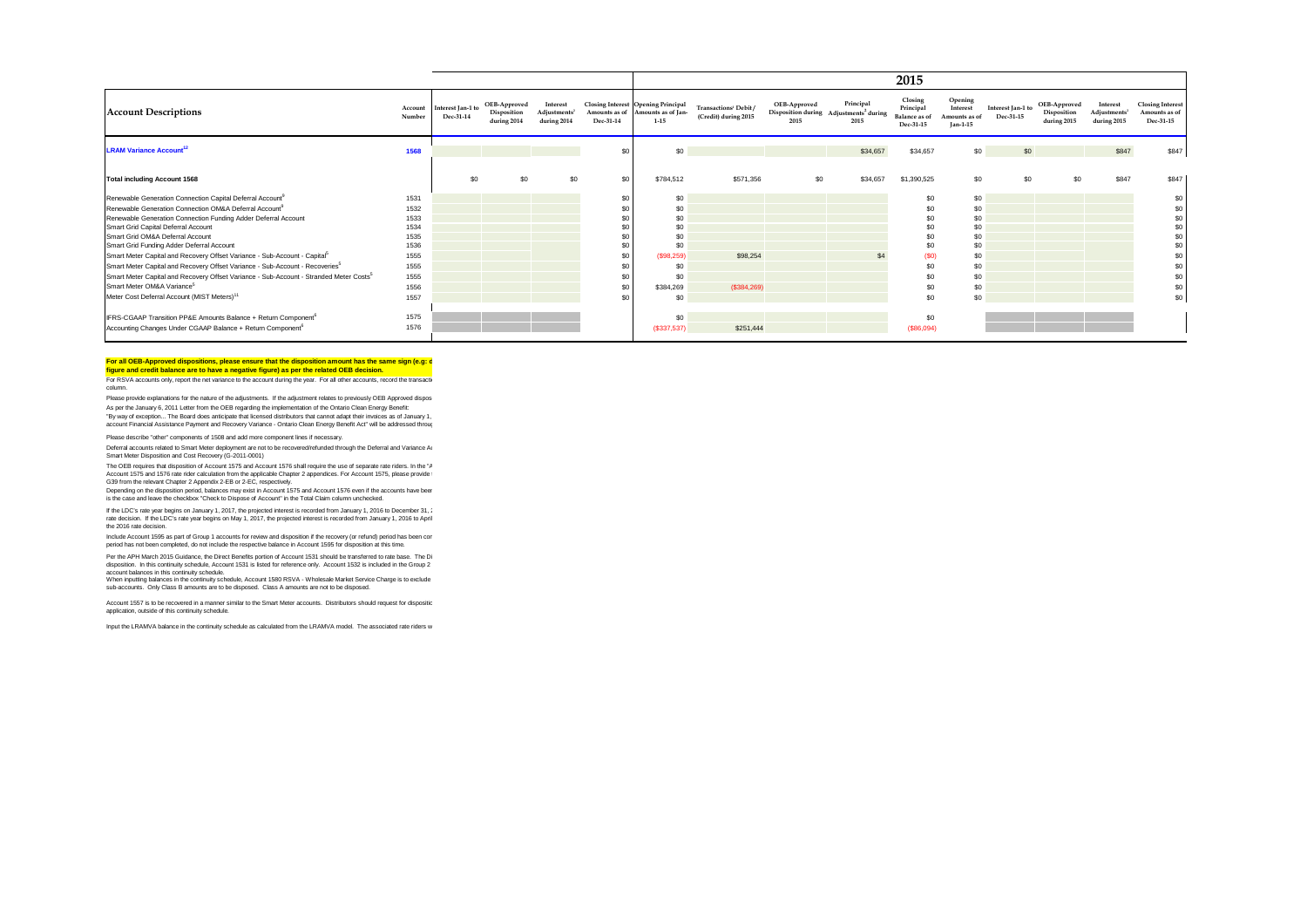| Account Descriptions | Account Number | Interest Jan-1 to Dec-31-14 | OEB-Approved Disposition during 2014 | Interest Adjustments[1] during 2014 | Closing Interest Amounts as of Dec-31-14 | 2015 Opening Principal Amounts as of Jan-1-15 | Transactions[2] Debit / (Credit) during 2015 | OEB-Approved Disposition during 2015 | Principal Adjustments[1] during 2015 | Closing Principal Balance as of Dec-31-15 | Opening Interest Amounts as of Jan-1-15 | Interest Jan-1 to Dec-31-15 | OEB-Approved Disposition during 2015 | Interest Adjustments[1] during 2015 | Closing Interest Amounts as of Dec-31-15 |
|---|---|---|---|---|---|---|---|---|---|---|---|---|---|---|---|
| **LRAM Variance Account[12]** | **1568** | | | | $0 | $0 | | | $34,657 | $34,657 | $0 | $0 | | $847 | $847 |
| **Total including Account 1568** | | $0 | $0 | $0 | $0 | $784,512 | $571,356 | $0 | $34,657 | $1,390,525 | $0 | $0 | $0 | $847 | $847 |
| Renewable Generation Connection Capital Deferral Account[9] | 1531 | | | | $0 | $0 | | | | $0 | $0 | | | | $0 |
| Renewable Generation Connection OM&A Deferral Account[9] | 1532 | | | | $0 | $0 | | | | $0 | $0 | | | | $0 |
| Renewable Generation Connection Funding Adder Deferral Account | 1533 | | | | $0 | $0 | | | | $0 | $0 | | | | $0 |
| Smart Grid Capital Deferral Account | 1534 | | | | $0 | $0 | | | | $0 | $0 | | | | $0 |
| Smart Grid OM&A Deferral Account | 1535 | | | | $0 | $0 | | | | $0 | $0 | | | | $0 |
| Smart Grid Funding Adder Deferral Account | 1536 | | | | $0 | $0 | | | | $0 | $0 | | | | $0 |
| Smart Meter Capital and Recovery Offset Variance - Sub-Account - Capital[5] | 1555 | | | | $0 | ($98,259) | $98,254 | | $4 | ($0) | $0 | | | | $0 |
| Smart Meter Capital and Recovery Offset Variance - Sub-Account - Recoveries[5] | 1555 | | | | $0 | $0 | | | | $0 | $0 | | | | $0 |
| Smart Meter Capital and Recovery Offset Variance - Sub-Account - Stranded Meter Costs[5] | 1555 | | | | $0 | $0 | | | | $0 | $0 | | | | $0 |
| Smart Meter OM&A Variance[5] | 1556 | | | | $0 | $384,269 | ($384,269) | | | $0 | $0 | | | | $0 |
| Meter Cost Deferral Account (MIST Meters)[11] | 1557 | | | | $0 | $0 | | | | $0 | $0 | | | | $0 |
| IFRS-CGAAP Transition PP&E Amounts Balance + Return Component[6] | 1575 | | | | | $0 | | | | $0 | | | | | |
| Accounting Changes Under CGAAP Balance + Return Component[6] | 1576 | | | | | ($337,537) | $251,444 | | | ($86,094) | | | | | |

**For all OEB-Approved dispositions, please ensure that the disposition amount has the same sign (e.g: d figure and credit balance are to have a negative figure) as per the related OEB decision.**

For RSVA accounts only, report the net variance to the account during the year. For all other accounts, record the transacti column.

Please provide explanations for the nature of the adjustments. If the adjustment relates to previously OEB Approved dispos

As per the January 6, 2011 Letter from the OEB regarding the implementation of the Ontario Clean Energy Benefit:
"By way of exception... The Board does anticipate that licensed distributors that cannot adapt their invoices as of January 1, account Financial Assistance Payment and Recovery Variance - Ontario Clean Energy Benefit Act" will be addressed throu

Please describe "other" components of 1508 and add more component lines if necessary.

Deferral accounts related to Smart Meter deployment are not to be recovered/refunded through the Deferral and Variance A Smart Meter Disposition and Cost Recovery (G-2011-0001)

The OEB requires that disposition of Account 1575 and Account 1576 shall require the use of separate rate riders. In the "A Account 1575 and 1576 rate rider calculation from the applicable Chapter 2 appendices. For Account 1575, please provide G39 from the relevant Chapter 2 Appendix 2-EB or 2-EC, respectively.
Depending on the disposition period, balances may exist in Account 1575 and Account 1576 even if the accounts have bee is the case and leave the checkbox "Check to Dispose of Account" in the Total Claim column unchecked.

If the LDC's rate year begins on January 1, 2017, the projected interest is recorded from January 1, 2016 to December 31, rate decision. If the LDC's rate year begins on May 1, 2017, the projected interest is recorded from January 1, 2016 to April the 2016 rate decision.

Include Account 1595 as part of Group 1 accounts for review and disposition if the recovery (or refund) period has been co period has not been completed, do not include the respective balance in Account 1595 for disposition at this time.

Per the APH March 2015 Guidance, the Direct Benefits portion of Account 1531 should be transferred to rate base. The Di disposition. In this continuity schedule, Account 1531 is listed for reference only. Account 1532 is included in the Group 2 account balances in this continuity schedule.
When inputting balances in the continuity schedule, Account 1580 RSVA - Wholesale Market Service Charge is to exclude sub-accounts. Only Class B amounts are to be disposed. Class A amounts are not to be disposed.

Account 1557 is to be recovered in a manner similar to the Smart Meter accounts. Distributors should request for dispositi application, outside of this continuity schedule.

Input the LRAMVA balance in the continuity schedule as calculated from the LRAMVA model. The associated rate riders w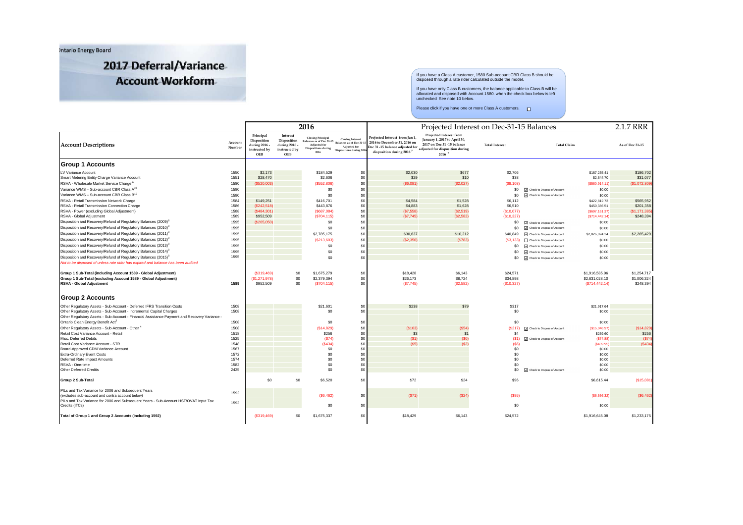Ontario Energy Board

# 2017 Deferral/Variance Account Workform

If you have a Class A customer, 1580 Sub-account CBR Class B should be disposed through a rate rider calculated outside the model.

If you have only Class B customers, the balance applicable to Class B will be allocated and disposed with Account 1580. when the check box below is left unchecked See note 10 below.

Please click if you have one or more Class A customers. ☐

| Account Descriptions | Account Number | 2016 | | | | Projected Interest on Dec-31-15 Balances | | | | | 2.1.7 RRR |
|---|---|---|---|---|---|---|---|---|---|---|---|
| | | Principal Disposition during 2016 - instructed by OEB | Interest Disposition during 2016 - instructed by OEB | Closing Principal Balances as of Dec 31-15 Adjusted for Dispositions during 2016 | Closing Interest Balances as of Dec 31-15 Adjusted for Dispositions during 2016 | Projected Interest from Jan 1, 2016 to December 31, 2016 on Dec 31 -15 balance adjusted for disposition during 2016 [7] | Projected Interest from January 1, 2017 to April 30, 2017 on Dec 31 -15 balance adjusted for disposition during 2016 [7] | Total Interest | | Total Claim | As of Dec 31-15 |
| **Group 1 Accounts** | | | | | | | | | | | |
| LV Variance Account | 1550 | $2,173 | | $184,529 | $0 | $2,030 | $677 | $2,706 | | $187,235.41 | $186,702 |
| Smart Metering Entity Charge Variance Account | 1551 | $28,470 | | $2,606 | $0 | $29 | $10 | $38 | | $2,644.70 | $31,077 |
| RSVA - Wholesale Market Service Charge[10] | 1580 | ($520,003) | | ($552,806) | $0 | ($6,081) | ($2,027) | ($8,108) | | ($560,914.11) | ($1,072,809) |
| Variance WMS – Sub-account CBR Class A[10] | 1580 | | | $0 | $0 | | | $0 | ☑ Check to Dispose of Account | $0.00 | |
| Variance WMS – Sub-account CBR Class B[10] | 1580 | | | $0 | $0 | | | $0 | ☑ Check to Dispose of Account | $0.00 | |
| RSVA - Retail Transmission Network Charge | 1584 | $149,251 | | $416,701 | $0 | $4,584 | $1,528 | $6,112 | | $422,812.73 | $565,952 |
| RSVA - Retail Transmission Connection Charge | 1586 | ($242,518) | | $443,876 | $0 | $4,883 | $1,628 | $6,510 | | $450,386.51 | $201,358 |
| RSVA - Power (excluding Global Adjustment) | 1588 | ($484,301) | | ($687,084) | $0 | ($7,558) | ($2,519) | ($10,077) | | ($697,161.37) | ($1,171,385) |
| RSVA - Global Adjustment | 1589 | $952,509 | | ($704,115) | $0 | ($7,745) | ($2,582) | ($10,327) | | ($714,442.14) | $248,394 |
| Disposition and Recovery/Refund of Regulatory Balances (2009)[8] | 1595 | ($205,050) | | $0 | $0 | | | $0 | ☑ Check to Dispose of Account | $0.00 | |
| Disposition and Recovery/Refund of Regulatory Balances (2010)[8] | 1595 | | | $0 | $0 | | | $0 | ☑ Check to Dispose of Account | $0.00 | |
| Disposition and Recovery/Refund of Regulatory Balances (2011)[8] | 1595 | | | $2,785,175 | $0 | $30,637 | $10,212 | $40,849 | ☑ Check to Dispose of Account | $2,826,024.24 | $2,265,429 |
| Disposition and Recovery/Refund of Regulatory Balances (2012)[8] | 1595 | | | ($213,603) | $0 | ($2,350) | ($783) | ($3,133) | ☐ Check to Dispose of Account | $0.00 | |
| Disposition and Recovery/Refund of Regulatory Balances (2013)[8] | 1595 | | | $0 | $0 | | | $0 | ☑ Check to Dispose of Account | $0.00 | |
| Disposition and Recovery/Refund of Regulatory Balances (2014)[8] | 1595 | | | $0 | $0 | | | $0 | ☑ Check to Dispose of Account | $0.00 | |
| Disposition and Recovery/Refund of Regulatory Balances (2015)[8] | 1595 | | | $0 | $0 | | | $0 | ☑ Check to Dispose of Account | $0.00 | |
| *Not to be disposed of unless rate rider has expired and balance has been audited* | | | | | | | | | | | |
| **Group 1 Sub-Total (including Account 1589 - Global Adjustment)** | | ($319,469) | $0 | $1,675,279 | $0 | $18,428 | $6,143 | $24,571 | | $1,916,585.96 | $1,254,717 |
| **Group 1 Sub-Total (excluding Account 1589 - Global Adjustment)** | | ($1,271,978) | $0 | $2,379,394 | $0 | $26,173 | $8,724 | $34,898 | | $2,631,028.10 | $1,006,324 |
| **RSVA - Global Adjustment** | **1589** | $952,509 | $0 | ($704,115) | $0 | ($7,745) | ($2,582) | ($10,327) | | ($714,442.14) | $248,394 |
| **Group 2 Accounts** | | | | | | | | | | | |
| Other Regulatory Assets - Sub-Account - Deferred IFRS Transition Costs | 1508 | | | $21,601 | $0 | $238 | $79 | $317 | | $21,917.64 | |
| Other Regulatory Assets - Sub-Account - Incremental Capital Charges | 1508 | | | $0 | $0 | | | $0 | | $0.00 | |
| Other Regulatory Assets - Sub-Account - Financial Assistance Payment and Recovery Variance - Ontario Clean Energy Benefit Act[3] | 1508 | | | $0 | $0 | | | $0 | | $0.00 | |
| Other Regulatory Assets - Sub-Account - Other[4] | 1508 | | | ($14,829) | $0 | ($163) | ($54) | ($217) | ☑ Check to Dispose of Account | ($15,046.97) | ($14,829) |
| Retail Cost Variance Account - Retail | 1518 | | | $256 | $0 | $3 | $1 | $4 | | $259.60 | $256 |
| Misc. Deferred Debits | 1525 | | | ($74) | $0 | ($1) | ($0) | ($1) | ☑ Check to Dispose of Account | ($74.88) | ($74) |
| Retail Cost Variance Account - STR | 1548 | | | ($434) | $0 | ($5) | ($2) | ($6) | | ($439.95) | ($434) |
| Board-Approved CDM Variance Account | 1567 | | | $0 | $0 | | | $0 | | $0.00 | |
| Extra-Ordinary Event Costs | 1572 | | | $0 | $0 | | | $0 | | $0.00 | |
| Deferred Rate Impact Amounts | 1574 | | | $0 | $0 | | | $0 | | $0.00 | |
| RSVA - One-time | 1582 | | | $0 | $0 | | | $0 | | $0.00 | |
| Other Deferred Credits | 2425 | | | $0 | $0 | | | $0 | ☑ Check to Dispose of Account | $0.00 | |
| **Group 2 Sub-Total** | | $0 | $0 | $6,520 | $0 | $72 | $24 | $96 | | $6,615.44 | ($15,081) |
| PILs and Tax Variance for 2006 and Subsequent Years (excludes sub-account and contra account below) | 1592 | | | ($6,462) | $0 | ($71) | ($24) | ($95) | | ($6,556.32) | ($6,462) |
| PILs and Tax Variance for 2006 and Subsequent Years - Sub-Account HST/OVAT Input Tax Credits (ITCs) | 1592 | | | $0 | $0 | | | $0 | | $0.00 | |
| **Total of Group 1 and Group 2 Accounts (including 1592)** | | ($319,469) | $0 | $1,675,337 | $0 | $18,429 | $6,143 | $24,572 | | $1,916,645.08 | $1,233,175 |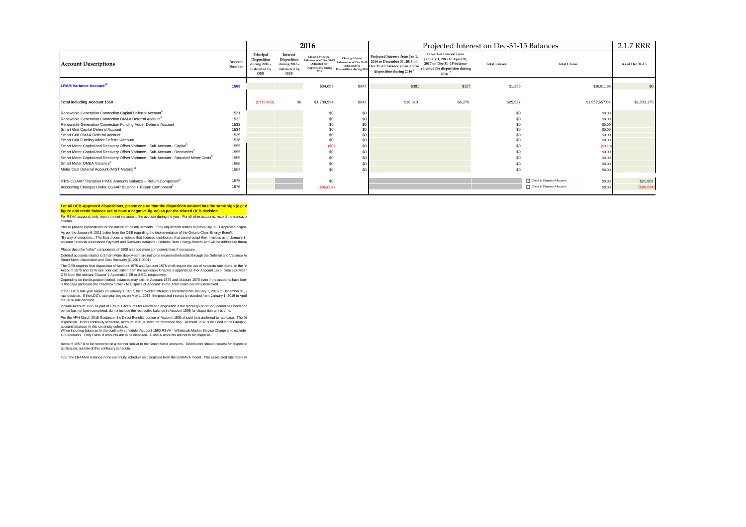| Account Descriptions | Account Number | 2016 | | | | Projected Interest on Dec-31-15 Balances | | | | 2.1.7 RRR |
|---|---|---|---|---|---|---|---|---|---|---|
| | | Principal Disposition during 2016 - instructed by OEB | Interest Disposition during 2016 - instructed by OEB | Closing Principal Balances as of Dec 31-15 Adjusted for Dispositions during 2016 | Closing Interest Balances as of Dec 31-15 Adjusted for Dispositions during 2016 | Projected Interest from Jan 1, 2016 to December 31, 2016 on Dec 31 -15 balance adjusted for disposition during 2016 [7] | Projected Interest from January 1, 2017 to April 30, 2017 on Dec 31 -15 balance adjusted for disposition during 2016 [7] | Total Interest | Total Claim | As of Dec 31-15 |
| LRAM Variance Account[12] | 1568 | | | $34,657 | $847 | $381 | $127 | $1,355 | $36,011.96 | $0 |
| Total including Account 1568 | | ($319,469) | $0 | $1,709,994 | $847 | $18,810 | $6,270 | $25,927 | $1,952,657.04 | $1,233,175 |
| Renewable Generation Connection Capital Deferral Account[9] | 1531 | | | $0 | $0 | | | $0 | $0.00 | |
| Renewable Generation Connection OM&A Deferral Account[9] | 1532 | | | $0 | $0 | | | $0 | $0.00 | |
| Renewable Generation Connection Funding Adder Deferral Account | 1533 | | | $0 | $0 | | | $0 | $0.00 | |
| Smart Grid Capital Deferral Account | 1534 | | | $0 | $0 | | | $0 | $0.00 | |
| Smart Grid OM&A Deferral Account | 1535 | | | $0 | $0 | | | $0 | $0.00 | |
| Smart Grid Funding Adder Deferral Account | 1536 | | | $0 | $0 | | | $0 | $0.00 | |
| Smart Meter Capital and Recovery Offset Variance - Sub-Account - Capital[5] | 1555 | | | ($0) | $0 | | | $0 | ($0.18) | |
| Smart Meter Capital and Recovery Offset Variance - Sub-Account - Recoveries[5] | 1555 | | | $0 | $0 | | | $0 | $0.00 | |
| Smart Meter Capital and Recovery Offset Variance - Sub-Account - Stranded Meter Costs[5] | 1555 | | | $0 | $0 | | | $0 | $0.00 | |
| Smart Meter OM&A Variance[5] | 1556 | | | $0 | $0 | | | $0 | $0.00 | |
| Meter Cost Deferral Account (MIST Meters)[11] | 1557 | | | $0 | $0 | | | $0 | $0.00 | |
| IFRS-CGAAP Transition PP&E Amounts Balance + Return Component[6] | 1575 | | | $0 | | | | | ☐ Check to Dispose of Account $0.00 | $21,601 |
| Accounting Changes Under CGAAP Balance + Return Component[6] | 1576 | | | ($86,094) | | | | | ☐ Check to Dispose of Account $0.00 | ($86,094) |

**For all OEB-Approved dispositions, please ensure that the disposition amount has the same sign (e.g: d figure and credit balance are to have a negative figure) as per the related OEB decision.**

For RSVA accounts only, report the net variance to the account during the year. For all other accounts, record the transacti column.

Please provide explanations for the nature of the adjustments. If the adjustment relates to previously OEB Approved dispos

As per the January 6, 2011 Letter from the OEB regarding the implementation of the Ontario Clean Energy Benefit:
"By way of exception... The Board does anticipate that licensed distributors that cannot adapt their invoices as of January 1, account Financial Assistance Payment and Recovery Variance - Ontario Clean Energy Benefit Act" will be addressed throu

Please describe "other" components of 1508 and add more component lines if necessary.

Deferral accounts related to Smart Meter deployment are not to be recovered/refunded through the Deferral and Variance A Smart Meter Disposition and Cost Recovery (G-2011-0001)

The OEB requires that disposition of Account 1575 and Account 1576 shall require the use of separate rate riders. In the "A Account 1575 and 1576 rate rider calculation from the applicable Chapter 2 appendices. For Account 1575, please provide G39 from the relevant Chapter 2 Appendix 2-EB or 2-EC, respectively.
Depending on the disposition period, balances may exist in Account 1575 and Account 1576 even if the accounts have bee is the case and leave the checkbox "Check to Dispose of Account" in the Total Claim column unchecked.

If the LDC's rate year begins on January 1, 2017, the projected interest is recorded from January 1, 2016 to December 31, 2 rate decision. If the LDC's rate year begins on May 1, 2017, the projected interest is recorded from January 1, 2016 to April the 2016 rate decision.

Include Account 1595 as part of Group 1 accounts for review and disposition if the recovery (or refund) period has been cor period has not been completed, do not include the respective balance in Account 1595 for disposition at this time.

Per the APH March 2015 Guidance, the Direct Benefits portion of Account 1531 should be transferred to rate base. The Di disposition. In this continuity schedule, Account 1531 is listed for reference only. Account 1532 is included in the Group 2 account balances in this continuity schedule.
When inputting balances in the continuity schedule, Account 1580 RSVA - Wholesale Market Service Charge is to exclude sub-accounts. Only Class B amounts are to be disposed. Class A amounts are not to be disposed.

Account 1557 is to be recovered in a manner similar to the Smart Meter accounts. Distributors should request for dispositic application, outside of this continuity schedule.

Input the LRAMVA balance in the continuity schedule as calculated from the LRAMVA model. The associated rate riders w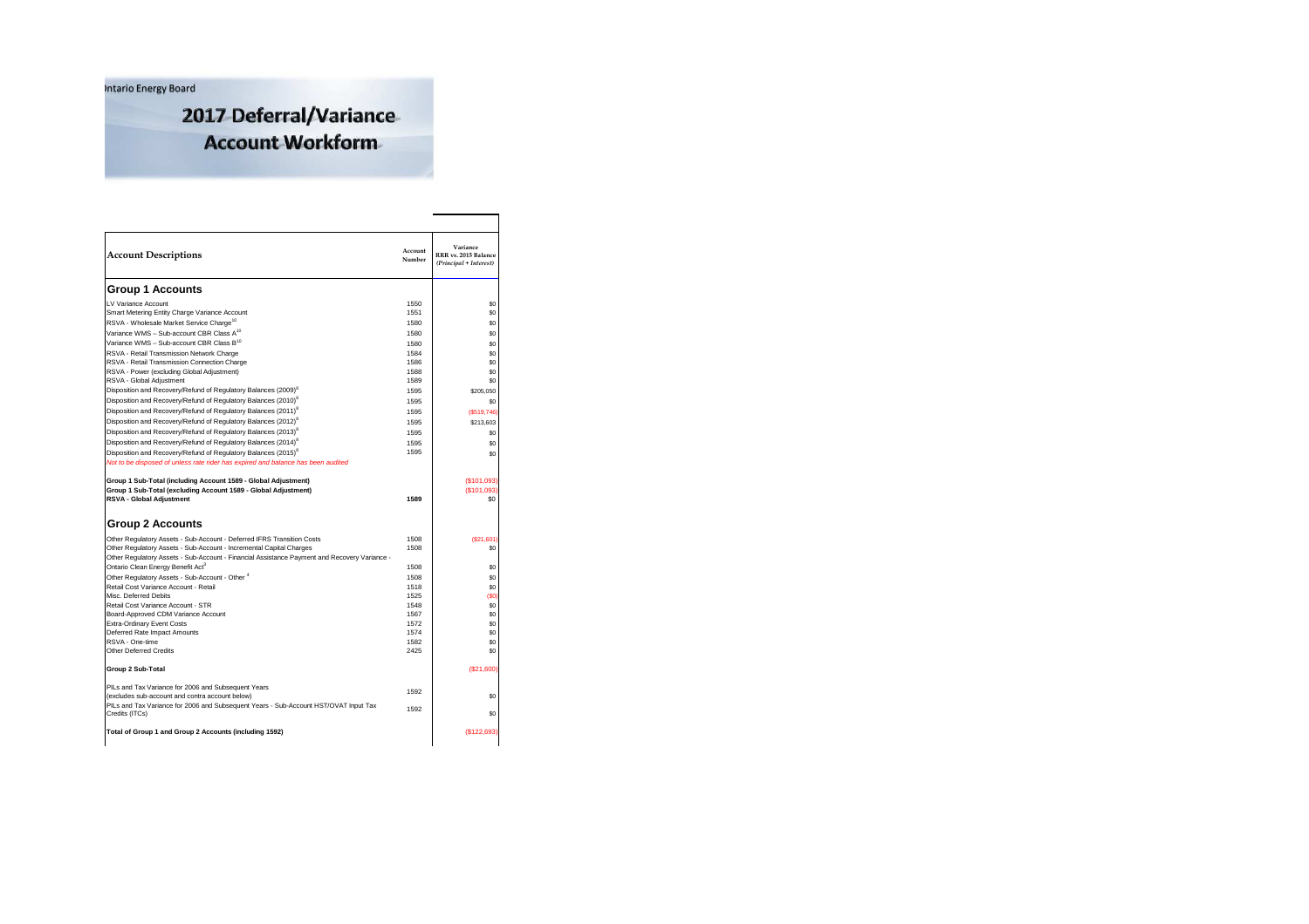Ontario Energy Board

# 2017 Deferral/Variance Account Workform

| Account Descriptions | Account Number | Variance RRR vs. 2015 Balance *(Principal + Interest)* |
|---|---|---|
| **Group 1 Accounts** | | |
| LV Variance Account | 1550 | $0 |
| Smart Metering Entity Charge Variance Account | 1551 | $0 |
| RSVA - Wholesale Market Service Charge[10] | 1580 | $0 |
| Variance WMS – Sub-account CBR Class A[10] | 1580 | $0 |
| Variance WMS – Sub-account CBR Class B[10] | 1580 | $0 |
| RSVA - Retail Transmission Network Charge | 1584 | $0 |
| RSVA - Retail Transmission Connection Charge | 1586 | $0 |
| RSVA - Power (excluding Global Adjustment) | 1588 | $0 |
| RSVA - Global Adjustment | 1589 | $0 |
| Disposition and Recovery/Refund of Regulatory Balances (2009)[8] | 1595 | $205,050 |
| Disposition and Recovery/Refund of Regulatory Balances (2010)[8] | 1595 | $0 |
| Disposition and Recovery/Refund of Regulatory Balances (2011)[8] | 1595 | ($519,746) |
| Disposition and Recovery/Refund of Regulatory Balances (2012)[8] | 1595 | $213,603 |
| Disposition and Recovery/Refund of Regulatory Balances (2013)[8] | 1595 | $0 |
| Disposition and Recovery/Refund of Regulatory Balances (2014)[8] | 1595 | $0 |
| Disposition and Recovery/Refund of Regulatory Balances (2015)[8] | 1595 | $0 |
| *Not to be disposed of unless rate rider has expired and balance has been audited* | | |
| **Group 1 Sub-Total (including Account 1589 - Global Adjustment)** | | ($101,093) |
| **Group 1 Sub-Total (excluding Account 1589 - Global Adjustment)** | | ($101,093) |
| **RSVA - Global Adjustment** | **1589** | $0 |
| **Group 2 Accounts** | | |
| Other Regulatory Assets - Sub-Account - Deferred IFRS Transition Costs | 1508 | ($21,601) |
| Other Regulatory Assets - Sub-Account - Incremental Capital Charges | 1508 | $0 |
| Other Regulatory Assets - Sub-Account - Financial Assistance Payment and Recovery Variance - Ontario Clean Energy Benefit Act[3] | 1508 | $0 |
| Other Regulatory Assets - Sub-Account - Other[4] | 1508 | $0 |
| Retail Cost Variance Account - Retail | 1518 | $0 |
| Misc. Deferred Debits | 1525 | ($0) |
| Retail Cost Variance Account - STR | 1548 | $0 |
| Board-Approved CDM Variance Account | 1567 | $0 |
| Extra-Ordinary Event Costs | 1572 | $0 |
| Deferred Rate Impact Amounts | 1574 | $0 |
| RSVA - One-time | 1582 | $0 |
| Other Deferred Credits | 2425 | $0 |
| **Group 2 Sub-Total** | | ($21,600) |
| PILs and Tax Variance for 2006 and Subsequent Years (excludes sub-account and contra account below) | 1592 | $0 |
| PILs and Tax Variance for 2006 and Subsequent Years - Sub-Account HST/OVAT Input Tax Credits (ITCs) | 1592 | $0 |
| **Total of Group 1 and Group 2 Accounts (including 1592)** | | ($122,693) |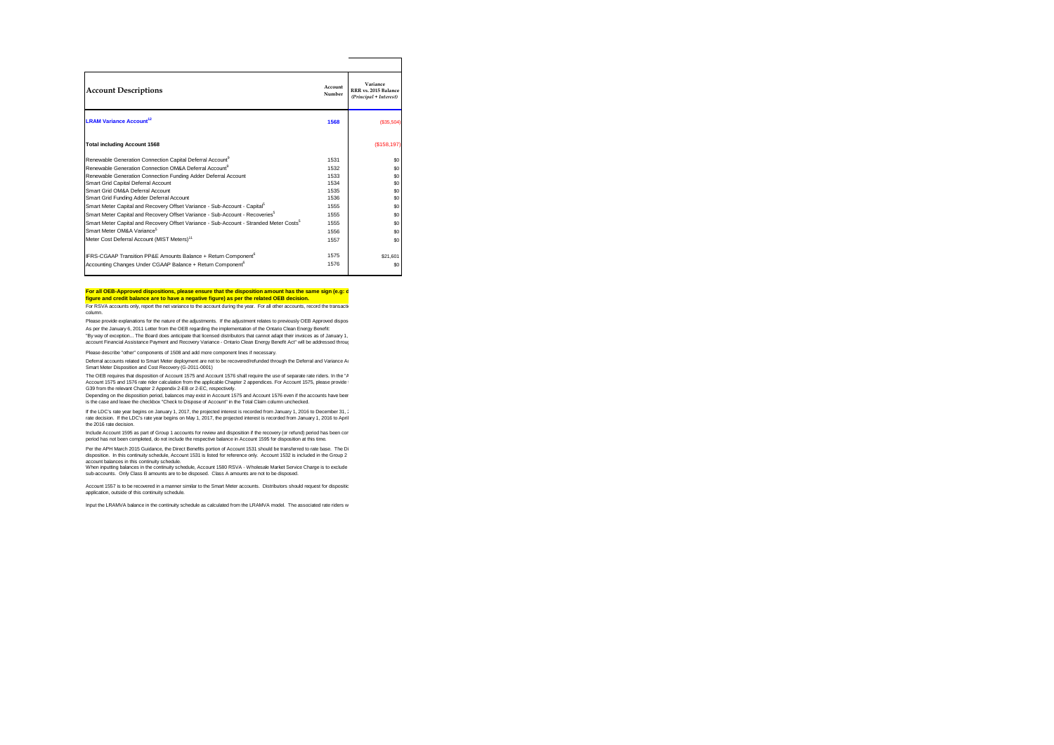| Account Descriptions | Account Number | Variance RRR vs. 2015 Balance *(Principal + Interest)* |
|---|---|---|
| **LRAM Variance Account[12]** | **1568** | ($35,504) |
| **Total including Account 1568** | | ($158,197) |
| Renewable Generation Connection Capital Deferral Account[9] | 1531 | $0 |
| Renewable Generation Connection OM&A Deferral Account[9] | 1532 | $0 |
| Renewable Generation Connection Funding Adder Deferral Account | 1533 | $0 |
| Smart Grid Capital Deferral Account | 1534 | $0 |
| Smart Grid OM&A Deferral Account | 1535 | $0 |
| Smart Grid Funding Adder Deferral Account | 1536 | $0 |
| Smart Meter Capital and Recovery Offset Variance - Sub-Account - Capital[5] | 1555 | $0 |
| Smart Meter Capital and Recovery Offset Variance - Sub-Account - Recoveries[5] | 1555 | $0 |
| Smart Meter Capital and Recovery Offset Variance - Sub-Account - Stranded Meter Costs[5] | 1555 | $0 |
| Smart Meter OM&A Variance[5] | 1556 | $0 |
| Meter Cost Deferral Account (MIST Meters)[11] | 1557 | $0 |
| IFRS-CGAAP Transition PP&E Amounts Balance + Return Component[6] | 1575 | $21,601 |
| Accounting Changes Under CGAAP Balance + Return Component[6] | 1576 | $0 |

**For all OEB-Approved dispositions, please ensure that the disposition amount has the same sign (e.g: d figure and credit balance are to have a negative figure) as per the related OEB decision.**

For RSVA accounts only, report the net variance to the account during the year. For all other accounts, record the transacti column.

Please provide explanations for the nature of the adjustments. If the adjustment relates to previously OEB Approved dispos

As per the January 6, 2011 Letter from the OEB regarding the implementation of the Ontario Clean Energy Benefit:
"By way of exception... The Board does anticipate that licensed distributors that cannot adapt their invoices as of January 1, account Financial Assistance Payment and Recovery Variance - Ontario Clean Energy Benefit Act" will be addressed throu

Please describe "other" components of 1508 and add more component lines if necessary.

Deferral accounts related to Smart Meter deployment are not to be recovered/refunded through the Deferral and Variance A Smart Meter Disposition and Cost Recovery (G-2011-0001)

The OEB requires that disposition of Account 1575 and Account 1576 shall require the use of separate rate riders. In the "A Account 1575 and 1576 rate rider calculation from the applicable Chapter 2 appendices. For Account 1575, please provide G39 from the relevant Chapter 2 Appendix 2-EB or 2-EC, respectively.
Depending on the disposition period, balances may exist in Account 1575 and Account 1576 even if the accounts have bee is the case and leave the checkbox "Check to Dispose of Account" in the Total Claim column unchecked.

If the LDC's rate year begins on January 1, 2017, the projected interest is recorded from January 1, 2016 to December 31, rate decision. If the LDC's rate year begins on May 1, 2017, the projected interest is recorded from January 1, 2016 to April the 2016 rate decision.

Include Account 1595 as part of Group 1 accounts for review and disposition if the recovery (or refund) period has been co period has not been completed, do not include the respective balance in Account 1595 for disposition at this time.

Per the APH March 2015 Guidance, the Direct Benefits portion of Account 1531 should be transferred to rate base. The Di disposition. In this continuity schedule, Account 1531 is listed for reference only. Account 1532 is included in the Group 2 account balances in this continuity schedule.
When inputting balances in the continuity schedule, Account 1580 RSVA - Wholesale Market Service Charge is to exclude sub-accounts. Only Class B amounts are to be disposed. Class A amounts are not to be disposed.

Account 1557 is to be recovered in a manner similar to the Smart Meter accounts. Distributors should request for dispositio application, outside of this continuity schedule.

Input the LRAMVA balance in the continuity schedule as calculated from the LRAMVA model. The associated rate riders w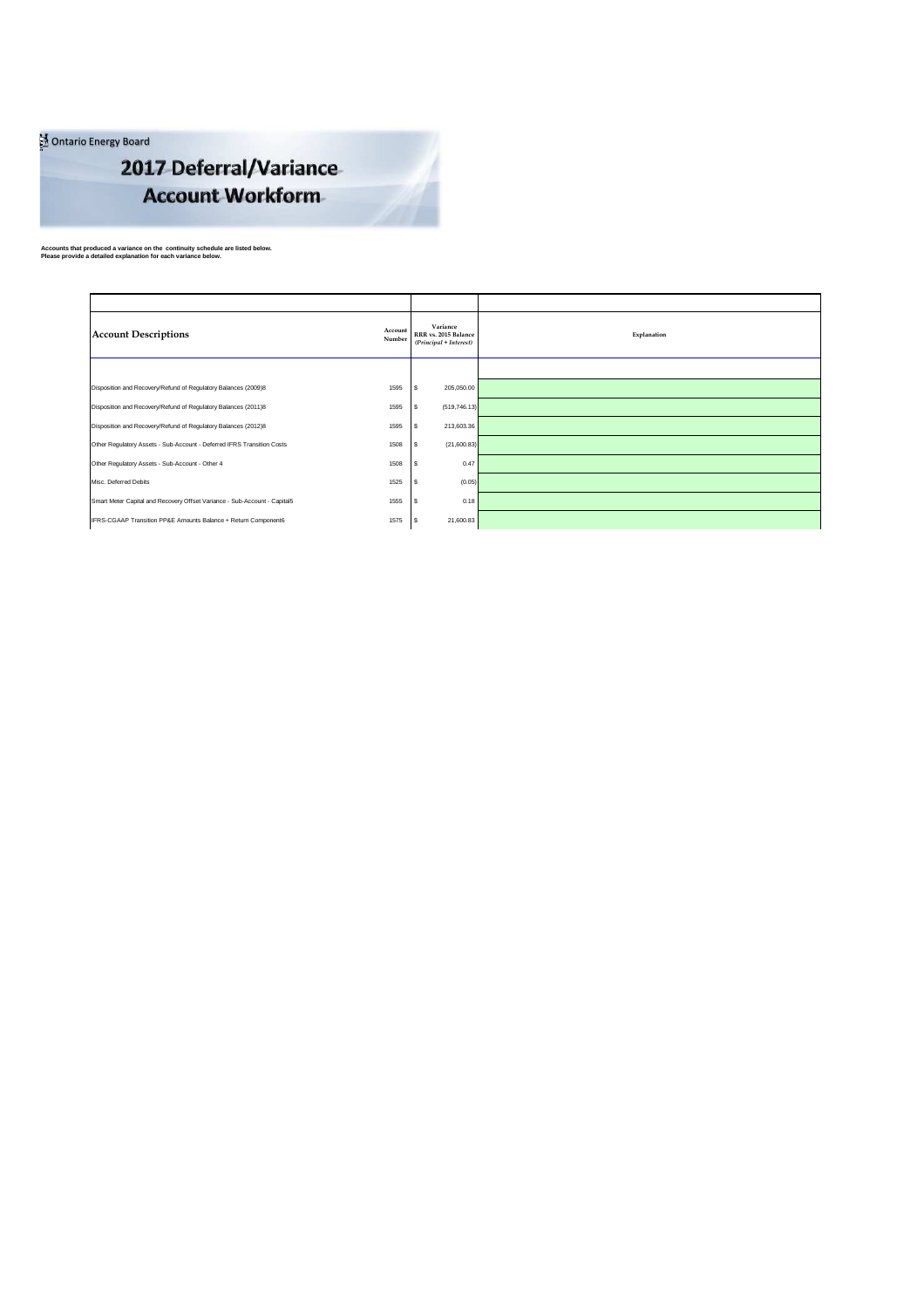Ontario Energy Board

# 2017 Deferral/Variance Account Workform

**Accounts that produced a variance on the continuity schedule are listed below.**
**Please provide a detailed explanation for each variance below.**

| Account Descriptions | Account Number | Variance RRR vs. 2015 Balance *(Principal + Interest)* | Explanation |
|---|---|---|---|
| Disposition and Recovery/Refund of Regulatory Balances (2009)8 | 1595 | $ 205,050.00 | |
| Disposition and Recovery/Refund of Regulatory Balances (2011)8 | 1595 | $ (519,746.13) | |
| Disposition and Recovery/Refund of Regulatory Balances (2012)8 | 1595 | $ 213,603.36 | |
| Other Regulatory Assets - Sub-Account - Deferred IFRS Transition Costs | 1508 | $ (21,600.83) | |
| Other Regulatory Assets - Sub-Account - Other 4 | 1508 | $ 0.47 | |
| Misc. Deferred Debits | 1525 | $ (0.05) | |
| Smart Meter Capital and Recovery Offset Variance - Sub-Account - Capital5 | 1555 | $ 0.18 | |
| IFRS-CGAAP Transition PP&E Amounts Balance + Return Component6 | 1575 | $ 21,600.83 | |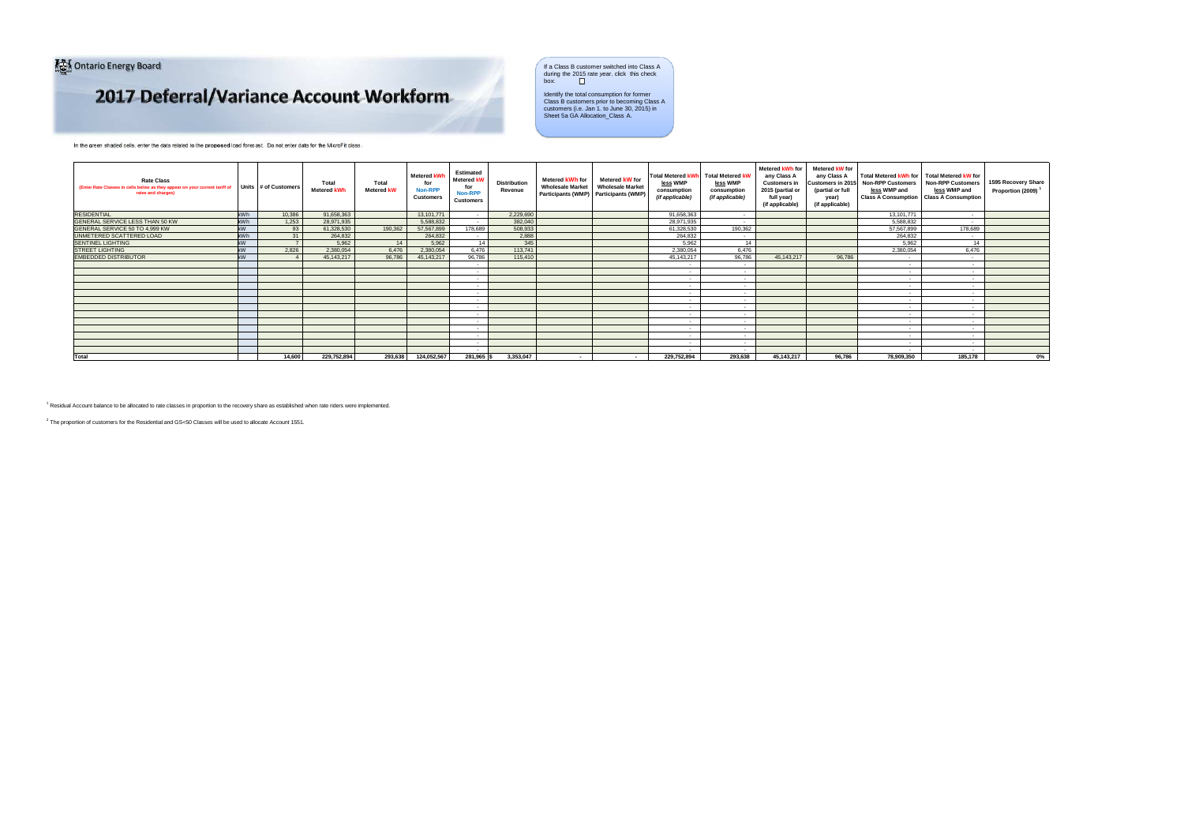Ontario Energy Board

# 2017 Deferral/Variance Account Workform

If a Class B customer switched into Class A during the 2015 rate year, click this check box: ☐

Identify the total consumption for former Class B customers prior to becoming Class A customers (i.e. Jan 1. to June 30, 2015) in Sheet 5a GA Allocation_Class A.

In the green shaded cells, enter the data related to the **proposed** load forecast. Do not enter data for the MicroFit class.

| Rate Class (Enter Rate Classes in cells below as they appear on your current tariff of rates and charges) | Units | # of Customers | Total Metered kWh | Total Metered kW | Metered kWh for Non-RPP Customers | Estimated Metered kW for Non-RPP Customers | Distribution Revenue | Metered kWh for Wholesale Market Participants (WMP) | Metered kW for Wholesale Market Participants (WMP) | Total Metered kWh less WMP consumption (if applicable) | Total Metered kW less WMP consumption (if applicable) | Metered kWh for any Class A Customers in 2015 (partial or full year) (if applicable) | Metered kW for any Class A Customers in 2015 (partial or full year) (if applicable) | Total Metered kWh for Non-RPP Customers less WMP and Class A Consumption | Total Metered kW for Non-RPP Customers less WMP and Class A Consumption | 1595 Recovery Share Proportion (2009) [1] |
|---|---|---|---|---|---|---|---|---|---|---|---|---|---|---|---|---|
| RESIDENTIAL | kWh | 10,386 | 91,658,363 | | 13,101,771 | - | 2,229,690 | | | 91,658,363 | - | | | 13,101,771 | - | |
| GENERAL SERVICE LESS THAN 50 KW | kWh | 1,253 | 28,971,935 | | 5,588,832 | - | 382,040 | | | 28,971,935 | - | | | 5,588,832 | - | |
| GENERAL SERVICE 50 TO 4,999 KW | kW | 93 | 61,328,530 | 190,362 | 57,567,899 | 178,689 | 508,933 | | | 61,328,530 | 190,362 | | | 57,567,899 | 178,689 | |
| UNMETERED SCATTERED LOAD | kWh | 31 | 264,832 | | 264,832 | - | 2,888 | | | 264,832 | - | | | 264,832 | - | |
| SENTINEL LIGHTING | kW | 7 | 5,962 | 14 | 5,962 | 14 | 345 | | | 5,962 | 14 | | | 5,962 | 14 | |
| STREET LIGHTING | kW | 2,826 | 2,380,054 | 6,476 | 2,380,054 | 6,476 | 113,741 | | | 2,380,054 | 6,476 | | | 2,380,054 | 6,476 | |
| EMBEDDED DISTRIBUTOR | kW | 4 | 45,143,217 | 96,786 | 45,143,217 | 96,786 | 115,410 | | | 45,143,217 | 96,786 | 45,143,217 | 96,786 | - | - | |
| | | | | | | - | | | | - | - | | | - | - | |
| | | | | | | - | | | | - | - | | | - | - | |
| | | | | | | - | | | | - | - | | | - | - | |
| | | | | | | - | | | | - | - | | | - | - | |
| | | | | | | - | | | | - | - | | | - | - | |
| | | | | | | - | | | | - | - | | | - | - | |
| | | | | | | - | | | | - | - | | | - | - | |
| | | | | | | - | | | | - | - | | | - | - | |
| | | | | | | - | | | | - | - | | | - | - | |
| | | | | | | - | | | | - | - | | | - | - | |
| | | | | | | - | | | | - | - | | | - | - | |
| | | | | | | - | | | | - | - | | | - | - | |
| | | | | | | - | | | | - | - | | | - | - | |
| **Total** | | 14,600 | 229,752,894 | 293,638 | 124,052,567 | 281,965 | $ 3,353,047 | - | - | 229,752,894 | 293,638 | 45,143,217 | 96,786 | 78,909,350 | 185,178 | 0% |

[1] Residual Account balance to be allocated to rate classes in proportion to the recovery share as established when rate riders were implemented.

[2] The proportion of customers for the Residential and GS<50 Classes will be used to allocate Account 1551.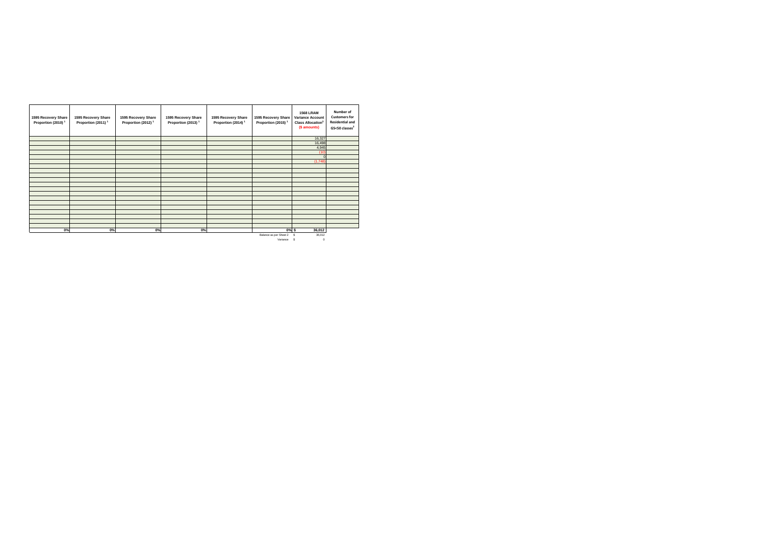| 1595 Recovery Share Proportion (2010) [1] | 1595 Recovery Share Proportion (2011) [1] | 1595 Recovery Share Proportion (2012) [1] | 1595 Recovery Share Proportion (2013) [1] | 1595 Recovery Share Proportion (2014) [1] | 1595 Recovery Share Proportion (2015) [1] | 1568 LRAM Variance Account Class Allocation[2] ($ amounts) | Number of Customers for Residential and GS<50 classes[3] |
|---|---|---|---|---|---|---|---|
| | | | | | | 16,327 | |
| | | | | | | 16,498 | |
| | | | | | | 4,945 | |
| | | | | | | (10) | |
| | | | | | | 0 | |
| | | | | | | (1,748) | |
| | | | | | | | |
| | | | | | | | |
| | | | | | | | |
| | | | | | | | |
| | | | | | | | |
| | | | | | | | |
| | | | | | | | |
| | | | | | | | |
| | | | | | | | |
| | | | | | | | |
| | | | | | | | |
| | | | | | | | |
| | | | | | | | |
| | | | | | | | |
| 0% | 0% | 0% | 0% | | 0% | $ 36,012 | |
| | | | | | Balance as per Sheet 2 | $ 36,012 | |
| | | | | | Variance | $ 0 | |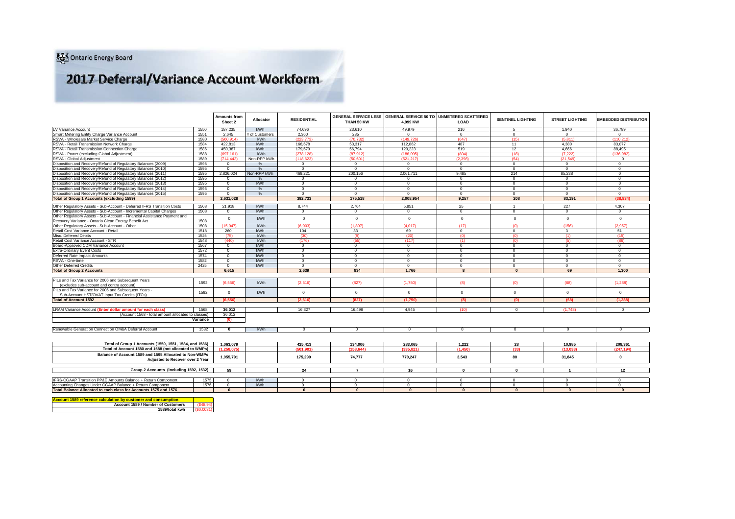Ontario Energy Board

# 2017 Deferral/Variance Account Workform

| | | Amounts from Sheet 2 | Allocator | RESIDENTIAL | GENERAL SERVICE LESS THAN 50 KW | GENERAL SERVICE 50 TO 4,999 KW | UNMETERED SCATTERED LOAD | SENTINEL LIGHTING | STREET LIGHTING | EMBEDDED DISTRIBUTOR |
|---|---|---|---|---|---|---|---|---|---|---|
| LV Variance Account | 1550 | 187,235 | kWh | 74,696 | 23,610 | 49,979 | 216 | 5 | 1,940 | 36,789 |
| Smart Metering Entity Charge Variance Account | 1551 | 2,645 | # of Customers | 2,360 | 285 | 0 | 0 | 0 | 0 | 0 |
| RSVA - Wholesale Market Service Charge | 1580 | (560,914) | kWh | (223,773) | (70,732) | (149,726) | (647) | (15) | (5,811) | (110,212) |
| RSVA - Retail Transmission Network Charge | 1584 | 422,813 | kWh | 168,678 | 53,317 | 112,862 | 487 | 11 | 4,380 | 83,077 |
| RSVA - Retail Transmission Connection Charge | 1586 | 450,387 | kWh | 179,679 | 56,794 | 120,223 | 519 | 12 | 4,666 | 88,495 |
| RSVA - Power (excluding Global Adjustment) | 1588 | (697,161) | kWh | (278,128) | (87,912) | (186,095) | (804) | (18) | (7,222) | (136,982) |
| RSVA - Global Adjustment | 1589 | (714,442) | Non-RPP kWh | (118,623) | (50,601) | (521,217) | (2,398) | (54) | (21,549) | 0 |
| Disposition and Recovery/Refund of Regulatory Balances (2009) | 1595 | 0 | % | 0 | 0 | 0 | 0 | 0 | 0 | 0 |
| Disposition and Recovery/Refund of Regulatory Balances (2010) | 1595 | 0 | % | 0 | 0 | 0 | 0 | 0 | 0 | 0 |
| Disposition and Recovery/Refund of Regulatory Balances (2011) | 1595 | 2,826,024 | Non-RPP kWh | 469,221 | 200,156 | 2,061,711 | 9,485 | 214 | 85,238 | 0 |
| Disposition and Recovery/Refund of Regulatory Balances (2012) | 1595 | 0 | % | 0 | 0 | 0 | 0 | 0 | 0 | 0 |
| Disposition and Recovery/Refund of Regulatory Balances (2013) | 1595 | 0 | kWh | 0 | 0 | 0 | 0 | 0 | 0 | 0 |
| Disposition and Recovery/Refund of Regulatory Balances (2014) | 1595 | 0 | % | 0 | 0 | 0 | 0 | 0 | 0 | 0 |
| Disposition and Recovery/Refund of Regulatory Balances (2015) | 1595 | 0 | % | 0 | 0 | 0 | 0 | 0 | 0 | 0 |
| **Total of Group 1 Accounts (excluding 1589)** | | **2,631,028** | | **392,733** | **175,518** | **2,008,954** | **9,257** | **208** | **83,191** | **(38,834)** |
| Other Regulatory Assets - Sub-Account - Deferred IFRS Transition Costs | 1508 | 21,918 | kWh | 8,744 | 2,764 | 5,851 | 25 | 1 | 227 | 4,307 |
| Other Regulatory Assets - Sub-Account - Incremental Capital Charges | 1508 | 0 | kWh | 0 | 0 | 0 | 0 | 0 | 0 | 0 |
| Other Regulatory Assets - Sub-Account - Financial Assistance Payment and Recovery Variance - Ontario Clean Energy Benefit Act | 1508 | 0 | kWh | 0 | 0 | 0 | 0 | 0 | 0 | 0 |
| Other Regulatory Assets - Sub-Account - Other | 1508 | (15,047) | kWh | (6,003) | (1,897) | (4,017) | (17) | (0) | (156) | (2,957) |
| Retail Cost Variance Account - Retail | 1518 | 260 | kWh | 104 | 33 | 69 | 0 | 0 | 3 | 51 |
| Misc. Deferred Debits | 1525 | (75) | kWh | (30) | (9) | (20) | (0) | (0) | (1) | (15) |
| Retail Cost Variance Account - STR | 1548 | (440) | kWh | (176) | (55) | (117) | (1) | (0) | (5) | (86) |
| Board-Approved CDM Variance Account | 1567 | 0 | kWh | 0 | 0 | 0 | 0 | 0 | 0 | 0 |
| Extra-Ordinary Event Costs | 1572 | 0 | kWh | 0 | 0 | 0 | 0 | 0 | 0 | 0 |
| Deferred Rate Impact Amounts | 1574 | 0 | kWh | 0 | 0 | 0 | 0 | 0 | 0 | 0 |
| RSVA - One-time | 1582 | 0 | kWh | 0 | 0 | 0 | 0 | 0 | 0 | 0 |
| Other Deferred Credits | 2425 | 0 | kWh | 0 | 0 | 0 | 0 | 0 | 0 | 0 |
| **Total of Group 2 Accounts** | | **6,615** | | **2,639** | **834** | **1,766** | **8** | **0** | **69** | **1,300** |
| PILs and Tax Variance for 2006 and Subsequent Years (excludes sub-account and contra account) | 1592 | (6,556) | kWh | (2,616) | (827) | (1,750) | (8) | (0) | (68) | (1,288) |
| PILs and Tax Variance for 2006 and Subsequent Years - Sub-Account HST/OVAT Input Tax Credits (ITCs) | 1592 | 0 | kWh | 0 | 0 | 0 | 0 | 0 | 0 | 0 |
| **Total of Account 1592** | | **(6,556)** | | **(2,616)** | **(827)** | **(1,750)** | **(8)** | **(0)** | **(68)** | **(1,288)** |
| LRAM Variance Account **(Enter dollar amount for each class)** | 1568 | **36,012** | | 16,327 | 16,498 | 4,945 | (10) | 0 | (1,748) | 0 |
| (Account 1568 - total amount allocated to classes) | | 36,012 | | | | | | | | |
| | Variance | (0) | | | | | | | | |
| Renewable Generation Connection OM&A Deferral Account | 1532 | 0 | kWh | 0 | 0 | 0 | 0 | 0 | 0 | 0 |
| **Total of Group 1 Accounts (1550, 1551, 1584, and 1586)** | | **1,063,079** | | **425,413** | **134,006** | **283,065** | **1,222** | **28** | **10,985** | **208,361** |
| **Total of Account 1580 and 1588 (not allocated to WMPs)** | | **(1,258,075)** | | **(501,901)** | **(158,644)** | **(335,821)** | **(1,450)** | **(33)** | **(13,033)** | **(247,194)** |
| **Balance of Account 1589 and 1595 Allocated to Non-WMPs Adjusted to Recover over 2 Year** | | **1,055,791** | | **175,299** | **74,777** | **770,247** | **3,543** | **80** | **31,845** | **0** |
| **Group 2 Accounts (including 1592, 1532)** | | **59** | | **24** | **7** | **16** | **0** | **0** | **1** | **12** |
| IFRS-CGAAP Transition PP&E Amounts Balance + Return Component | 1575 | 0 | kWh | 0 | 0 | 0 | 0 | 0 | 0 | 0 |
| Accounting Changes Under CGAAP Balance + Return Component | 1576 | 0 | kWh | 0 | 0 | 0 | 0 | 0 | 0 | 0 |
| **Total Balance Allocated to each class for Accounts 1575 and 1576** | | **0** | | **0** | **0** | **0** | **0** | **0** | **0** | **0** |

| Account 1589 reference calculation by customer and consumption | |
|---|---|
| **Account 1589 / Number of Customers** | ($48.94) |
| **1589/total kwh** | ($0.0031) |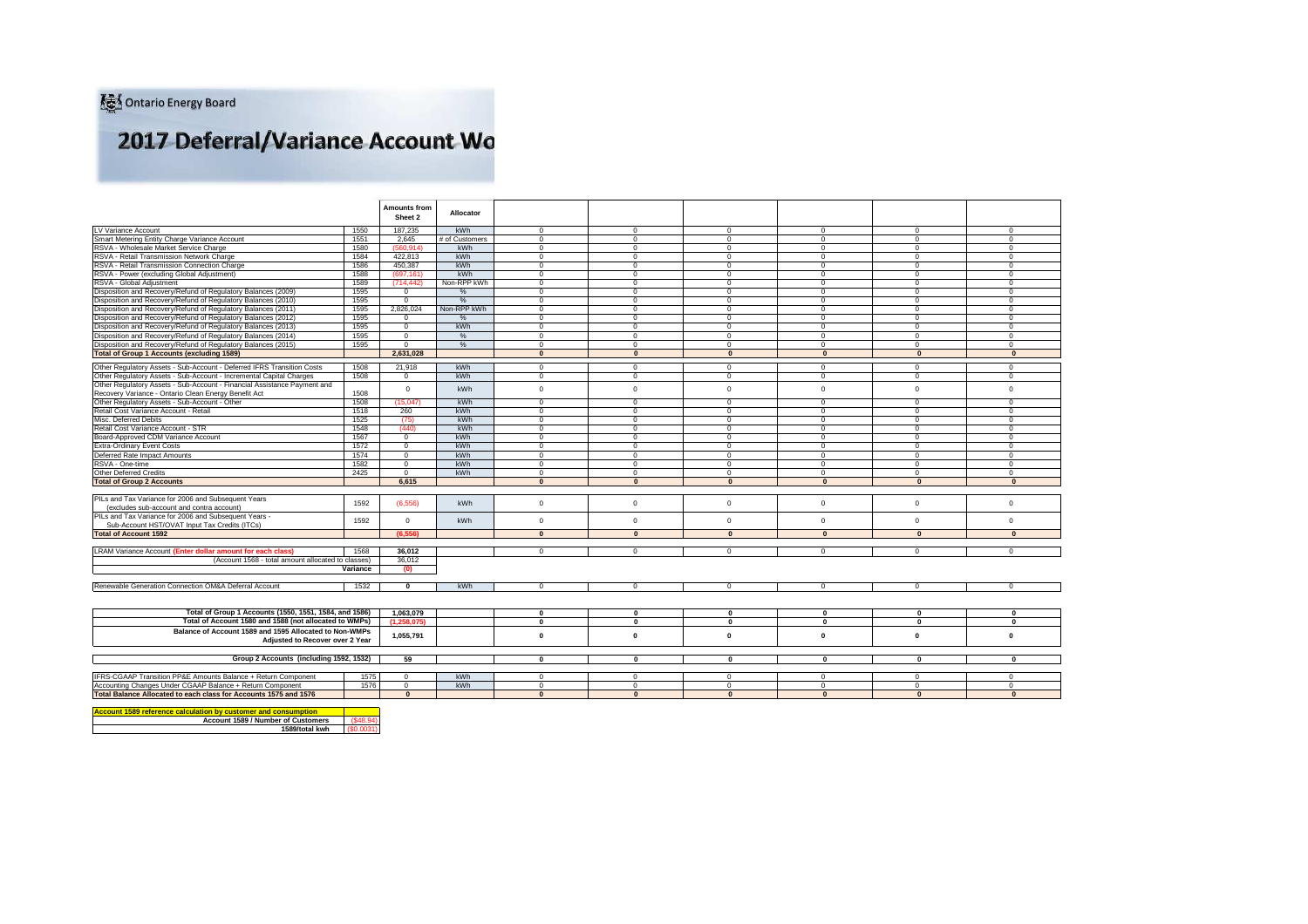Ontario Energy Board

# 2017 Deferral/Variance Account Wo

| | | Amounts from Sheet 2 | Allocator | | | | | | |
|---|---|---|---|---|---|---|---|---|---|
| LV Variance Account | 1550 | 187,235 | kWh | 0 | 0 | 0 | 0 | 0 | 0 |
| Smart Metering Entity Charge Variance Account | 1551 | 2,645 | # of Customers | 0 | 0 | 0 | 0 | 0 | 0 |
| RSVA - Wholesale Market Service Charge | 1580 | (560,914) | kWh | 0 | 0 | 0 | 0 | 0 | 0 |
| RSVA - Retail Transmission Network Charge | 1584 | 422,813 | kWh | 0 | 0 | 0 | 0 | 0 | 0 |
| RSVA - Retail Transmission Connection Charge | 1586 | 450,387 | kWh | 0 | 0 | 0 | 0 | 0 | 0 |
| RSVA - Power (excluding Global Adjustment) | 1588 | (697,161) | kWh | 0 | 0 | 0 | 0 | 0 | 0 |
| RSVA - Global Adjustment | 1589 | (714,442) | Non-RPP kWh | 0 | 0 | 0 | 0 | 0 | 0 |
| Disposition and Recovery/Refund of Regulatory Balances (2009) | 1595 | 0 | % | 0 | 0 | 0 | 0 | 0 | 0 |
| Disposition and Recovery/Refund of Regulatory Balances (2010) | 1595 | 0 | % | 0 | 0 | 0 | 0 | 0 | 0 |
| Disposition and Recovery/Refund of Regulatory Balances (2011) | 1595 | 2,826,024 | Non-RPP kWh | 0 | 0 | 0 | 0 | 0 | 0 |
| Disposition and Recovery/Refund of Regulatory Balances (2012) | 1595 | 0 | % | 0 | 0 | 0 | 0 | 0 | 0 |
| Disposition and Recovery/Refund of Regulatory Balances (2013) | 1595 | 0 | kWh | 0 | 0 | 0 | 0 | 0 | 0 |
| Disposition and Recovery/Refund of Regulatory Balances (2014) | 1595 | 0 | % | 0 | 0 | 0 | 0 | 0 | 0 |
| Disposition and Recovery/Refund of Regulatory Balances (2015) | 1595 | 0 | % | 0 | 0 | 0 | 0 | 0 | 0 |
| **Total of Group 1 Accounts (excluding 1589)** | | **2,631,028** | | **0** | **0** | **0** | **0** | **0** | **0** |
| Other Regulatory Assets - Sub-Account - Deferred IFRS Transition Costs | 1508 | 21,918 | kWh | 0 | 0 | 0 | 0 | 0 | 0 |
| Other Regulatory Assets - Sub-Account - Incremental Capital Charges | 1508 | 0 | kWh | 0 | 0 | 0 | 0 | 0 | 0 |
| Other Regulatory Assets - Sub-Account - Financial Assistance Payment and Recovery Variance - Ontario Clean Energy Benefit Act | 1508 | 0 | kWh | 0 | 0 | 0 | 0 | 0 | 0 |
| Other Regulatory Assets - Sub-Account - Other | 1508 | (15,047) | kWh | 0 | 0 | 0 | 0 | 0 | 0 |
| Retail Cost Variance Account - Retail | 1518 | 260 | kWh | 0 | 0 | 0 | 0 | 0 | 0 |
| Misc. Deferred Debits | 1525 | (75) | kWh | 0 | 0 | 0 | 0 | 0 | 0 |
| Retail Cost Variance Account - STR | 1548 | (440) | kWh | 0 | 0 | 0 | 0 | 0 | 0 |
| Board-Approved CDM Variance Account | 1567 | 0 | kWh | 0 | 0 | 0 | 0 | 0 | 0 |
| Extra-Ordinary Event Costs | 1572 | 0 | kWh | 0 | 0 | 0 | 0 | 0 | 0 |
| Deferred Rate Impact Amounts | 1574 | 0 | kWh | 0 | 0 | 0 | 0 | 0 | 0 |
| RSVA - One-time | 1582 | 0 | kWh | 0 | 0 | 0 | 0 | 0 | 0 |
| Other Deferred Credits | 2425 | 0 | kWh | 0 | 0 | 0 | 0 | 0 | 0 |
| **Total of Group 2 Accounts** | | **6,615** | | **0** | **0** | **0** | **0** | **0** | **0** |
| PILs and Tax Variance for 2006 and Subsequent Years (excludes sub-account and contra account) | 1592 | (6,556) | kWh | 0 | 0 | 0 | 0 | 0 | 0 |
| PILs and Tax Variance for 2006 and Subsequent Years - Sub-Account HST/OVAT Input Tax Credits (ITCs) | 1592 | 0 | kWh | 0 | 0 | 0 | 0 | 0 | 0 |
| **Total of Account 1592** | | **(6,556)** | | **0** | **0** | **0** | **0** | **0** | **0** |
| LRAM Variance Account **(Enter dollar amount for each class)** | 1568 | **36,012** | | 0 | 0 | 0 | 0 | 0 | 0 |
| (Account 1568 - total amount allocated to classes) | | 36,012 | | | | | | | |
| | **Variance** | **(0)** | | | | | | | |
| Renewable Generation Connection OM&A Deferral Account | 1532 | **0** | kWh | 0 | 0 | 0 | 0 | 0 | 0 |
| **Total of Group 1 Accounts (1550, 1551, 1584, and 1586)** | | **1,063,079** | | **0** | **0** | **0** | **0** | **0** | **0** |
| **Total of Account 1580 and 1588 (not allocated to WMPs)** | | **(1,258,075)** | | **0** | **0** | **0** | **0** | **0** | **0** |
| **Balance of Account 1589 and 1595 Allocated to Non-WMPs Adjusted to Recover over 2 Year** | | **1,055,791** | | **0** | **0** | **0** | **0** | **0** | **0** |
| **Group 2 Accounts (including 1592, 1532)** | | **59** | | **0** | **0** | **0** | **0** | **0** | **0** |
| IFRS-CGAAP Transition PP&E Amounts Balance + Return Component | 1575 | 0 | kWh | 0 | 0 | 0 | 0 | 0 | 0 |
| Accounting Changes Under CGAAP Balance + Return Component | 1576 | 0 | kWh | 0 | 0 | 0 | 0 | 0 | 0 |
| **Total Balance Allocated to each class for Accounts 1575 and 1576** | | **0** | | **0** | **0** | **0** | **0** | **0** | **0** |

| **Account 1589 reference calculation by customer and consumption** | |
|---|---|
| **Account 1589 / Number of Customers** | ($48.94) |
| **1589/total kwh** | ($0.0031) |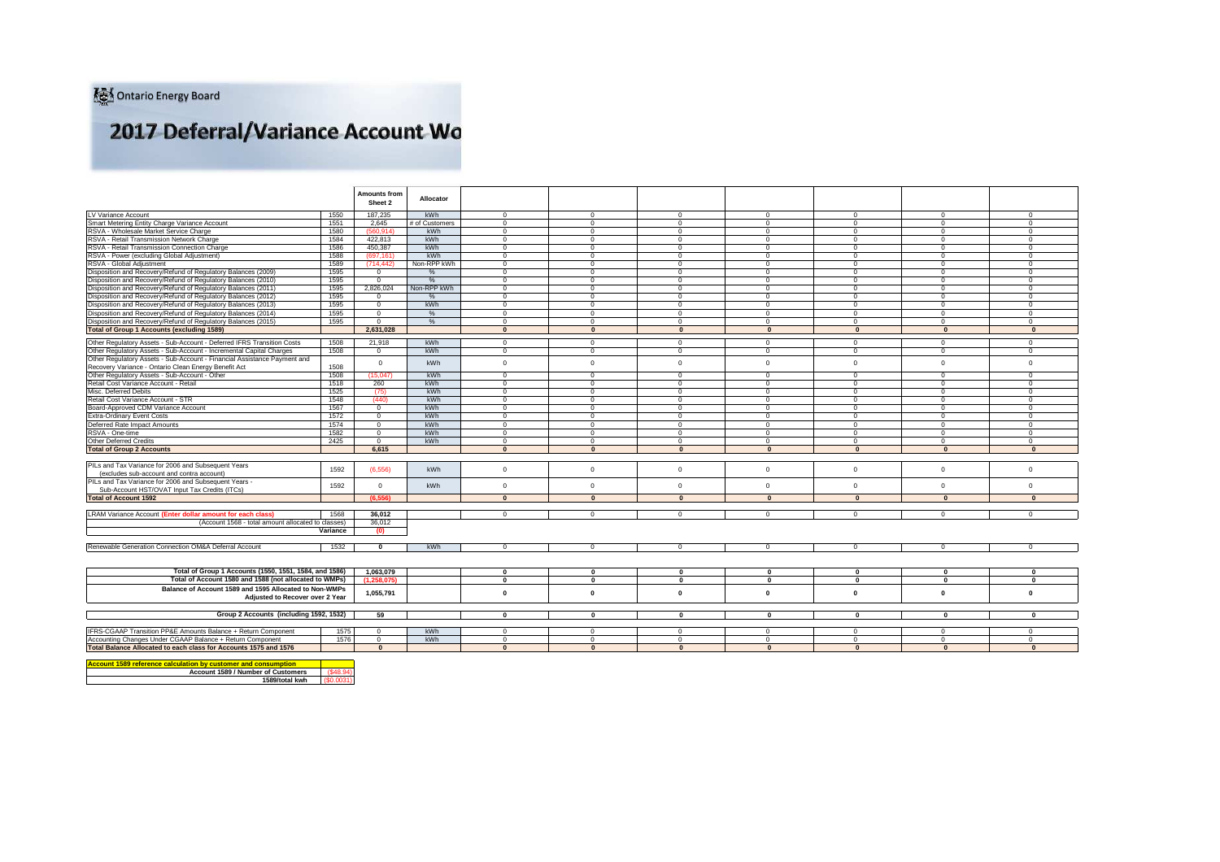Ontario Energy Board

# 2017 Deferral/Variance Account Wo

| | | Amounts from Sheet 2 | Allocator | | | | | | | |
|---|---|---|---|---|---|---|---|---|---|---|
| LV Variance Account | 1550 | 187,235 | kWh | 0 | 0 | 0 | 0 | 0 | 0 | 0 |
| Smart Metering Entity Charge Variance Account | 1551 | 2,645 | # of Customers | 0 | 0 | 0 | 0 | 0 | 0 | 0 |
| RSVA - Wholesale Market Service Charge | 1580 | (560,914) | kWh | 0 | 0 | 0 | 0 | 0 | 0 | 0 |
| RSVA - Retail Transmission Network Charge | 1584 | 422,813 | kWh | 0 | 0 | 0 | 0 | 0 | 0 | 0 |
| RSVA - Retail Transmission Connection Charge | 1586 | 450,387 | kWh | 0 | 0 | 0 | 0 | 0 | 0 | 0 |
| RSVA - Power (excluding Global Adjustment) | 1588 | (697,161) | kWh | 0 | 0 | 0 | 0 | 0 | 0 | 0 |
| RSVA - Global Adjustment | 1589 | (714,442) | Non-RPP kWh | 0 | 0 | 0 | 0 | 0 | 0 | 0 |
| Disposition and Recovery/Refund of Regulatory Balances (2009) | 1595 | 0 | % | 0 | 0 | 0 | 0 | 0 | 0 | 0 |
| Disposition and Recovery/Refund of Regulatory Balances (2010) | 1595 | 0 | % | 0 | 0 | 0 | 0 | 0 | 0 | 0 |
| Disposition and Recovery/Refund of Regulatory Balances (2011) | 1595 | 2,826,024 | Non-RPP kWh | 0 | 0 | 0 | 0 | 0 | 0 | 0 |
| Disposition and Recovery/Refund of Regulatory Balances (2012) | 1595 | 0 | % | 0 | 0 | 0 | 0 | 0 | 0 | 0 |
| Disposition and Recovery/Refund of Regulatory Balances (2013) | 1595 | 0 | kWh | 0 | 0 | 0 | 0 | 0 | 0 | 0 |
| Disposition and Recovery/Refund of Regulatory Balances (2014) | 1595 | 0 | % | 0 | 0 | 0 | 0 | 0 | 0 | 0 |
| Disposition and Recovery/Refund of Regulatory Balances (2015) | 1595 | 0 | % | 0 | 0 | 0 | 0 | 0 | 0 | 0 |
| **Total of Group 1 Accounts (excluding 1589)** | | **2,631,028** | | **0** | **0** | **0** | **0** | **0** | **0** | **0** |
| Other Regulatory Assets - Sub-Account - Deferred IFRS Transition Costs | 1508 | 21,918 | kWh | 0 | 0 | 0 | 0 | 0 | 0 | 0 |
| Other Regulatory Assets - Sub-Account - Incremental Capital Charges | 1508 | 0 | kWh | 0 | 0 | 0 | 0 | 0 | 0 | 0 |
| Other Regulatory Assets - Sub-Account - Financial Assistance Payment and Recovery Variance - Ontario Clean Energy Benefit Act | 1508 | 0 | kWh | 0 | 0 | 0 | 0 | 0 | 0 | 0 |
| Other Regulatory Assets - Sub-Account - Other | 1508 | (15,047) | kWh | 0 | 0 | 0 | 0 | 0 | 0 | 0 |
| Retail Cost Variance Account - Retail | 1518 | 260 | kWh | 0 | 0 | 0 | 0 | 0 | 0 | 0 |
| Misc. Deferred Debits | 1525 | (75) | kWh | 0 | 0 | 0 | 0 | 0 | 0 | 0 |
| Retail Cost Variance Account - STR | 1548 | (440) | kWh | 0 | 0 | 0 | 0 | 0 | 0 | 0 |
| Board-Approved CDM Variance Account | 1567 | 0 | kWh | 0 | 0 | 0 | 0 | 0 | 0 | 0 |
| Extra-Ordinary Event Costs | 1572 | 0 | kWh | 0 | 0 | 0 | 0 | 0 | 0 | 0 |
| Deferred Rate Impact Amounts | 1574 | 0 | kWh | 0 | 0 | 0 | 0 | 0 | 0 | 0 |
| RSVA - One-time | 1582 | 0 | kWh | 0 | 0 | 0 | 0 | 0 | 0 | 0 |
| Other Deferred Credits | 2425 | 0 | kWh | 0 | 0 | 0 | 0 | 0 | 0 | 0 |
| **Total of Group 2 Accounts** | | **6,615** | | **0** | **0** | **0** | **0** | **0** | **0** | **0** |
| PILs and Tax Variance for 2006 and Subsequent Years (excludes sub-account and contra account) | 1592 | (6,556) | kWh | 0 | 0 | 0 | 0 | 0 | 0 | 0 |
| PILs and Tax Variance for 2006 and Subsequent Years - Sub-Account HST/OVAT Input Tax Credits (ITCs) | 1592 | 0 | kWh | 0 | 0 | 0 | 0 | 0 | 0 | 0 |
| **Total of Account 1592** | | **(6,556)** | | **0** | **0** | **0** | **0** | **0** | **0** | **0** |
| LRAM Variance Account **(Enter dollar amount for each class)** | 1568 | **36,012** | | 0 | 0 | 0 | 0 | 0 | 0 | 0 |
| (Account 1568 - total amount allocated to classes) | | 36,012 | | | | | | | | |
| | **Variance** | **(0)** | | | | | | | | |
| Renewable Generation Connection OM&A Deferral Account | 1532 | **0** | kWh | 0 | 0 | 0 | 0 | 0 | 0 | 0 |
| **Total of Group 1 Accounts (1550, 1551, 1584, and 1586)** | | **1,063,079** | | **0** | **0** | **0** | **0** | **0** | **0** | **0** |
| **Total of Account 1580 and 1588 (not allocated to WMPs)** | | **(1,258,075)** | | **0** | **0** | **0** | **0** | **0** | **0** | **0** |
| **Balance of Account 1589 and 1595 Allocated to Non-WMPs Adjusted to Recover over 2 Year** | | **1,055,791** | | **0** | **0** | **0** | **0** | **0** | **0** | **0** |
| **Group 2 Accounts (including 1592, 1532)** | | **59** | | **0** | **0** | **0** | **0** | **0** | **0** | **0** |
| IFRS-CGAAP Transition PP&E Amounts Balance + Return Component | 1575 | 0 | kWh | 0 | 0 | 0 | 0 | 0 | 0 | 0 |
| Accounting Changes Under CGAAP Balance + Return Component | 1576 | 0 | kWh | 0 | 0 | 0 | 0 | 0 | 0 | 0 |
| **Total Balance Allocated to each class for Accounts 1575 and 1576** | | **0** | | **0** | **0** | **0** | **0** | **0** | **0** | **0** |

| **Account 1589 reference calculation by customer and consumption** | |
|---|---|
| **Account 1589 / Number of Customers** | ($48.94) |
| **1589/total kwh** | ($0.0031) |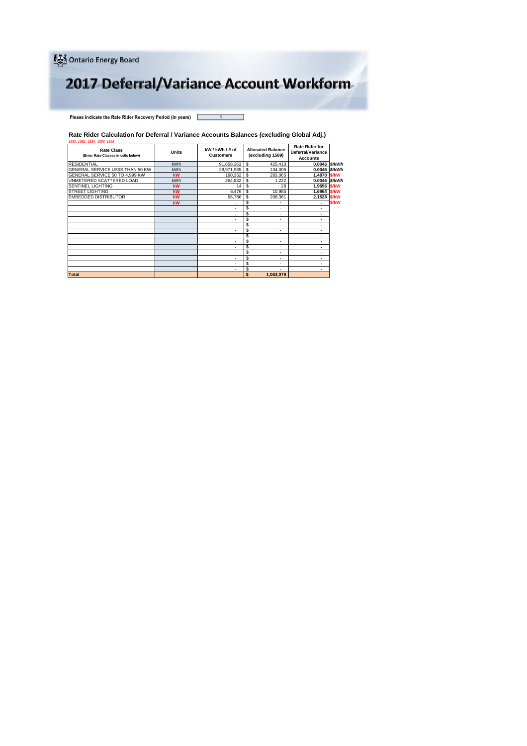Ontario Energy Board

# 2017 Deferral/Variance Account Workform

**Please indicate the Rate Rider Recovery Period (in years)** 1

## Rate Rider Calculation for Deferral / Variance Accounts Balances (excluding Global Adj.)

*1550, 1551, 1584, 1586, 1595*

| Rate Class (Enter Rate Classes in cells below) | Units | kW / kWh / # of Customers | Allocated Balance (excluding 1589) | Rate Rider for Deferral/Variance Accounts | |
|---|---|---|---|---|---|
| RESIDENTIAL | kWh | 91,658,363 | $ 425,413 | 0.0046 | $/kWh |
| GENERAL SERVICE LESS THAN 50 KW | kWh | 28,971,935 | $ 134,006 | 0.0046 | $/kWh |
| GENERAL SERVICE 50 TO 4,999 KW | kW | 190,362 | $ 283,065 | 1.4870 | $/kW |
| UNMETERED SCATTERED LOAD | kWh | 264,832 | $ 1,222 | 0.0046 | $/kWh |
| SENTINEL LIGHTING | kW | 14 | $ 28 | 1.9656 | $/kW |
| STREET LIGHTING | kW | 6,476 | $ 10,985 | 1.6964 | $/kW |
| EMBEDDED DISTRIBUTOR | kW | 96,786 | $ 208,361 | 2.1528 | $/kW |
| | kW | - | $ - | - | $/kW |
| | | - | $ - | - | |
| | | - | $ - | - | |
| | | - | $ - | - | |
| | | - | $ - | - | |
| | | - | $ - | - | |
| | | - | $ - | - | |
| | | - | $ - | - | |
| | | - | $ - | - | |
| | | - | $ - | - | |
| | | - | $ - | - | |
| | | - | $ - | - | |
| | | - | $ - | - | |
| **Total** | | | **$ 1,063,079** | | |